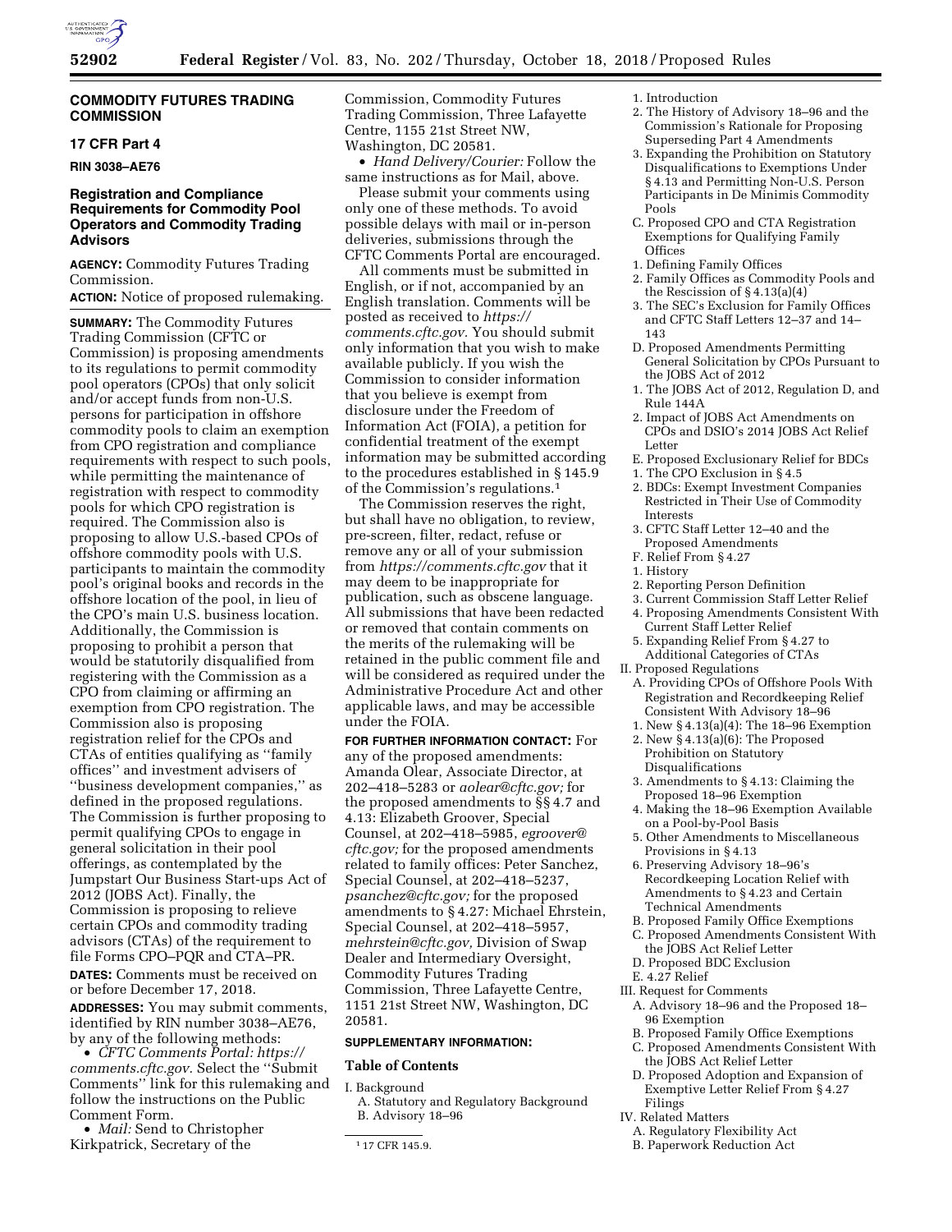## COMMODITY FUTURES TRADING COMMISSION

### 17 CFR Part 4

**RIN 3038–AE76**

### Registration and Compliance Requirements for Commodity Pool Operators and Commodity Trading Advisors

**AGENCY:** Commodity Futures Trading Commission.

**ACTION:** Notice of proposed rulemaking.

**SUMMARY:** The Commodity Futures Trading Commission (CFTC or Commission) is proposing amendments to its regulations to permit commodity pool operators (CPOs) that only solicit and/or accept funds from non-U.S. persons for participation in offshore commodity pools to claim an exemption from CPO registration and compliance requirements with respect to such pools, while permitting the maintenance of registration with respect to commodity pools for which CPO registration is required. The Commission also is proposing to allow U.S.-based CPOs of offshore commodity pools with U.S. participants to maintain the commodity pool's original books and records in the offshore location of the pool, in lieu of the CPO's main U.S. business location. Additionally, the Commission is proposing to prohibit a person that would be statutorily disqualified from registering with the Commission as a CPO from claiming or affirming an exemption from CPO registration. The Commission also is proposing registration relief for the CPOs and CTAs of entities qualifying as ''family offices'' and investment advisers of ''business development companies,'' as defined in the proposed regulations. The Commission is further proposing to permit qualifying CPOs to engage in general solicitation in their pool offerings, as contemplated by the Jumpstart Our Business Start-ups Act of 2012 (JOBS Act). Finally, the Commission is proposing to relieve certain CPOs and commodity trading advisors (CTAs) of the requirement to file Forms CPO–PQR and CTA–PR.

**DATES:** Comments must be received on or before December 17, 2018.

**ADDRESSES:** You may submit comments, identified by RIN number 3038–AE76, by any of the following methods:

- *CFTC Comments Portal: https://comments.cftc.gov.* Select the ''Submit Comments'' link for this rulemaking and follow the instructions on the Public Comment Form.
- *Mail:* Send to Christopher Kirkpatrick, Secretary of the Commission, Commodity Futures Trading Commission, Three Lafayette Centre, 1155 21st Street NW, Washington, DC 20581.
- *Hand Delivery/Courier:* Follow the same instructions as for Mail, above.

Please submit your comments using only one of these methods. To avoid possible delays with mail or in-person deliveries, submissions through the CFTC Comments Portal are encouraged.

All comments must be submitted in English, or if not, accompanied by an English translation. Comments will be posted as received to *https://comments.cftc.gov.* You should submit only information that you wish to make available publicly. If you wish the Commission to consider information that you believe is exempt from disclosure under the Freedom of Information Act (FOIA), a petition for confidential treatment of the exempt information may be submitted according to the procedures established in § 145.9 of the Commission's regulations.[1]

The Commission reserves the right, but shall have no obligation, to review, pre-screen, filter, redact, refuse or remove any or all of your submission from *https://comments.cftc.gov* that it may deem to be inappropriate for publication, such as obscene language. All submissions that have been redacted or removed that contain comments on the merits of the rulemaking will be retained in the public comment file and will be considered as required under the Administrative Procedure Act and other applicable laws, and may be accessible under the FOIA.

**FOR FURTHER INFORMATION CONTACT:** For any of the proposed amendments: Amanda Olear, Associate Director, at 202–418–5283 or *aolear@cftc.gov;* for the proposed amendments to §§ 4.7 and 4.13: Elizabeth Groover, Special Counsel, at 202–418–5985, *egroover@cftc.gov;* for the proposed amendments related to family offices: Peter Sanchez, Special Counsel, at 202–418–5237, *psanchez@cftc.gov;* for the proposed amendments to § 4.27: Michael Ehrstein, Special Counsel, at 202–418–5957, *mehrstein@cftc.gov,* Division of Swap Dealer and Intermediary Oversight, Commodity Futures Trading Commission, Three Lafayette Centre, 1151 21st Street NW, Washington, DC 20581.

**SUPPLEMENTARY INFORMATION:**

### Table of Contents

I. Background
  A. Statutory and Regulatory Background
  B. Advisory 18–96
    1. Introduction
    2. The History of Advisory 18–96 and the Commission's Rationale for Proposing Superseding Part 4 Amendments
    3. Expanding the Prohibition on Statutory Disqualifications to Exemptions Under § 4.13 and Permitting Non-U.S. Person Participants in De Minimis Commodity Pools
  C. Proposed CPO and CTA Registration Exemptions for Qualifying Family Offices
    1. Defining Family Offices
    2. Family Offices as Commodity Pools and the Rescission of § 4.13(a)(4)
    3. The SEC's Exclusion for Family Offices and CFTC Staff Letters 12–37 and 14–143
  D. Proposed Amendments Permitting General Solicitation by CPOs Pursuant to the JOBS Act of 2012
    1. The JOBS Act of 2012, Regulation D, and Rule 144A
    2. Impact of JOBS Act Amendments on CPOs and DSIO's 2014 JOBS Act Relief Letter
  E. Proposed Exclusionary Relief for BDCs
    1. The CPO Exclusion in § 4.5
    2. BDCs: Exempt Investment Companies Restricted in Their Use of Commodity Interests
    3. CFTC Staff Letter 12–40 and the Proposed Amendments
  F. Relief From § 4.27
    1. History
    2. Reporting Person Definition
    3. Current Commission Staff Letter Relief
    4. Proposing Amendments Consistent With Current Staff Letter Relief
    5. Expanding Relief From § 4.27 to Additional Categories of CTAs
II. Proposed Regulations
  A. Providing CPOs of Offshore Pools With Registration and Recordkeeping Relief Consistent With Advisory 18–96
    1. New § 4.13(a)(4): The 18–96 Exemption
    2. New § 4.13(a)(6): The Proposed Prohibition on Statutory Disqualifications
    3. Amendments to § 4.13: Claiming the Proposed 18–96 Exemption
    4. Making the 18–96 Exemption Available on a Pool-by-Pool Basis
    5. Other Amendments to Miscellaneous Provisions in § 4.13
    6. Preserving Advisory 18–96's Recordkeeping Location Relief with Amendments to § 4.23 and Certain Technical Amendments
  B. Proposed Family Office Exemptions
  C. Proposed Amendments Consistent With the JOBS Act Relief Letter
  D. Proposed BDC Exclusion
  E. 4.27 Relief
III. Request for Comments
  A. Advisory 18–96 and the Proposed 18–96 Exemption
  B. Proposed Family Office Exemptions
  C. Proposed Amendments Consistent With the JOBS Act Relief Letter
  D. Proposed Adoption and Expansion of Exemptive Letter Relief From § 4.27 Filings
IV. Related Matters
  A. Regulatory Flexibility Act
  B. Paperwork Reduction Act

[1] 17 CFR 145.9.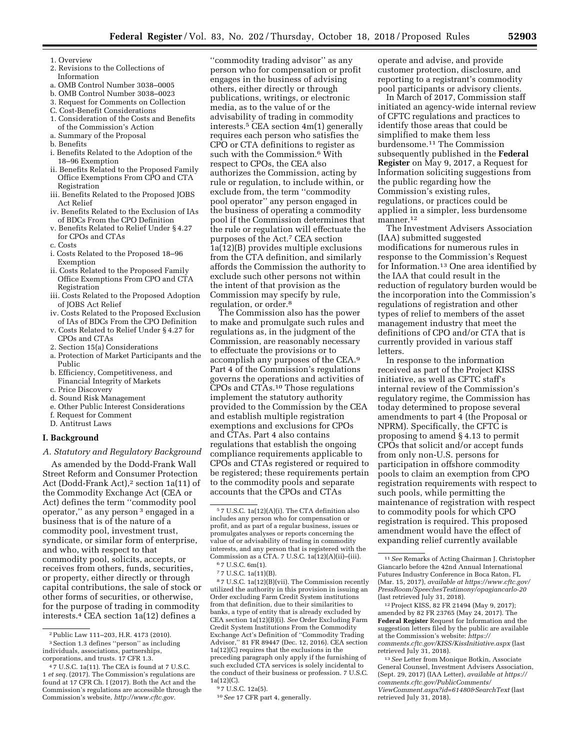1. Overview
2. Revisions to the Collections of Information
   a. OMB Control Number 3038–0005
   b. OMB Control Number 3038–0023
3. Request for Comments on Collection

C. Cost-Benefit Considerations

1. Consideration of the Costs and Benefits of the Commission's Action
   a. Summary of the Proposal
   b. Benefits
      i. Benefits Related to the Adoption of the 18–96 Exemption
      ii. Benefits Related to the Proposed Family Office Exemptions From CPO and CTA Registration
      iii. Benefits Related to the Proposed JOBS Act Relief
      iv. Benefits Related to the Exclusion of IAs of BDCs From the CPO Definition
      v. Benefits Related to Relief Under § 4.27 for CPOs and CTAs
   c. Costs
      i. Costs Related to the Proposed 18–96 Exemption
      ii. Costs Related to the Proposed Family Office Exemptions From CPO and CTA Registration
      iii. Costs Related to the Proposed Adoption of JOBS Act Relief
      iv. Costs Related to the Proposed Exclusion of IAs of BDCs From the CPO Definition
      v. Costs Related to Relief Under § 4.27 for CPOs and CTAs
2. Section 15(a) Considerations
   a. Protection of Market Participants and the Public
   b. Efficiency, Competitiveness, and Financial Integrity of Markets
   c. Price Discovery
   d. Sound Risk Management
   e. Other Public Interest Considerations
   f. Request for Comment

D. Antitrust Laws

## I. Background

### A. Statutory and Regulatory Background

As amended by the Dodd-Frank Wall Street Reform and Consumer Protection Act (Dodd-Frank Act),[2] section 1a(11) of the Commodity Exchange Act (CEA or Act) defines the term ''commodity pool operator,'' as any person[3] engaged in a business that is of the nature of a commodity pool, investment trust, syndicate, or similar form of enterprise, and who, with respect to that commodity pool, solicits, accepts, or receives from others, funds, securities, or property, either directly or through capital contributions, the sale of stock or other forms of securities, or otherwise, for the purpose of trading in commodity interests.[4] CEA section 1a(12) defines a ''commodity trading advisor'' as any person who for compensation or profit engages in the business of advising others, either directly or through publications, writings, or electronic media, as to the value of or the advisability of trading in commodity interests.[5] CEA section 4m(1) generally requires each person who satisfies the CPO or CTA definitions to register as such with the Commission.[6] With respect to CPOs, the CEA also authorizes the Commission, acting by rule or regulation, to include within, or exclude from, the term ''commodity pool operator'' any person engaged in the business of operating a commodity pool if the Commission determines that the rule or regulation will effectuate the purposes of the Act.[7] CEA section 1a(12)(B) provides multiple exclusions from the CTA definition, and similarly affords the Commission the authority to exclude such other persons not within the intent of that provision as the Commission may specify by rule, regulation, or order.[8]

The Commission also has the power to make and promulgate such rules and regulations as, in the judgment of the Commission, are reasonably necessary to effectuate the provisions or to accomplish any purposes of the CEA.[9] Part 4 of the Commission's regulations governs the operations and activities of CPOs and CTAs.[10] Those regulations implement the statutory authority provided to the Commission by the CEA and establish multiple registration exemptions and exclusions for CPOs and CTAs. Part 4 also contains regulations that establish the ongoing compliance requirements applicable to CPOs and CTAs registered or required to be registered; these requirements pertain to the commodity pools and separate accounts that the CPOs and CTAs operate and advise, and provide customer protection, disclosure, and reporting to a registrant's commodity pool participants and advisory clients.

In March of 2017, Commission staff initiated an agency-wide internal review of CFTC regulations and practices to identify those areas that could be simplified to make them less burdensome.[11] The Commission subsequently published in the **Federal Register** on May 9, 2017, a Request for Information soliciting suggestions from the public regarding how the Commission's existing rules, regulations, or practices could be applied in a simpler, less burdensome manner.[12]

The Investment Advisers Association (IAA) submitted suggested modifications for numerous rules in response to the Commission's Request for Information.[13] One area identified by the IAA that could result in the reduction of regulatory burden would be the incorporation into the Commission's regulations of registration and other types of relief to members of the asset management industry that meet the definitions of CPO and/or CTA that is currently provided in various staff letters.

In response to the information received as part of the Project KISS initiative, as well as CFTC staff's internal review of the Commission's regulatory regime, the Commission has today determined to propose several amendments to part 4 (the Proposal or NPRM). Specifically, the CFTC is proposing to amend § 4.13 to permit CPOs that solicit and/or accept funds from only non-U.S. persons for participation in offshore commodity pools to claim an exemption from CPO registration requirements with respect to such pools, while permitting the maintenance of registration with respect to commodity pools for which CPO registration is required. This proposed amendment would have the effect of expanding relief currently available

---

[2] Public Law 111–203, H.R. 4173 (2010).

[3] Section 1.3 defines ''person'' as including individuals, associations, partnerships, corporations, and trusts. 17 CFR 1.3.

[4] 7 U.S.C. 1a(11). The CEA is found at 7 U.S.C. 1 *et seq.* (2017). The Commission's regulations are found at 17 CFR Ch. I (2017). Both the Act and the Commission's regulations are accessible through the Commission's website, *http://www.cftc.gov.*

[5] 7 U.S.C. 1a(12)(A)(i). The CTA definition also includes any person who for compensation or profit, and as part of a regular business, issues or promulgates analyses or reports concerning the value of or advisability of trading in commodity interests, and any person that is registered with the Commission as a CTA. 7 U.S.C. 1a(12)(A)(ii)–(iii).

[6] 7 U.S.C. 6m(1).

[7] 7 U.S.C. 1a(11)(B).

[8] 7 U.S.C. 1a(12)(B)(vii). The Commission recently utilized the authority in this provision in issuing an Order excluding Farm Credit System institutions from that definition, due to their similarities to banks, a type of entity that is already excluded by CEA section 1a(12)(B)(i). *See* Order Excluding Farm Credit System Institutions From the Commodity Exchange Act's Definition of ''Commodity Trading Advisor,'' 81 FR 89447 (Dec. 12, 2016). CEA section 1a(12)(C) requires that the exclusions in the preceding paragraph only apply if the furnishing of such excluded CTA services is solely incidental to the conduct of their business or profession. 7 U.S.C. 1a(12)(C).

[9] 7 U.S.C. 12a(5).

[10] *See* 17 CFR part 4, generally.

[11] *See* Remarks of Acting Chairman J. Christopher Giancarlo before the 42nd Annual International Futures Industry Conference in Boca Raton, FL (Mar. 15, 2017), *available at https://www.cftc.gov/PressRoom/SpeechesTestimony/opagiancarlo-20* (last retrieved July 31, 2018).

[12] Project KISS, 82 FR 21494 (May 9, 2017); amended by 82 FR 23765 (May 24, 2017). The **Federal Register** Request for Information and the suggestion letters filed by the public are available at the Commission's website: *https://comments.cftc.gov/KISS/KissInitiative.aspx* (last retrieved July 31, 2018).

[13] *See* Letter from Monique Botkin, Associate General Counsel, Investment Advisers Association, (Sept. 29, 2017) (IAA Letter), *available at https://comments.cftc.gov/PublicComments/ViewComment.aspx?id=61480&SearchText* (last retrieved July 31, 2018).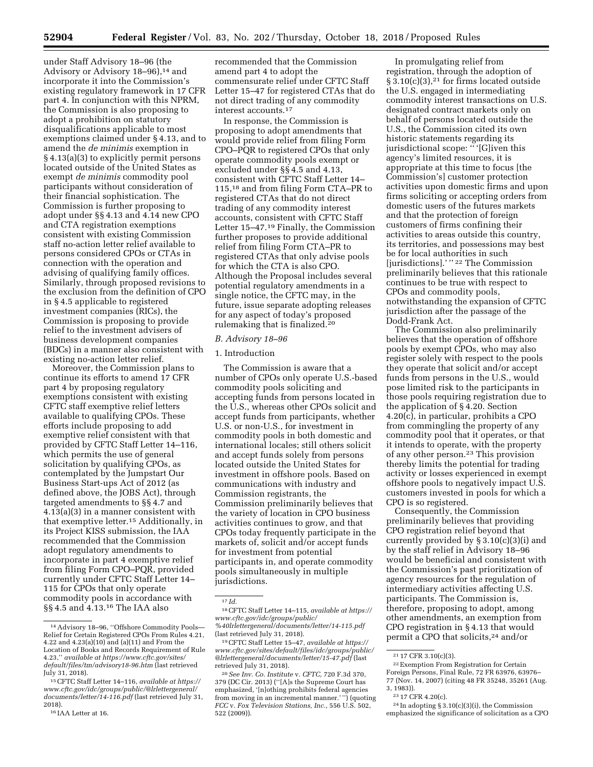under Staff Advisory 18–96 (the Advisory or Advisory 18–96),[14] and incorporate it into the Commission's existing regulatory framework in 17 CFR part 4. In conjunction with this NPRM, the Commission is also proposing to adopt a prohibition on statutory disqualifications applicable to most exemptions claimed under § 4.13, and to amend the *de minimis* exemption in § 4.13(a)(3) to explicitly permit persons located outside of the United States as exempt *de minimis* commodity pool participants without consideration of their financial sophistication. The Commission is further proposing to adopt under §§ 4.13 and 4.14 new CPO and CTA registration exemptions consistent with existing Commission staff no-action letter relief available to persons considered CPOs or CTAs in connection with the operation and advising of qualifying family offices. Similarly, through proposed revisions to the exclusion from the definition of CPO in § 4.5 applicable to registered investment companies (RICs), the Commission is proposing to provide relief to the investment advisers of business development companies (BDCs) in a manner also consistent with existing no-action letter relief.

Moreover, the Commission plans to continue its efforts to amend 17 CFR part 4 by proposing regulatory exemptions consistent with existing CFTC staff exemptive relief letters available to qualifying CPOs. These efforts include proposing to add exemptive relief consistent with that provided by CFTC Staff Letter 14–116, which permits the use of general solicitation by qualifying CPOs, as contemplated by the Jumpstart Our Business Start-ups Act of 2012 (as defined above, the JOBS Act), through targeted amendments to §§ 4.7 and 4.13(a)(3) in a manner consistent with that exemptive letter.[15] Additionally, in its Project KISS submission, the IAA recommended that the Commission adopt regulatory amendments to incorporate in part 4 exemptive relief from filing Form CPO–PQR, provided currently under CFTC Staff Letter 14–115 for CPOs that only operate commodity pools in accordance with §§ 4.5 and 4.13.[16] The IAA also recommended that the Commission amend part 4 to adopt the commensurate relief under CFTC Staff Letter 15–47 for registered CTAs that do not direct trading of any commodity interest accounts.[17]

In response, the Commission is proposing to adopt amendments that would provide relief from filing Form CPO–PQR to registered CPOs that only operate commodity pools exempt or excluded under §§ 4.5 and 4.13, consistent with CFTC Staff Letter 14–115,[18] and from filing Form CTA–PR to registered CTAs that do not direct trading of any commodity interest accounts, consistent with CFTC Staff Letter 15–47.[19] Finally, the Commission further proposes to provide additional relief from filing Form CTA–PR to registered CTAs that only advise pools for which the CTA is also CPO. Although the Proposal includes several potential regulatory amendments in a single notice, the CFTC may, in the future, issue separate adopting releases for any aspect of today's proposed rulemaking that is finalized.[20]

### B. Advisory 18–96

#### 1. Introduction

The Commission is aware that a number of CPOs only operate U.S.-based commodity pools soliciting and accepting funds from persons located in the U.S., whereas other CPOs solicit and accept funds from participants, whether U.S. or non-U.S., for investment in commodity pools in both domestic and international locales; still others solicit and accept funds solely from persons located outside the United States for investment in offshore pools. Based on communications with industry and Commission registrants, the Commission preliminarily believes that the variety of location in CPO business activities continues to grow, and that CPOs today frequently participate in the markets of, solicit and/or accept funds for investment from potential participants in, and operate commodity pools simultaneously in multiple jurisdictions.

In promulgating relief from registration, through the adoption of § 3.10(c)(3),[21] for firms located outside the U.S. engaged in intermediating commodity interest transactions on U.S. designated contract markets only on behalf of persons located outside the U.S., the Commission cited its own historic statements regarding its jurisdictional scope: " '[G]iven this agency's limited resources, it is appropriate at this time to focus [the Commission's] customer protection activities upon domestic firms and upon firms soliciting or accepting orders from domestic users of the futures markets and that the protection of foreign customers of firms confining their activities to areas outside this country, its territories, and possessions may best be for local authorities in such [jurisdictions].' "[22] The Commission preliminarily believes that this rationale continues to be true with respect to CPOs and commodity pools, notwithstanding the expansion of CFTC jurisdiction after the passage of the Dodd-Frank Act.

The Commission also preliminarily believes that the operation of offshore pools by exempt CPOs, who may also register solely with respect to the pools they operate that solicit and/or accept funds from persons in the U.S., would pose limited risk to the participants in those pools requiring registration due to the application of § 4.20. Section 4.20(c), in particular, prohibits a CPO from commingling the property of any commodity pool that it operates, or that it intends to operate, with the property of any other person.[23] This provision thereby limits the potential for trading activity or losses experienced in exempt offshore pools to negatively impact U.S. customers invested in pools for which a CPO is so registered.

Consequently, the Commission preliminarily believes that providing CPO registration relief beyond that currently provided by § 3.10(c)(3)(i) and by the staff relief in Advisory 18–96 would be beneficial and consistent with the Commission's past prioritization of agency resources for the regulation of intermediary activities affecting U.S. participants. The Commission is, therefore, proposing to adopt, among other amendments, an exemption from CPO registration in § 4.13 that would permit a CPO that solicits,[24] and/or

---

[14] Advisory 18–96, "Offshore Commodity Pools—Relief for Certain Registered CPOs From Rules 4.21, 4.22 and 4.23(a)(10) and (a)(11) and From the Location of Books and Records Requirement of Rule 4.23," *available at https://www.cftc.gov/sites/default/files/tm/advisory18-96.htm* (last retrieved July 31, 2018).

[15] CFTC Staff Letter 14–116, *available at https://www.cftc.gov/idc/groups/public/@lrlettergeneral/documents/letter/14-116.pdf* (last retrieved July 31, 2018).

[16] IAA Letter at 16.

[17] *Id.*

[18] CFTC Staff Letter 14–115, *available at https://www.cftc.gov/idc/groups/public/%40lrlettergeneral/documents/letter/14-115.pdf* (last retrieved July 31, 2018).

[19] CFTC Staff Letter 15–47, *available at https://www.cftc.gov/sites/default/files/idc/groups/public/@lrlettergeneral/documents/letter/15-47.pdf* (last retrieved July 31, 2018).

[20] *See Inv. Co. Institute* v. *CFTC,* 720 F.3d 370, 379 (DC Cir. 2013) ("[A]s the Supreme Court has emphasized, '[n]othing prohibits federal agencies from moving in an incremental manner.' ") (quoting *FCC* v. *Fox Television Stations, Inc.,* 556 U.S. 502, 522 (2009)).

[21] 17 CFR 3.10(c)(3).

[22] Exemption From Registration for Certain Foreign Persons, Final Rule, 72 FR 63976, 63976–77 (Nov. 14, 2007) (citing 48 FR 35248, 35261 (Aug. 3, 1983)).

[23] 17 CFR 4.20(c).

[24] In adopting § 3.10(c)(3)(i), the Commission emphasized the significance of solicitation as a CPO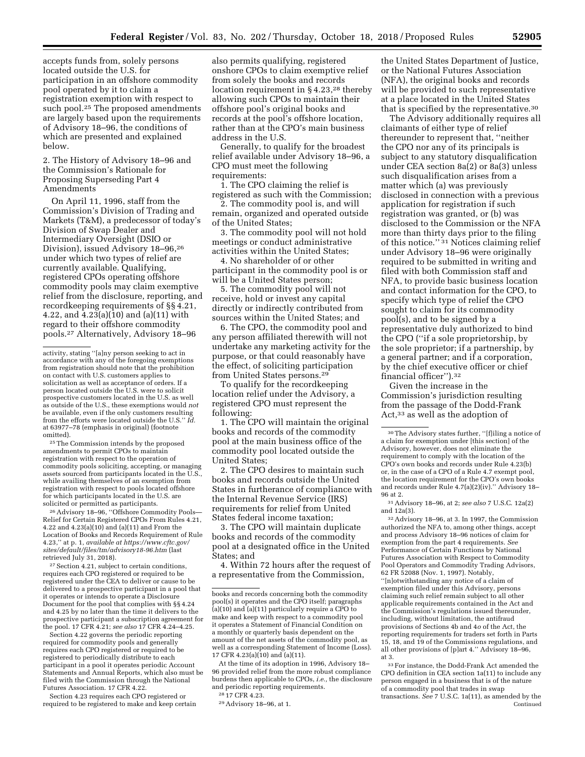accepts funds from, solely persons located outside the U.S. for participation in an offshore commodity pool operated by it to claim a registration exemption with respect to such pool.[25] The proposed amendments are largely based upon the requirements of Advisory 18–96, the conditions of which are presented and explained below.

2. The History of Advisory 18–96 and the Commission's Rationale for Proposing Superseding Part 4 Amendments

On April 11, 1996, staff from the Commission's Division of Trading and Markets (T&M), a predecessor of today's Division of Swap Dealer and Intermediary Oversight (DSIO or Division), issued Advisory 18–96,[26] under which two types of relief are currently available. Qualifying, registered CPOs operating offshore commodity pools may claim exemptive relief from the disclosure, reporting, and recordkeeping requirements of §§ 4.21, 4.22, and 4.23(a)(10) and (a)(11) with regard to their offshore commodity pools.[27] Alternatively, Advisory 18–96 also permits qualifying, registered onshore CPOs to claim exemptive relief from solely the books and records location requirement in § 4.23,[28] thereby allowing such CPOs to maintain their offshore pool's original books and records at the pool's offshore location, rather than at the CPO's main business address in the U.S.

Generally, to qualify for the broadest relief available under Advisory 18–96, a CPO must meet the following requirements:

1. The CPO claiming the relief is registered as such with the Commission;
2. The commodity pool is, and will remain, organized and operated outside of the United States;
3. The commodity pool will not hold meetings or conduct administrative activities within the United States;
4. No shareholder of or other participant in the commodity pool is or will be a United States person;
5. The commodity pool will not receive, hold or invest any capital directly or indirectly contributed from sources within the United States; and
6. The CPO, the commodity pool and any person affiliated therewith will not undertake any marketing activity for the purpose, or that could reasonably have the effect, of soliciting participation from United States persons.[29]

To qualify for the recordkeeping location relief under the Advisory, a registered CPO must represent the following:

1. The CPO will maintain the original books and records of the commodity pool at the main business office of the commodity pool located outside the United States;
2. The CPO desires to maintain such books and records outside the United States in furtherance of compliance with the Internal Revenue Service (IRS) requirements for relief from United States federal income taxation;
3. The CPO will maintain duplicate books and records of the commodity pool at a designated office in the United States; and
4. Within 72 hours after the request of a representative from the Commission, the United States Department of Justice, or the National Futures Association (NFA), the original books and records will be provided to such representative at a place located in the United States that is specified by the representative.[30]

The Advisory additionally requires all claimants of either type of relief thereunder to represent that, "neither the CPO nor any of its principals is subject to any statutory disqualification under CEA section 8a(2) or 8a(3) unless such disqualification arises from a matter which (a) was previously disclosed in connection with a previous application for registration if such registration was granted, or (b) was disclosed to the Commission or the NFA more than thirty days prior to the filing of this notice." [31] Notices claiming relief under Advisory 18–96 were originally required to be submitted in writing and filed with both Commission staff and NFA, to provide basic business location and contact information for the CPO, to specify which type of relief the CPO sought to claim for its commodity pool(s), and to be signed by a representative duly authorized to bind the CPO ("if a sole proprietorship, by the sole proprietor; if a partnership, by a general partner; and if a corporation, by the chief executive officer or chief financial officer").[32]

Given the increase in the Commission's jurisdiction resulting from the passage of the Dodd-Frank Act,[33] as well as the adoption of

---

activity, stating "[a]ny person seeking to act in accordance with any of the foregoing exemptions from registration should note that the prohibition on contact with U.S. customers applies to solicitation as well as acceptance of orders. If a person located outside the U.S. were to solicit prospective customers located in the U.S. as well as outside of the U.S., these exemptions would *not* be available, even if the only customers resulting from the efforts were located outside the U.S." *Id.* at 63977–78 (emphasis in original) (footnote omitted).

[25] The Commission intends by the proposed amendments to permit CPOs to maintain registration with respect to the operation of commodity pools soliciting, accepting, or managing assets sourced from participants located in the U.S., while availing themselves of an exemption from registration with respect to pools located offshore for which participants located in the U.S. are solicited or permitted as participants.

[26] Advisory 18–96, "Offshore Commodity Pools—Relief for Certain Registered CPOs From Rules 4.21, 4.22 and 4.23(a)(10) and (a)(11) and From the Location of Books and Records Requirement of Rule 4.23," at p. 1, *available at https://www.cftc.gov/sites/default/files/tm/advisory18-96.htm* (last retrieved July 31, 2018).

[27] Section 4.21, subject to certain conditions, requires each CPO registered or required to be registered under the CEA to deliver or cause to be delivered to a prospective participant in a pool that it operates or intends to operate a Disclosure Document for the pool that complies with §§ 4.24 and 4.25 by no later than the time it delivers to the prospective participant a subscription agreement for the pool. 17 CFR 4.21; *see also* 17 CFR 4.24–4.25.

Section 4.22 governs the periodic reporting required for commodity pools and generally requires each CPO registered or required to be registered to periodically distribute to each participant in a pool it operates periodic Account Statements and Annual Reports, which also must be filed with the Commission through the National Futures Association. 17 CFR 4.22.

Section 4.23 requires each CPO registered or required to be registered to make and keep certain books and records concerning both the commodity pool(s) it operates and the CPO itself; paragraphs (a)(10) and (a)(11) particularly require a CPO to make and keep with respect to a commodity pool it operates a Statement of Financial Condition on a monthly or quarterly basis dependent on the amount of the net assets of the commodity pool, as well as a corresponding Statement of Income (Loss). 17 CFR 4.23(a)(10) and (a)(11).

At the time of its adoption in 1996, Advisory 18–96 provided relief from the more robust compliance burdens then applicable to CPOs, *i.e.,* the disclosure and periodic reporting requirements.

[28] 17 CFR 4.23.

[29] Advisory 18–96, at 1.

[30] The Advisory states further, "[f]iling a notice of a claim for exemption under [this section] of the Advisory, however, does not eliminate the requirement to comply with the location of the CPO's own books and records under Rule 4.23(b) or, in the case of a CPO of a Rule 4.7 exempt pool, the location requirement for the CPO's own books and records under Rule 4.7(a)(2)(iv)." Advisory 18–96 at 2.

[31] Advisory 18–96, at 2; *see also* 7 U.S.C. 12a(2) and 12a(3).

[32] Advisory 18–96, at 3. In 1997, the Commission authorized the NFA to, among other things, accept and process Advisory 18–96 notices of claim for exemption from the part 4 requirements. *See* Performance of Certain Functions by National Futures Association with Respect to Commodity Pool Operators and Commodity Trading Advisors, 62 FR 52088 (Nov. 1, 1997). Notably, "[n]otwithstanding any notice of a claim of exemption filed under this Advisory, persons claiming such relief remain subject to all other applicable requirements contained in the Act and the Commission's regulations issued thereunder, including, without limitation, the antifraud provisions of Sections 4b and 4*o* of the Act, the reporting requirements for traders set forth in Parts 15, 18, and 19 of the Commissions regulations, and all other provisions of [p]art 4." Advisory 18–96, at 3.

[33] For instance, the Dodd-Frank Act amended the CPO definition in CEA section 1a(11) to include any person engaged in a business that is of the nature of a commodity pool that trades in swap transactions. *See* 7 U.S.C. 1a(11), as amended by the Continued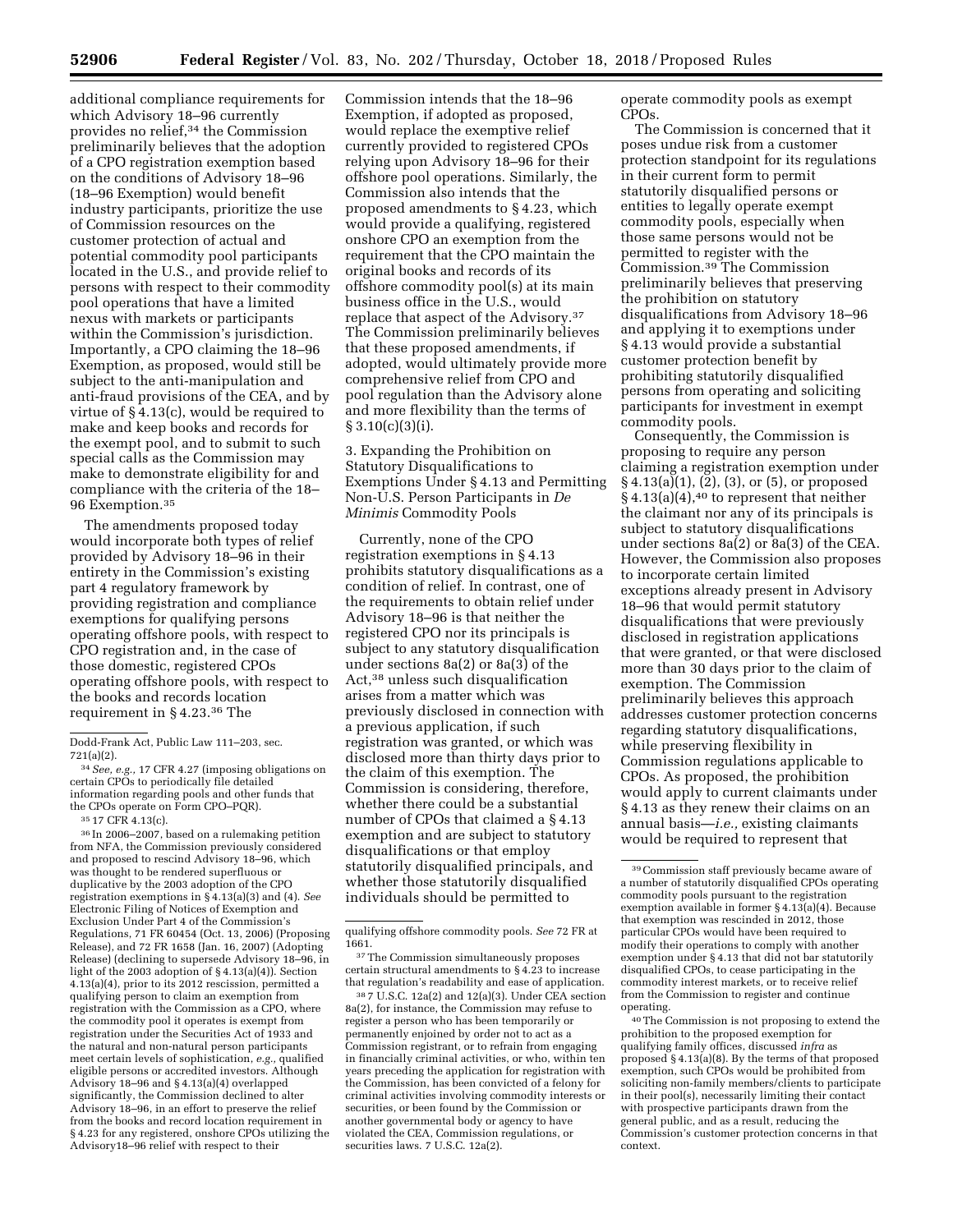additional compliance requirements for which Advisory 18–96 currently provides no relief,[34] the Commission preliminarily believes that the adoption of a CPO registration exemption based on the conditions of Advisory 18–96 (18–96 Exemption) would benefit industry participants, prioritize the use of Commission resources on the customer protection of actual and potential commodity pool participants located in the U.S., and provide relief to persons with respect to their commodity pool operations that have a limited nexus with markets or participants within the Commission's jurisdiction. Importantly, a CPO claiming the 18–96 Exemption, as proposed, would still be subject to the anti-manipulation and anti-fraud provisions of the CEA, and by virtue of § 4.13(c), would be required to make and keep books and records for the exempt pool, and to submit to such special calls as the Commission may make to demonstrate eligibility for and compliance with the criteria of the 18–96 Exemption.[35]

The amendments proposed today would incorporate both types of relief provided by Advisory 18–96 in their entirety in the Commission's existing part 4 regulatory framework by providing registration and compliance exemptions for qualifying persons operating offshore pools, with respect to CPO registration and, in the case of those domestic, registered CPOs operating offshore pools, with respect to the books and records location requirement in § 4.23.[36] The Commission intends that the 18–96 Exemption, if adopted as proposed, would replace the exemptive relief currently provided to registered CPOs relying upon Advisory 18–96 for their offshore pool operations. Similarly, the Commission also intends that the proposed amendments to § 4.23, which would provide a qualifying, registered onshore CPO an exemption from the requirement that the CPO maintain the original books and records of its offshore commodity pool(s) at its main business office in the U.S., would replace that aspect of the Advisory.[37] The Commission preliminarily believes that these proposed amendments, if adopted, would ultimately provide more comprehensive relief from CPO and pool regulation than the Advisory alone and more flexibility than the terms of § 3.10(c)(3)(i).

3. Expanding the Prohibition on Statutory Disqualifications to Exemptions Under § 4.13 and Permitting Non-U.S. Person Participants in *De Minimis* Commodity Pools

Currently, none of the CPO registration exemptions in § 4.13 prohibits statutory disqualifications as a condition of relief. In contrast, one of the requirements to obtain relief under Advisory 18–96 is that neither the registered CPO nor its principals is subject to any statutory disqualification under sections 8a(2) or 8a(3) of the Act,[38] unless such disqualification arises from a matter which was previously disclosed in connection with a previous application, if such registration was granted, or which was disclosed more than thirty days prior to the claim of this exemption. The Commission is considering, therefore, whether there could be a substantial number of CPOs that claimed a § 4.13 exemption and are subject to statutory disqualifications or that employ statutorily disqualified principals, and whether those statutorily disqualified individuals should be permitted to operate commodity pools as exempt CPOs.

The Commission is concerned that it poses undue risk from a customer protection standpoint for its regulations in their current form to permit statutorily disqualified persons or entities to legally operate exempt commodity pools, especially when those same persons would not be permitted to register with the Commission.[39] The Commission preliminarily believes that preserving the prohibition on statutory disqualifications from Advisory 18–96 and applying it to exemptions under § 4.13 would provide a substantial customer protection benefit by prohibiting statutorily disqualified persons from operating and soliciting participants for investment in exempt commodity pools.

Consequently, the Commission is proposing to require any person claiming a registration exemption under § 4.13(a)(1), (2), (3), or (5), or proposed § 4.13(a)(4),[40] to represent that neither the claimant nor any of its principals is subject to statutory disqualifications under sections 8a(2) or 8a(3) of the CEA. However, the Commission also proposes to incorporate certain limited exceptions already present in Advisory 18–96 that would permit statutory disqualifications that were previously disclosed in registration applications that were granted, or that were disclosed more than 30 days prior to the claim of exemption. The Commission preliminarily believes this approach addresses customer protection concerns regarding statutory disqualifications, while preserving flexibility in Commission regulations applicable to CPOs. As proposed, the prohibition would apply to current claimants under § 4.13 as they renew their claims on an annual basis—*i.e.,* existing claimants would be required to represent that

---

Dodd-Frank Act, Public Law 111–203, sec. 721(a)(2).

[34] *See, e.g.,* 17 CFR 4.27 (imposing obligations on certain CPOs to periodically file detailed information regarding pools and other funds that the CPOs operate on Form CPO–PQR).

[35] 17 CFR 4.13(c).

[36] In 2006–2007, based on a rulemaking petition from NFA, the Commission previously considered and proposed to rescind Advisory 18–96, which was thought to be rendered superfluous or duplicative by the 2003 adoption of the CPO registration exemptions in § 4.13(a)(3) and (4). *See* Electronic Filing of Notices of Exemption and Exclusion Under Part 4 of the Commission's Regulations, 71 FR 60454 (Oct. 13, 2006) (Proposing Release), and 72 FR 1658 (Jan. 16, 2007) (Adopting Release) (declining to supersede Advisory 18–96, in light of the 2003 adoption of § 4.13(a)(4)). Section 4.13(a)(4), prior to its 2012 rescission, permitted a qualifying person to claim an exemption from registration with the Commission as a CPO, where the commodity pool it operates is exempt from registration under the Securities Act of 1933 and the natural and non-natural person participants meet certain levels of sophistication, *e.g.,* qualified eligible persons or accredited investors. Although Advisory 18–96 and § 4.13(a)(4) overlapped significantly, the Commission declined to alter Advisory 18–96, in an effort to preserve the relief from the books and record location requirement in § 4.23 for any registered, onshore CPOs utilizing the Advisory18–96 relief with respect to their qualifying offshore commodity pools. *See* 72 FR at 1661.

[37] The Commission simultaneously proposes certain structural amendments to § 4.23 to increase that regulation's readability and ease of application.

[38] 7 U.S.C. 12a(2) and 12(a)(3). Under CEA section 8a(2), for instance, the Commission may refuse to register a person who has been temporarily or permanently enjoined by order not to act as a Commission registrant, or to refrain from engaging in financially criminal activities, or who, within ten years preceding the application for registration with the Commission, has been convicted of a felony for criminal activities involving commodity interests or securities, or been found by the Commission or another governmental body or agency to have violated the CEA, Commission regulations, or securities laws. 7 U.S.C. 12a(2).

[39] Commission staff previously became aware of a number of statutorily disqualified CPOs operating commodity pools pursuant to the registration exemption available in former § 4.13(a)(4). Because that exemption was rescinded in 2012, those particular CPOs would have been required to modify their operations to comply with another exemption under § 4.13 that did not bar statutorily disqualified CPOs, to cease participating in the commodity interest markets, or to receive relief from the Commission to register and continue operating.

[40] The Commission is not proposing to extend the prohibition to the proposed exemption for qualifying family offices, discussed *infra* as proposed § 4.13(a)(8). By the terms of that proposed exemption, such CPOs would be prohibited from soliciting non-family members/clients to participate in their pool(s), necessarily limiting their contact with prospective participants drawn from the general public, and as a result, reducing the Commission's customer protection concerns in that context.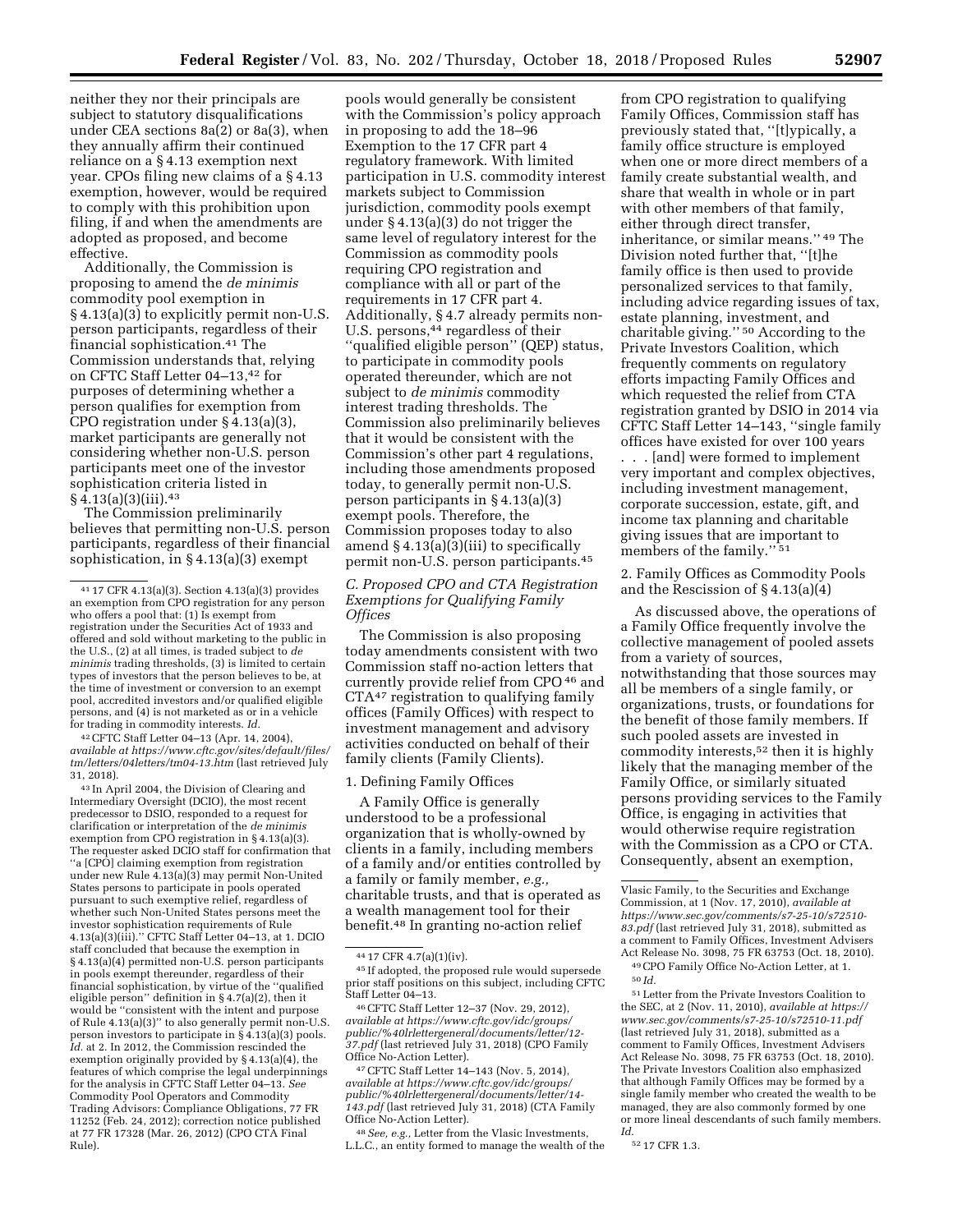neither they nor their principals are subject to statutory disqualifications under CEA sections 8a(2) or 8a(3), when they annually affirm their continued reliance on a § 4.13 exemption next year. CPOs filing new claims of a § 4.13 exemption, however, would be required to comply with this prohibition upon filing, if and when the amendments are adopted as proposed, and become effective.

Additionally, the Commission is proposing to amend the *de minimis* commodity pool exemption in § 4.13(a)(3) to explicitly permit non-U.S. person participants, regardless of their financial sophistication.[41] The Commission understands that, relying on CFTC Staff Letter 04–13,[42] for purposes of determining whether a person qualifies for exemption from CPO registration under § 4.13(a)(3), market participants are generally not considering whether non-U.S. person participants meet one of the investor sophistication criteria listed in § 4.13(a)(3)(iii).[43]

The Commission preliminarily believes that permitting non-U.S. person participants, regardless of their financial sophistication, in § 4.13(a)(3) exempt pools would generally be consistent with the Commission's policy approach in proposing to add the 18–96 Exemption to the 17 CFR part 4 regulatory framework. With limited participation in U.S. commodity interest markets subject to Commission jurisdiction, commodity pools exempt under § 4.13(a)(3) do not trigger the same level of regulatory interest for the Commission as commodity pools requiring CPO registration and compliance with all or part of the requirements in 17 CFR part 4. Additionally, § 4.7 already permits non-U.S. persons,[44] regardless of their "qualified eligible person" (QEP) status, to participate in commodity pools operated thereunder, which are not subject to *de minimis* commodity interest trading thresholds. The Commission also preliminarily believes that it would be consistent with the Commission's other part 4 regulations, including those amendments proposed today, to generally permit non-U.S. person participants in § 4.13(a)(3) exempt pools. Therefore, the Commission proposes today to also amend § 4.13(a)(3)(iii) to specifically permit non-U.S. person participants.[45]

### C. Proposed CPO and CTA Registration Exemptions for Qualifying Family Offices

The Commission is also proposing today amendments consistent with two Commission staff no-action letters that currently provide relief from CPO[46] and CTA[47] registration to qualifying family offices (Family Offices) with respect to investment management and advisory activities conducted on behalf of their family clients (Family Clients).

#### 1. Defining Family Offices

A Family Office is generally understood to be a professional organization that is wholly-owned by clients in a family, including members of a family and/or entities controlled by a family or family member, *e.g.,* charitable trusts, and that is operated as a wealth management tool for their benefit.[48] In granting no-action relief from CPO registration to qualifying Family Offices, Commission staff has previously stated that, "[t]ypically, a family office structure is employed when one or more direct members of a family create substantial wealth, and share that wealth in whole or in part with other members of that family, either through direct transfer, inheritance, or similar means."[49] The Division noted further that, "[t]he family office is then used to provide personalized services to that family, including advice regarding issues of tax, estate planning, investment, and charitable giving."[50] According to the Private Investors Coalition, which frequently comments on regulatory efforts impacting Family Offices and which requested the relief from CTA registration granted by DSIO in 2014 via CFTC Staff Letter 14–143, "single family offices have existed for over 100 years . . . [and] were formed to implement very important and complex objectives, including investment management, corporate succession, estate, gift, and income tax planning and charitable giving issues that are important to members of the family."[51]

#### 2. Family Offices as Commodity Pools and the Rescission of § 4.13(a)(4)

As discussed above, the operations of a Family Office frequently involve the collective management of pooled assets from a variety of sources, notwithstanding that those sources may all be members of a single family, or organizations, trusts, or foundations for the benefit of those family members. If such pooled assets are invested in commodity interests,[52] then it is highly likely that the managing member of the Family Office, or similarly situated persons providing services to the Family Office, is engaging in activities that would otherwise require registration with the Commission as a CPO or CTA. Consequently, absent an exemption,

---

[41] 17 CFR 4.13(a)(3). Section 4.13(a)(3) provides an exemption from CPO registration for any person who offers a pool that: (1) Is exempt from registration under the Securities Act of 1933 and offered and sold without marketing to the public in the U.S., (2) at all times, is traded subject to *de minimis* trading thresholds, (3) is limited to certain types of investors that the person believes to be, at the time of investment or conversion to an exempt pool, accredited investors and/or qualified eligible persons, and (4) is not marketed as or in a vehicle for trading in commodity interests. *Id.*

[42] CFTC Staff Letter 04–13 (Apr. 14, 2004), *available at https://www.cftc.gov/sites/default/files/tm/letters/04letters/tm04-13.htm* (last retrieved July 31, 2018).

[43] In April 2004, the Division of Clearing and Intermediary Oversight (DCIO), the most recent predecessor to DSIO, responded to a request for clarification or interpretation of the *de minimis* exemption from CPO registration in § 4.13(a)(3). The requester asked DCIO staff for confirmation that "a [CPO] claiming exemption from registration under new Rule 4.13(a)(3) may permit Non-United States persons to participate in pools operated pursuant to such exemptive relief, regardless of whether such Non-United States persons meet the investor sophistication requirements of Rule 4.13(a)(3)(iii)." CFTC Staff Letter 04–13, at 1. DCIO staff concluded that because the exemption in § 4.13(a)(4) permitted non-U.S. person participants in pools exempt thereunder, regardless of their financial sophistication, by virtue of the "qualified eligible person" definition in § 4.7(a)(2), then it would be "consistent with the intent and purpose of Rule 4.13(a)(3)" to also generally permit non-U.S. person investors to participate in § 4.13(a)(3) pools. *Id.* at 2. In 2012, the Commission rescinded the exemption originally provided by § 4.13(a)(4), the features of which comprise the legal underpinnings for the analysis in CFTC Staff Letter 04–13. *See* Commodity Pool Operators and Commodity Trading Advisors: Compliance Obligations, 77 FR 11252 (Feb. 24, 2012); correction notice published at 77 FR 17328 (Mar. 26, 2012) (CPO CTA Final Rule).

[44] 17 CFR 4.7(a)(1)(iv).

[45] If adopted, the proposed rule would supersede prior staff positions on this subject, including CFTC Staff Letter 04–13.

[46] CFTC Staff Letter 12–37 (Nov. 29, 2012), *available at https://www.cftc.gov/idc/groups/public/%40lrlettergeneral/documents/letter/12-37.pdf* (last retrieved July 31, 2018) (CPO Family Office No-Action Letter).

[47] CFTC Staff Letter 14–143 (Nov. 5, 2014), *available at https://www.cftc.gov/idc/groups/public/%40lrlettergeneral/documents/letter/14-143.pdf* (last retrieved July 31, 2018) (CTA Family Office No-Action Letter).

[48] *See, e.g.,* Letter from the Vlasic Investments, L.L.C., an entity formed to manage the wealth of the Vlasic Family, to the Securities and Exchange Commission, at 1 (Nov. 17, 2010), *available at https://www.sec.gov/comments/s7-25-10/s72510-83.pdf* (last retrieved July 31, 2018), submitted as a comment to Family Offices, Investment Advisers Act Release No. 3098, 75 FR 63753 (Oct. 18, 2010).

[49] CPO Family Office No-Action Letter, at 1.

[50] *Id.*

[51] Letter from the Private Investors Coalition to the SEC, at 2 (Nov. 11, 2010), *available at https://www.sec.gov/comments/s7-25-10/s72510-11.pdf* (last retrieved July 31, 2018), submitted as a comment to Family Offices, Investment Advisers Act Release No. 3098, 75 FR 63753 (Oct. 18, 2010). The Private Investors Coalition also emphasized that although Family Offices may be formed by a single family member who created the wealth to be managed, they are also commonly formed by one or more lineal descendants of such family members. *Id.*

[52] 17 CFR 1.3.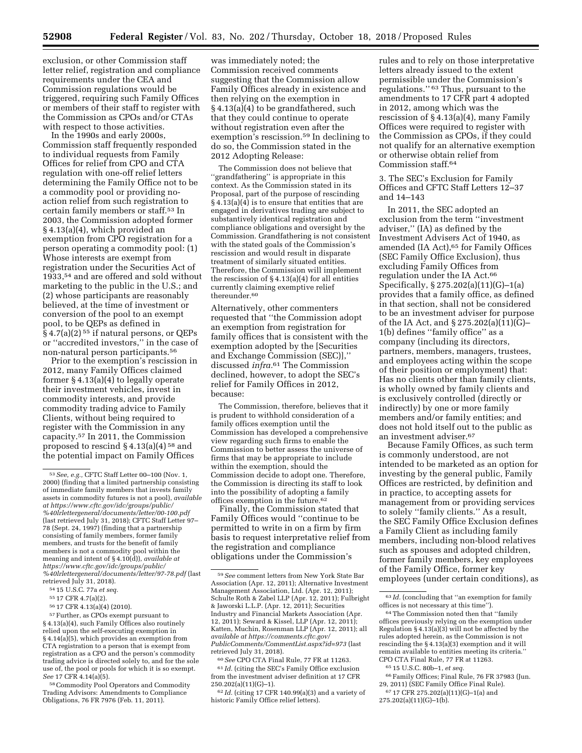exclusion, or other Commission staff letter relief, registration and compliance requirements under the CEA and Commission regulations would be triggered, requiring such Family Offices or members of their staff to register with the Commission as CPOs and/or CTAs with respect to those activities.

In the 1990s and early 2000s, Commission staff frequently responded to individual requests from Family Offices for relief from CPO and CTA regulation with one-off relief letters determining the Family Office not to be a commodity pool or providing no-action relief from such registration to certain family members or staff.[53] In 2003, the Commission adopted former § 4.13(a)(4), which provided an exemption from CPO registration for a person operating a commodity pool: (1) Whose interests are exempt from registration under the Securities Act of 1933,[54] and are offered and sold without marketing to the public in the U.S.; and (2) whose participants are reasonably believed, at the time of investment or conversion of the pool to an exempt pool, to be QEPs as defined in § 4.7(a)(2) [55] if natural persons, or QEPs or ''accredited investors,'' in the case of non-natural person participants.[56]

Prior to the exemption's rescission in 2012, many Family Offices claimed former § 4.13(a)(4) to legally operate their investment vehicles, invest in commodity interests, and provide commodity trading advice to Family Clients, without being required to register with the Commission in any capacity.[57] In 2011, the Commission proposed to rescind § 4.13(a)(4) [58] and the potential impact on Family Offices was immediately noted; the Commission received comments suggesting that the Commission allow Family Offices already in existence and then relying on the exemption in § 4.13(a)(4) to be grandfathered, such that they could continue to operate without registration even after the exemption's rescission.[59] In declining to do so, the Commission stated in the 2012 Adopting Release:

> The Commission does not believe that ''grandfathering'' is appropriate in this context. As the Commission stated in its Proposal, part of the purpose of rescinding § 4.13(a)(4) is to ensure that entities that are engaged in derivatives trading are subject to substantively identical registration and compliance obligations and oversight by the Commission. Grandfathering is not consistent with the stated goals of the Commission's rescission and would result in disparate treatment of similarly situated entities. Therefore, the Commission will implement the rescission of § 4.13(a)(4) for all entities currently claiming exemptive relief thereunder.[60]

Alternatively, other commenters requested that ''the Commission adopt an exemption from registration for family offices that is consistent with the exemption adopted by the [Securities and Exchange Commission (SEC)],'' discussed *infra*.[61] The Commission declined, however, to adopt the SEC's relief for Family Offices in 2012, because:

> The Commission, therefore, believes that it is prudent to withhold consideration of a family offices exemption until the Commission has developed a comprehensive view regarding such firms to enable the Commission to better assess the universe of firms that may be appropriate to include within the exemption, should the Commission decide to adopt one. Therefore, the Commission is directing its staff to look into the possibility of adopting a family offices exemption in the future.[62]

Finally, the Commission stated that Family Offices would ''continue to be permitted to write in on a firm by firm basis to request interpretative relief from the registration and compliance obligations under the Commission's rules and to rely on those interpretative letters already issued to the extent permissible under the Commission's regulations.'' [63] Thus, pursuant to the amendments to 17 CFR part 4 adopted in 2012, among which was the rescission of § 4.13(a)(4), many Family Offices were required to register with the Commission as CPOs, if they could not qualify for an alternative exemption or otherwise obtain relief from Commission staff.[64]

3. The SEC's Exclusion for Family Offices and CFTC Staff Letters 12–37 and 14–143

In 2011, the SEC adopted an exclusion from the term ''investment adviser,'' (IA) as defined by the Investment Advisers Act of 1940, as amended (IA Act),[65] for Family Offices (SEC Family Office Exclusion), thus excluding Family Offices from regulation under the IA Act.[66] Specifically, § 275.202(a)(11)(G)–1(a) provides that a family office, as defined in that section, shall not be considered to be an investment adviser for purpose of the IA Act, and § 275.202(a)(11)(G)–1(b) defines ''family office'' as a company (including its directors, partners, members, managers, trustees, and employees acting within the scope of their position or employment) that: Has no clients other than family clients, is wholly owned by family clients and is exclusively controlled (directly or indirectly) by one or more family members and/or family entities; and does not hold itself out to the public as an investment adviser.[67]

Because Family Offices, as such term is commonly understood, are not intended to be marketed as an option for investing by the general public, Family Offices are restricted, by definition and in practice, to accepting assets for management from or providing services to solely ''family clients.'' As a result, the SEC Family Office Exclusion defines a Family Client as including family members, including non-blood relatives such as spouses and adopted children, former family members, key employees of the Family Office, former key employees (under certain conditions), as

---

[53] *See, e.g.,* CFTC Staff Letter 00–100 (Nov. 1, 2000) (finding that a limited partnership consisting of immediate family members that invests family assets in commodity futures is not a pool), *available at https://www.cftc.gov/idc/groups/public/%40lrlettergeneral/documents/letter/00-100.pdf* (last retrieved July 31, 2018); CFTC Staff Letter 97–78 (Sept. 24, 1997) (finding that a partnership consisting of family members, former family members, and trusts for the benefit of family members is not a commodity pool within the meaning and intent of § 4.10(d)), *available at https://www.cftc.gov/idc/groups/public/%40lrlettergeneral/documents/letter/97-78.pdf* (last retrieved July 31, 2018).

[54] 15 U.S.C. 77a *et seq.*

[55] 17 CFR 4.7(a)(2).

[56] 17 CFR 4.13(a)(4) (2010).

[57] Further, as CPOs exempt pursuant to § 4.13(a)(4), such Family Offices also routinely relied upon the self-executing exemption in § 4.14(a)(5), which provides an exemption from CTA registration to a person that is exempt from registration as a CPO and the person's commodity trading advice is directed solely to, and for the sole use of, the pool or pools for which it is so exempt. *See* 17 CFR 4.14(a)(5).

[58] Commodity Pool Operators and Commodity Trading Advisors: Amendments to Compliance Obligations, 76 FR 7976 (Feb. 11, 2011).

[59] *See* comment letters from New York State Bar Association (Apr. 12, 2011); Alternative Investment Management Association, Ltd. (Apr. 12, 2011); Schulte Roth & Zabel LLP (Apr. 12, 2011); Fulbright & Jaworski L.L.P. (Apr. 12, 2011); Securities Industry and Financial Markets Association (Apr. 12, 2011); Seward & Kissel, LLP (Apr. 12, 2011); Katten, Muchin, Rosenman LLP (Apr. 12, 2011); all *available at https://comments.cftc.gov/PublicComments/CommentList.aspx?id=973* (last retrieved July 31, 2018).

[60] *See* CPO CTA Final Rule, 77 FR at 11263.

[61] *Id.* (citing the SEC's Family Office exclusion from the investment adviser definition at 17 CFR 250.202(a)(11)(G)–1).

[62] *Id.* (citing 17 CFR 140.99(a)(3) and a variety of historic Family Office relief letters).

[63] *Id.* (concluding that ''an exemption for family offices is not necessary at this time'').

[64] The Commission noted then that ''family offices previously relying on the exemption under Regulation § 4.13(a)(3) will not be affected by the rules adopted herein, as the Commission is not rescinding the § 4.13(a)(3) exemption and it will remain available to entities meeting its criteria.'' CPO CTA Final Rule, 77 FR at 11263.

[65] 15 U.S.C. 80b–1, *et seq.*

[66] Family Offices; Final Rule, 76 FR 37983 (Jun. 29, 2011) (SEC Family Office Final Rule).

[67] 17 CFR 275.202(a)(11)(G)–1(a) and 275.202(a)(11)(G)–1(b).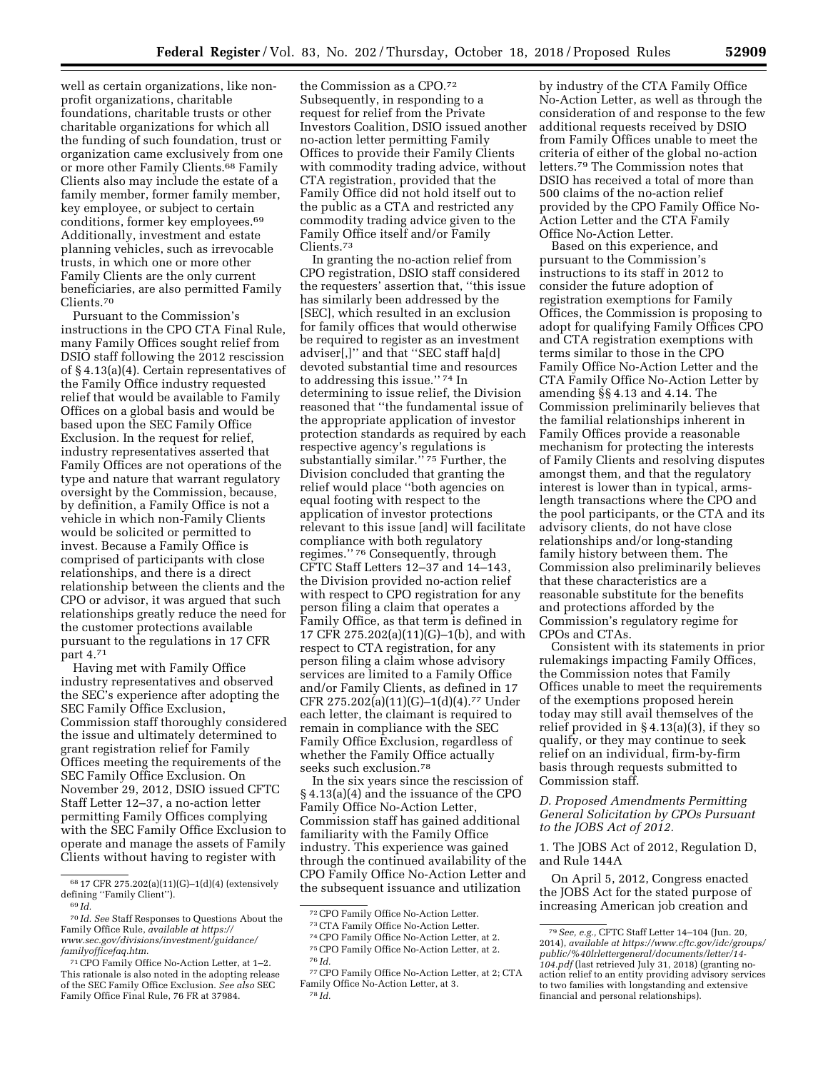well as certain organizations, like non-profit organizations, charitable foundations, charitable trusts or other charitable organizations for which all the funding of such foundation, trust or organization came exclusively from one or more other Family Clients.[68] Family Clients also may include the estate of a family member, former family member, key employee, or subject to certain conditions, former key employees.[69] Additionally, investment and estate planning vehicles, such as irrevocable trusts, in which one or more other Family Clients are the only current beneficiaries, are also permitted Family Clients.[70]

Pursuant to the Commission's instructions in the CPO CTA Final Rule, many Family Offices sought relief from DSIO staff following the 2012 rescission of § 4.13(a)(4). Certain representatives of the Family Office industry requested relief that would be available to Family Offices on a global basis and would be based upon the SEC Family Office Exclusion. In the request for relief, industry representatives asserted that Family Offices are not operations of the type and nature that warrant regulatory oversight by the Commission, because, by definition, a Family Office is not a vehicle in which non-Family Clients would be solicited or permitted to invest. Because a Family Office is comprised of participants with close relationships, and there is a direct relationship between the clients and the CPO or advisor, it was argued that such relationships greatly reduce the need for the customer protections available pursuant to the regulations in 17 CFR part 4.[71]

Having met with Family Office industry representatives and observed the SEC's experience after adopting the SEC Family Office Exclusion, Commission staff thoroughly considered the issue and ultimately determined to grant registration relief for Family Offices meeting the requirements of the SEC Family Office Exclusion. On November 29, 2012, DSIO issued CFTC Staff Letter 12–37, a no-action letter permitting Family Offices complying with the SEC Family Office Exclusion to operate and manage the assets of Family Clients without having to register with the Commission as a CPO.[72] Subsequently, in responding to a request for relief from the Private Investors Coalition, DSIO issued another no-action letter permitting Family Offices to provide their Family Clients with commodity trading advice, without CTA registration, provided that the Family Office did not hold itself out to the public as a CTA and restricted any commodity trading advice given to the Family Office itself and/or Family Clients.[73]

In granting the no-action relief from CPO registration, DSIO staff considered the requesters' assertion that, "this issue has similarly been addressed by the [SEC], which resulted in an exclusion for family offices that would otherwise be required to register as an investment adviser[,]" and that "SEC staff ha[d] devoted substantial time and resources to addressing this issue." [74] In determining to issue relief, the Division reasoned that "the fundamental issue of the appropriate application of investor protection standards as required by each respective agency's regulations is substantially similar." [75] Further, the Division concluded that granting the relief would place "both agencies on equal footing with respect to the application of investor protections relevant to this issue [and] will facilitate compliance with both regulatory regimes." [76] Consequently, through CFTC Staff Letters 12–37 and 14–143, the Division provided no-action relief with respect to CPO registration for any person filing a claim that operates a Family Office, as that term is defined in 17 CFR 275.202(a)(11)(G)–1(b), and with respect to CTA registration, for any person filing a claim whose advisory services are limited to a Family Office and/or Family Clients, as defined in 17 CFR 275.202(a)(11)(G)–1(d)(4).[77] Under each letter, the claimant is required to remain in compliance with the SEC Family Office Exclusion, regardless of whether the Family Office actually seeks such exclusion.[78]

In the six years since the rescission of § 4.13(a)(4) and the issuance of the CPO Family Office No-Action Letter, Commission staff has gained additional familiarity with the Family Office industry. This experience was gained through the continued availability of the CPO Family Office No-Action Letter and the subsequent issuance and utilization by industry of the CTA Family Office No-Action Letter, as well as through the consideration of and response to the few additional requests received by DSIO from Family Offices unable to meet the criteria of either of the global no-action letters.[79] The Commission notes that DSIO has received a total of more than 500 claims of the no-action relief provided by the CPO Family Office No-Action Letter and the CTA Family Office No-Action Letter.

Based on this experience, and pursuant to the Commission's instructions to its staff in 2012 to consider the future adoption of registration exemptions for Family Offices, the Commission is proposing to adopt for qualifying Family Offices CPO and CTA registration exemptions with terms similar to those in the CPO Family Office No-Action Letter and the CTA Family Office No-Action Letter by amending §§ 4.13 and 4.14. The Commission preliminarily believes that the familial relationships inherent in Family Offices provide a reasonable mechanism for protecting the interests of Family Clients and resolving disputes amongst them, and that the regulatory interest is lower than in typical, arms-length transactions where the CPO and the pool participants, or the CTA and its advisory clients, do not have close relationships and/or long-standing family history between them. The Commission also preliminarily believes that these characteristics are a reasonable substitute for the benefits and protections afforded by the Commission's regulatory regime for CPOs and CTAs.

Consistent with its statements in prior rulemakings impacting Family Offices, the Commission notes that Family Offices unable to meet the requirements of the exemptions proposed herein today may still avail themselves of the relief provided in § 4.13(a)(3), if they so qualify, or they may continue to seek relief on an individual, firm-by-firm basis through requests submitted to Commission staff.

### *D. Proposed Amendments Permitting General Solicitation by CPOs Pursuant to the JOBS Act of 2012.*

1. The JOBS Act of 2012, Regulation D, and Rule 144A

On April 5, 2012, Congress enacted the JOBS Act for the stated purpose of increasing American job creation and

---

[68] 17 CFR 275.202(a)(11)(G)–1(d)(4) (extensively defining "Family Client").

[69] *Id.*

[70] *Id. See* Staff Responses to Questions About the Family Office Rule, *available at https://www.sec.gov/divisions/investment/guidance/familyofficefaq.htm.*

[71] CPO Family Office No-Action Letter, at 1–2. This rationale is also noted in the adopting release of the SEC Family Office Exclusion. *See also* SEC Family Office Final Rule, 76 FR at 37984.

[72] CPO Family Office No-Action Letter.

[73] CTA Family Office No-Action Letter.

[74] CPO Family Office No-Action Letter, at 2.

[75] CPO Family Office No-Action Letter, at 2.

[76] *Id.*

[77] CPO Family Office No-Action Letter, at 2; CTA Family Office No-Action Letter, at 3.

[78] *Id.*

[79] *See, e.g.,* CFTC Staff Letter 14–104 (Jun. 20, 2014), *available at https://www.cftc.gov/idc/groups/public/%40lrlettergeneral/documents/letter/14-104.pdf* (last retrieved July 31, 2018) (granting no-action relief to an entity providing advisory services to two families with longstanding and extensive financial and personal relationships).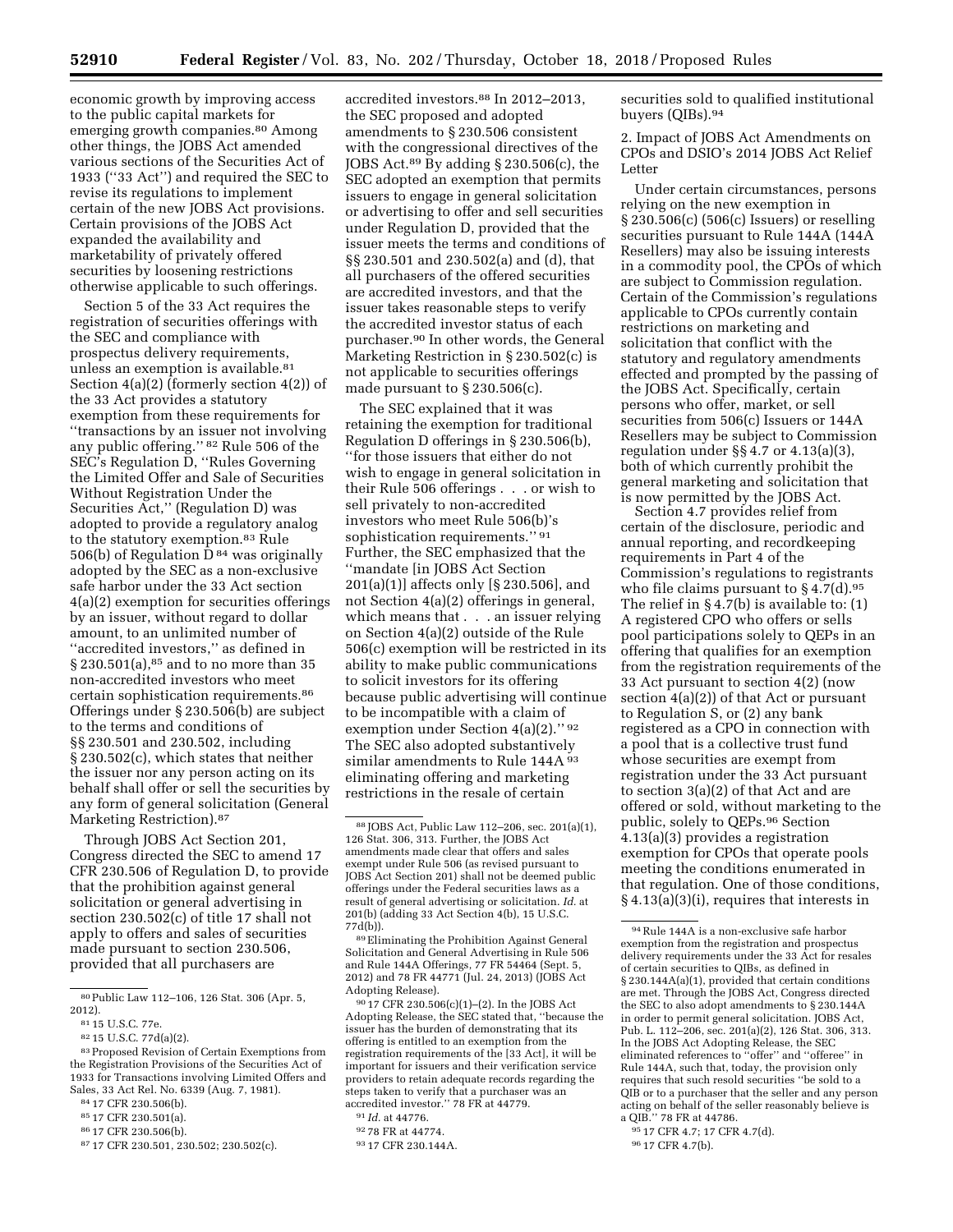economic growth by improving access to the public capital markets for emerging growth companies.[80] Among other things, the JOBS Act amended various sections of the Securities Act of 1933 (''33 Act'') and required the SEC to revise its regulations to implement certain of the new JOBS Act provisions. Certain provisions of the JOBS Act expanded the availability and marketability of privately offered securities by loosening restrictions otherwise applicable to such offerings.

Section 5 of the 33 Act requires the registration of securities offerings with the SEC and compliance with prospectus delivery requirements, unless an exemption is available.[81] Section 4(a)(2) (formerly section 4(2)) of the 33 Act provides a statutory exemption from these requirements for ''transactions by an issuer not involving any public offering.'' [82] Rule 506 of the SEC's Regulation D, ''Rules Governing the Limited Offer and Sale of Securities Without Registration Under the Securities Act,'' (Regulation D) was adopted to provide a regulatory analog to the statutory exemption.[83] Rule 506(b) of Regulation D [84] was originally adopted by the SEC as a non-exclusive safe harbor under the 33 Act section 4(a)(2) exemption for securities offerings by an issuer, without regard to dollar amount, to an unlimited number of ''accredited investors,'' as defined in § 230.501(a),[85] and to no more than 35 non-accredited investors who meet certain sophistication requirements.[86] Offerings under § 230.506(b) are subject to the terms and conditions of §§ 230.501 and 230.502, including § 230.502(c), which states that neither the issuer nor any person acting on its behalf shall offer or sell the securities by any form of general solicitation (General Marketing Restriction).[87]

Through JOBS Act Section 201, Congress directed the SEC to amend 17 CFR 230.506 of Regulation D, to provide that the prohibition against general solicitation or general advertising in section 230.502(c) of title 17 shall not apply to offers and sales of securities made pursuant to section 230.506, provided that all purchasers are accredited investors.[88] In 2012–2013, the SEC proposed and adopted amendments to § 230.506 consistent with the congressional directives of the JOBS Act.[89] By adding § 230.506(c), the SEC adopted an exemption that permits issuers to engage in general solicitation or advertising to offer and sell securities under Regulation D, provided that the issuer meets the terms and conditions of §§ 230.501 and 230.502(a) and (d), that all purchasers of the offered securities are accredited investors, and that the issuer takes reasonable steps to verify the accredited investor status of each purchaser.[90] In other words, the General Marketing Restriction in § 230.502(c) is not applicable to securities offerings made pursuant to § 230.506(c).

The SEC explained that it was retaining the exemption for traditional Regulation D offerings in § 230.506(b), ''for those issuers that either do not wish to engage in general solicitation in their Rule 506 offerings . . . or wish to sell privately to non-accredited investors who meet Rule 506(b)'s sophistication requirements.'' [91] Further, the SEC emphasized that the ''mandate [in JOBS Act Section 201(a)(1)] affects only [§ 230.506], and not Section 4(a)(2) offerings in general, which means that . . . an issuer relying on Section 4(a)(2) outside of the Rule 506(c) exemption will be restricted in its ability to make public communications to solicit investors for its offering because public advertising will continue to be incompatible with a claim of exemption under Section 4(a)(2).'' [92] The SEC also adopted substantively similar amendments to Rule 144A [93] eliminating offering and marketing restrictions in the resale of certain securities sold to qualified institutional buyers (QIBs).[94]

2. Impact of JOBS Act Amendments on CPOs and DSIO's 2014 JOBS Act Relief Letter

Under certain circumstances, persons relying on the new exemption in § 230.506(c) (506(c) Issuers) or reselling securities pursuant to Rule 144A (144A Resellers) may also be issuing interests in a commodity pool, the CPOs of which are subject to Commission regulation. Certain of the Commission's regulations applicable to CPOs currently contain restrictions on marketing and solicitation that conflict with the statutory and regulatory amendments effected and prompted by the passing of the JOBS Act. Specifically, certain persons who offer, market, or sell securities from 506(c) Issuers or 144A Resellers may be subject to Commission regulation under §§ 4.7 or 4.13(a)(3), both of which currently prohibit the general marketing and solicitation that is now permitted by the JOBS Act.

Section 4.7 provides relief from certain of the disclosure, periodic and annual reporting, and recordkeeping requirements in Part 4 of the Commission's regulations to registrants who file claims pursuant to § 4.7(d).[95] The relief in § 4.7(b) is available to: (1) A registered CPO who offers or sells pool participations solely to QEPs in an offering that qualifies for an exemption from the registration requirements of the 33 Act pursuant to section 4(2) (now section 4(a)(2)) of that Act or pursuant to Regulation S, or (2) any bank registered as a CPO in connection with a pool that is a collective trust fund whose securities are exempt from registration under the 33 Act pursuant to section 3(a)(2) of that Act and are offered or sold, without marketing to the public, solely to QEPs.[96] Section 4.13(a)(3) provides a registration exemption for CPOs that operate pools meeting the conditions enumerated in that regulation. One of those conditions, § 4.13(a)(3)(i), requires that interests in

---

[80] Public Law 112–106, 126 Stat. 306 (Apr. 5, 2012).

[81] 15 U.S.C. 77e.

[82] 15 U.S.C. 77d(a)(2).

[83] Proposed Revision of Certain Exemptions from the Registration Provisions of the Securities Act of 1933 for Transactions involving Limited Offers and Sales, 33 Act Rel. No. 6339 (Aug. 7, 1981).

[84] 17 CFR 230.506(b).

[85] 17 CFR 230.501(a).

[86] 17 CFR 230.506(b).

[87] 17 CFR 230.501, 230.502; 230.502(c).

[88] JOBS Act, Public Law 112–206, sec. 201(a)(1), 126 Stat. 306, 313. Further, the JOBS Act amendments made clear that offers and sales exempt under Rule 506 (as revised pursuant to JOBS Act Section 201) shall not be deemed public offerings under the Federal securities laws as a result of general advertising or general solicitation. *Id.* at 201(b) (adding 33 Act Section 4(b), 15 U.S.C. 77d(b)).

[89] Eliminating the Prohibition Against General Solicitation and General Advertising in Rule 506 and Rule 144A Offerings, 77 FR 54464 (Sept. 5, 2012) and 78 FR 44771 (Jul. 24, 2013) (JOBS Act Adopting Release).

[90] 17 CFR 230.506(c)(1)–(2). In the JOBS Act Adopting Release, the SEC stated that, ''because the issuer has the burden of demonstrating that its offering is entitled to an exemption from the registration requirements of the [33 Act], it will be important for issuers and their verification service providers to retain adequate records regarding the steps taken to verify that a purchaser was an accredited investor.'' 78 FR at 44779.

[91] *Id.* at 44776.

[92] 78 FR at 44774.

[93] 17 CFR 230.144A.

[94] Rule 144A is a non-exclusive safe harbor exemption from the registration and prospectus delivery requirements under the 33 Act for resales of certain securities to QIBs, as defined in § 230.144A(a)(1), provided that certain conditions are met. Through the JOBS Act, Congress directed the SEC to also adopt amendments to § 230.144A in order to permit general solicitation. JOBS Act, Pub. L. 112–206, sec. 201(a)(2), 126 Stat. 306, 313. In the JOBS Act Adopting Release, the SEC eliminated references to ''offer'' and ''offeree'' in Rule 144A, such that, today, the provision only requires that such resold securities ''be sold to a QIB or to a purchaser that the seller and any person acting on behalf of the seller reasonably believe is a QIB.'' 78 FR at 44786.

[95] 17 CFR 4.7; 17 CFR 4.7(d).

[96] 17 CFR 4.7(b).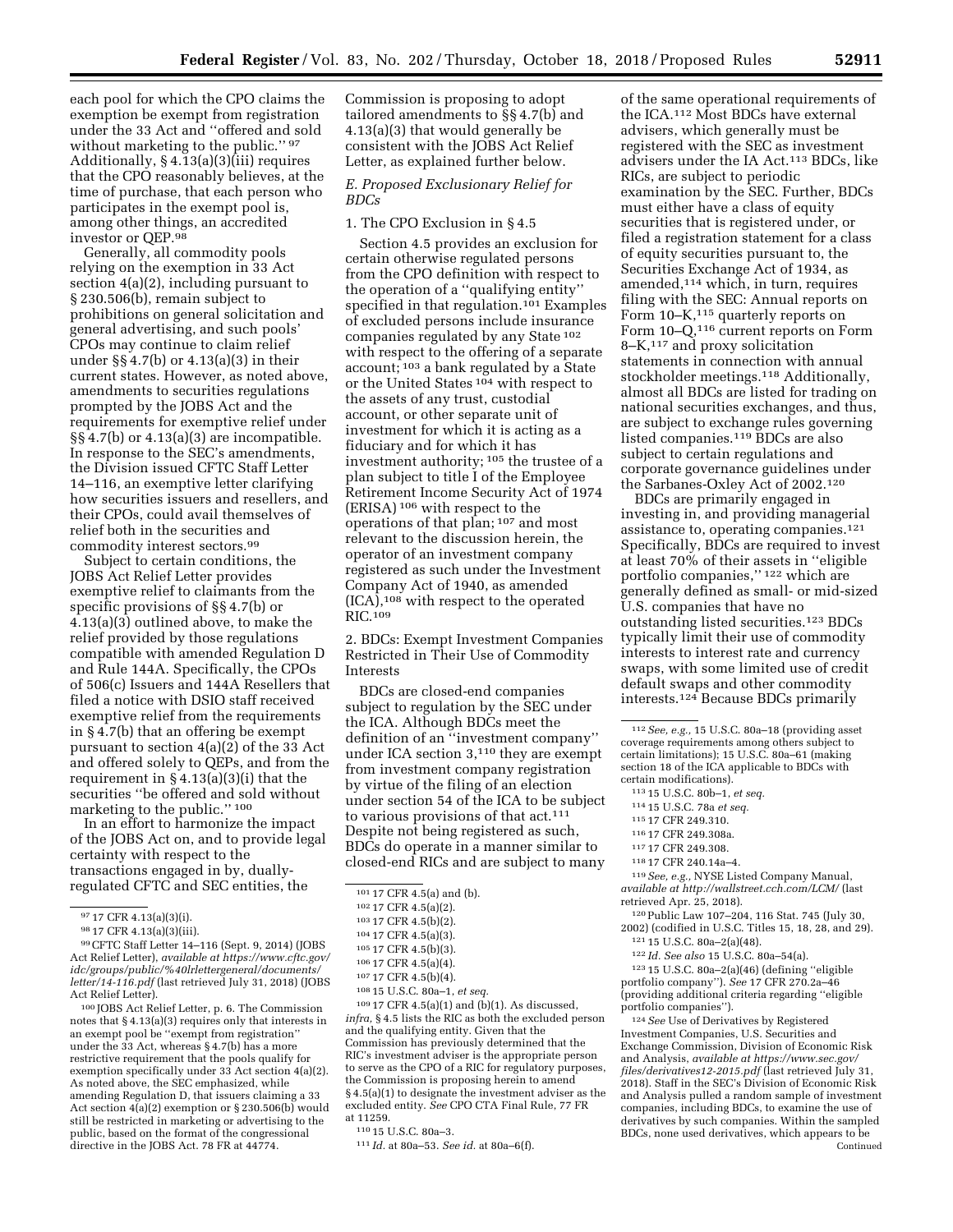each pool for which the CPO claims the exemption be exempt from registration under the 33 Act and ''offered and sold without marketing to the public.'' [97] Additionally, § 4.13(a)(3)(iii) requires that the CPO reasonably believes, at the time of purchase, that each person who participates in the exempt pool is, among other things, an accredited investor or QEP.[98]

Generally, all commodity pools relying on the exemption in 33 Act section 4(a)(2), including pursuant to § 230.506(b), remain subject to prohibitions on general solicitation and general advertising, and such pools' CPOs may continue to claim relief under §§ 4.7(b) or 4.13(a)(3) in their current states. However, as noted above, amendments to securities regulations prompted by the JOBS Act and the requirements for exemptive relief under §§ 4.7(b) or 4.13(a)(3) are incompatible. In response to the SEC's amendments, the Division issued CFTC Staff Letter 14–116, an exemptive letter clarifying how securities issuers and resellers, and their CPOs, could avail themselves of relief both in the securities and commodity interest sectors.[99]

Subject to certain conditions, the JOBS Act Relief Letter provides exemptive relief to claimants from the specific provisions of §§ 4.7(b) or 4.13(a)(3) outlined above, to make the relief provided by those regulations compatible with amended Regulation D and Rule 144A. Specifically, the CPOs of 506(c) Issuers and 144A Resellers that filed a notice with DSIO staff received exemptive relief from the requirements in § 4.7(b) that an offering be exempt pursuant to section 4(a)(2) of the 33 Act and offered solely to QEPs, and from the requirement in § 4.13(a)(3)(i) that the securities ''be offered and sold without marketing to the public.'' [100]

In an effort to harmonize the impact of the JOBS Act on, and to provide legal certainty with respect to the transactions engaged in by, dually-regulated CFTC and SEC entities, the Commission is proposing to adopt tailored amendments to §§ 4.7(b) and 4.13(a)(3) that would generally be consistent with the JOBS Act Relief Letter, as explained further below.

### *E. Proposed Exclusionary Relief for BDCs*

#### 1. The CPO Exclusion in § 4.5

Section 4.5 provides an exclusion for certain otherwise regulated persons from the CPO definition with respect to the operation of a ''qualifying entity'' specified in that regulation.[101] Examples of excluded persons include insurance companies regulated by any State [102] with respect to the offering of a separate account; [103] a bank regulated by a State or the United States [104] with respect to the assets of any trust, custodial account, or other separate unit of investment for which it is acting as a fiduciary and for which it has investment authority; [105] the trustee of a plan subject to title I of the Employee Retirement Income Security Act of 1974 (ERISA) [106] with respect to the operations of that plan; [107] and most relevant to the discussion herein, the operator of an investment company registered as such under the Investment Company Act of 1940, as amended (ICA),[108] with respect to the operated RIC.[109]

#### 2. BDCs: Exempt Investment Companies Restricted in Their Use of Commodity Interests

BDCs are closed-end companies subject to regulation by the SEC under the ICA. Although BDCs meet the definition of an ''investment company'' under ICA section 3,[110] they are exempt from investment company registration by virtue of the filing of an election under section 54 of the ICA to be subject to various provisions of that act.[111] Despite not being registered as such, BDCs do operate in a manner similar to closed-end RICs and are subject to many of the same operational requirements of the ICA.[112] Most BDCs have external advisers, which generally must be registered with the SEC as investment advisers under the IA Act.[113] BDCs, like RICs, are subject to periodic examination by the SEC. Further, BDCs must either have a class of equity securities that is registered under, or filed a registration statement for a class of equity securities pursuant to, the Securities Exchange Act of 1934, as amended,[114] which, in turn, requires filing with the SEC: Annual reports on Form 10–K,[115] quarterly reports on Form 10–Q,[116] current reports on Form 8–K,[117] and proxy solicitation statements in connection with annual stockholder meetings.[118] Additionally, almost all BDCs are listed for trading on national securities exchanges, and thus, are subject to exchange rules governing listed companies.[119] BDCs are also subject to certain regulations and corporate governance guidelines under the Sarbanes-Oxley Act of 2002.[120]

BDCs are primarily engaged in investing in, and providing managerial assistance to, operating companies.[121] Specifically, BDCs are required to invest at least 70% of their assets in ''eligible portfolio companies,'' [122] which are generally defined as small- or mid-sized U.S. companies that have no outstanding listed securities.[123] BDCs typically limit their use of commodity interests to interest rate and currency swaps, with some limited use of credit default swaps and other commodity interests.[124] Because BDCs primarily

---

[97] 17 CFR 4.13(a)(3)(i).

[98] 17 CFR 4.13(a)(3)(iii).

[99] CFTC Staff Letter 14–116 (Sept. 9, 2014) (JOBS Act Relief Letter), *available at https://www.cftc.gov/idc/groups/public/%40lrlettergeneral/documents/letter/14-116.pdf* (last retrieved July 31, 2018) (JOBS Act Relief Letter).

[100] JOBS Act Relief Letter, p. 6. The Commission notes that § 4.13(a)(3) requires only that interests in an exempt pool be ''exempt from registration'' under the 33 Act, whereas § 4.7(b) has a more restrictive requirement that the pools qualify for exemption specifically under 33 Act section 4(a)(2). As noted above, the SEC emphasized, while amending Regulation D, that issuers claiming a 33 Act section 4(a)(2) exemption or § 230.506(b) would still be restricted in marketing or advertising to the public, based on the format of the congressional directive in the JOBS Act. 78 FR at 44774.

[101] 17 CFR 4.5(a) and (b).

[102] 17 CFR 4.5(a)(2).

[103] 17 CFR 4.5(b)(2).

[104] 17 CFR 4.5(a)(3).

[105] 17 CFR 4.5(b)(3).

[106] 17 CFR 4.5(a)(4).

[107] 17 CFR 4.5(b)(4).

[108] 15 U.S.C. 80a–1, *et seq.*

[109] 17 CFR 4.5(a)(1) and (b)(1). As discussed, *infra,* § 4.5 lists the RIC as both the excluded person and the qualifying entity. Given that the Commission has previously determined that the RIC's investment adviser is the appropriate person to serve as the CPO of a RIC for regulatory purposes, the Commission is proposing herein to amend § 4.5(a)(1) to designate the investment adviser as the excluded entity. *See* CPO CTA Final Rule, 77 FR at 11259.

[110] 15 U.S.C. 80a–3.

[111] *Id.* at 80a–53. *See id.* at 80a–6(f).

[112] *See, e.g.,* 15 U.S.C. 80a–18 (providing asset coverage requirements among others subject to certain limitations); 15 U.S.C. 80a–61 (making section 18 of the ICA applicable to BDCs with certain modifications).

[113] 15 U.S.C. 80b–1, *et seq.*

[114] 15 U.S.C. 78a *et seq.*

[115] 17 CFR 249.310.

[116] 17 CFR 249.308a.

[117] 17 CFR 249.308.

[118] 17 CFR 240.14a–4.

[119] *See, e.g.,* NYSE Listed Company Manual, *available at http://wallstreet.cch.com/LCM/* (last retrieved Apr. 25, 2018).

[120] Public Law 107–204, 116 Stat. 745 (July 30, 2002) (codified in U.S.C. Titles 15, 18, 28, and 29).

[121] 15 U.S.C. 80a–2(a)(48).

[122] *Id. See also* 15 U.S.C. 80a–54(a).

[123] 15 U.S.C. 80a–2(a)(46) (defining ''eligible portfolio company''). *See* 17 CFR 270.2a–46 (providing additional criteria regarding ''eligible portfolio companies'').

[124] *See* Use of Derivatives by Registered Investment Companies, U.S. Securities and Exchange Commission, Division of Economic Risk and Analysis, *available at https://www.sec.gov/files/derivatives12-2015.pdf* (last retrieved July 31, 2018). Staff in the SEC's Division of Economic Risk and Analysis pulled a random sample of investment companies, including BDCs, to examine the use of derivatives by such companies. Within the sampled BDCs, none used derivatives, which appears to be Continued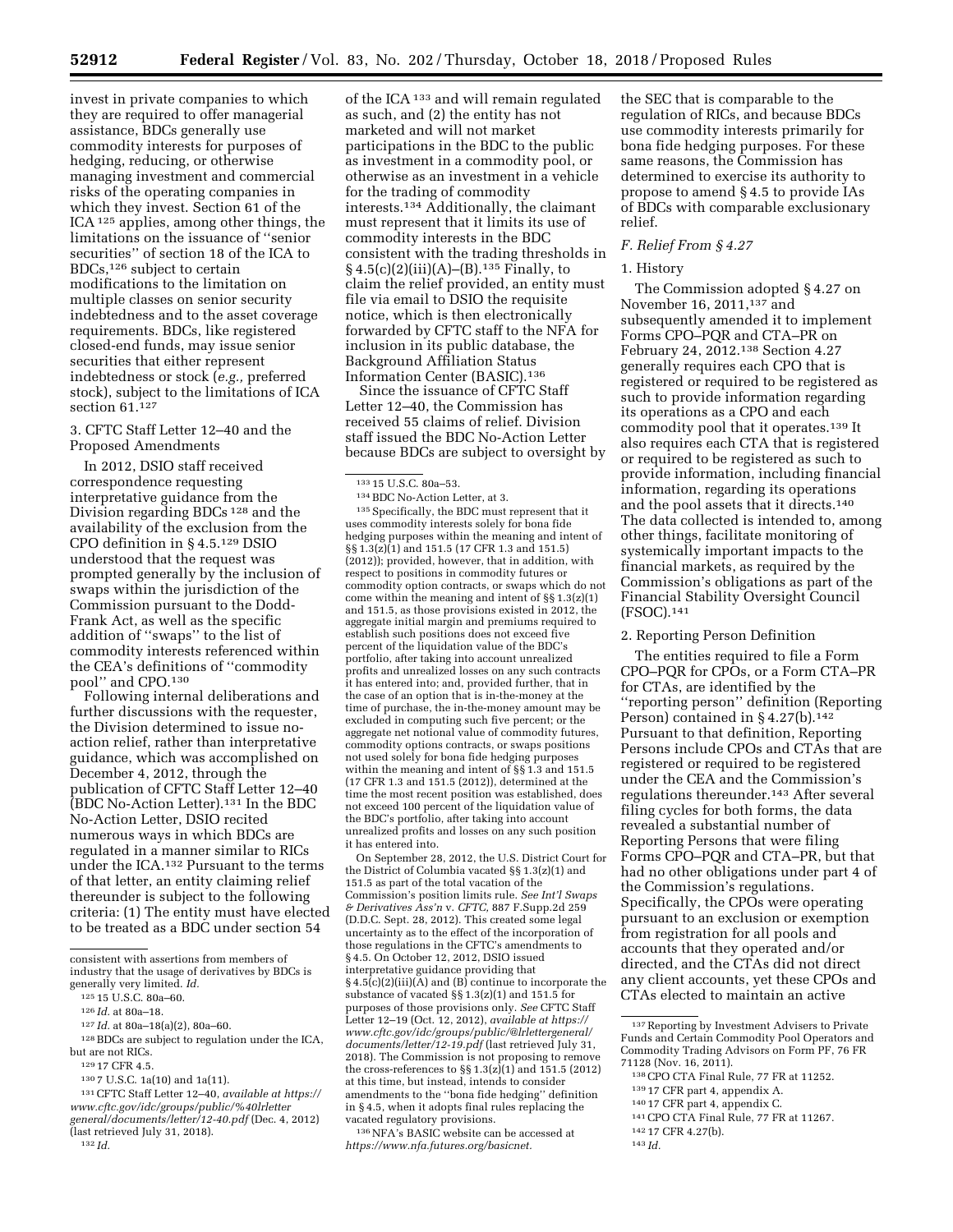invest in private companies to which they are required to offer managerial assistance, BDCs generally use commodity interests for purposes of hedging, reducing, or otherwise managing investment and commercial risks of the operating companies in which they invest. Section 61 of the ICA [125] applies, among other things, the limitations on the issuance of ''senior securities'' of section 18 of the ICA to BDCs,[126] subject to certain modifications to the limitation on multiple classes on senior security indebtedness and to the asset coverage requirements. BDCs, like registered closed-end funds, may issue senior securities that either represent indebtedness or stock (*e.g.,* preferred stock), subject to the limitations of ICA section 61.[127]

### 3. CFTC Staff Letter 12–40 and the Proposed Amendments

In 2012, DSIO staff received correspondence requesting interpretative guidance from the Division regarding BDCs [128] and the availability of the exclusion from the CPO definition in § 4.5.[129] DSIO understood that the request was prompted generally by the inclusion of swaps within the jurisdiction of the Commission pursuant to the Dodd-Frank Act, as well as the specific addition of ''swaps'' to the list of commodity interests referenced within the CEA's definitions of ''commodity pool'' and CPO.[130]

Following internal deliberations and further discussions with the requester, the Division determined to issue no-action relief, rather than interpretative guidance, which was accomplished on December 4, 2012, through the publication of CFTC Staff Letter 12–40 (BDC No-Action Letter).[131] In the BDC No-Action Letter, DSIO recited numerous ways in which BDCs are regulated in a manner similar to RICs under the ICA.[132] Pursuant to the terms of that letter, an entity claiming relief thereunder is subject to the following criteria: (1) The entity must have elected to be treated as a BDC under section 54 of the ICA [133] and will remain regulated as such, and (2) the entity has not marketed and will not market participations in the BDC to the public as investment in a commodity pool, or otherwise as an investment in a vehicle for the trading of commodity interests.[134] Additionally, the claimant must represent that it limits its use of commodity interests in the BDC consistent with the trading thresholds in § 4.5(c)(2)(iii)(A)–(B).[135] Finally, to claim the relief provided, an entity must file via email to DSIO the requisite notice, which is then electronically forwarded by CFTC staff to the NFA for inclusion in its public database, the Background Affiliation Status Information Center (BASIC).[136]

Since the issuance of CFTC Staff Letter 12–40, the Commission has received 55 claims of relief. Division staff issued the BDC No-Action Letter because BDCs are subject to oversight by the SEC that is comparable to the regulation of RICs, and because BDCs use commodity interests primarily for bona fide hedging purposes. For these same reasons, the Commission has determined to exercise its authority to propose to amend § 4.5 to provide IAs of BDCs with comparable exclusionary relief.

## F. Relief From § 4.27

### 1. History

The Commission adopted § 4.27 on November 16, 2011,[137] and subsequently amended it to implement Forms CPO–PQR and CTA–PR on February 24, 2012.[138] Section 4.27 generally requires each CPO that is registered or required to be registered as such to provide information regarding its operations as a CPO and each commodity pool that it operates.[139] It also requires each CTA that is registered or required to be registered as such to provide information, including financial information, regarding its operations and the pool assets that it directs.[140] The data collected is intended to, among other things, facilitate monitoring of systemically important impacts to the financial markets, as required by the Commission's obligations as part of the Financial Stability Oversight Council (FSOC).[141]

### 2. Reporting Person Definition

The entities required to file a Form CPO–PQR for CPOs, or a Form CTA–PR for CTAs, are identified by the ''reporting person'' definition (Reporting Person) contained in § 4.27(b).[142] Pursuant to that definition, Reporting Persons include CPOs and CTAs that are registered or required to be registered under the CEA and the Commission's regulations thereunder.[143] After several filing cycles for both forms, the data revealed a substantial number of Reporting Persons that were filing Forms CPO–PQR and CTA–PR, but that had no other obligations under part 4 of the Commission's regulations. Specifically, the CPOs were operating pursuant to an exclusion or exemption from registration for all pools and accounts that they operated and/or directed, and the CTAs did not direct any client accounts, yet these CPOs and CTAs elected to maintain an active

---

consistent with assertions from members of industry that the usage of derivatives by BDCs is generally very limited. *Id.*

[125] 15 U.S.C. 80a–60.

[126] *Id.* at 80a–18.

[127] *Id.* at 80a–18(a)(2), 80a–60.

[128] BDCs are subject to regulation under the ICA, but are not RICs.

[129] 17 CFR 4.5.

[130] 7 U.S.C. 1a(10) and 1a(11).

[131] CFTC Staff Letter 12–40, *available at https://www.cftc.gov/idc/groups/public/%40lrletter general/documents/letter/12-40.pdf* (Dec. 4, 2012) (last retrieved July 31, 2018).

[132] *Id.*

[133] 15 U.S.C. 80a–53.

[134] BDC No-Action Letter, at 3.

[135] Specifically, the BDC must represent that it uses commodity interests solely for bona fide hedging purposes within the meaning and intent of §§ 1.3(z)(1) and 151.5 (17 CFR 1.3 and 151.5) (2012)); provided, however, that in addition, with respect to positions in commodity futures or commodity option contracts, or swaps which do not come within the meaning and intent of §§ 1.3(z)(1) and 151.5, as those provisions existed in 2012, the aggregate initial margin and premiums required to establish such positions does not exceed five percent of the liquidation value of the BDC's portfolio, after taking into account unrealized profits and unrealized losses on any such contracts it has entered into; and, provided further, that in the case of an option that is in-the-money at the time of purchase, the in-the-money amount may be excluded in computing such five percent; or the aggregate net notional value of commodity futures, commodity options contracts, or swaps positions not used solely for bona fide hedging purposes within the meaning and intent of §§ 1.3 and 151.5 (17 CFR 1.3 and 151.5 (2012)), determined at the time the most recent position was established, does not exceed 100 percent of the liquidation value of the BDC's portfolio, after taking into account unrealized profits and losses on any such position it has entered into.

On September 28, 2012, the U.S. District Court for the District of Columbia vacated §§ 1.3(z)(1) and 151.5 as part of the total vacation of the Commission's position limits rule. *See Int'l Swaps & Derivatives Ass'n* v. *CFTC,* 887 F.Supp.2d 259 (D.D.C. Sept. 28, 2012). This created some legal uncertainty as to the effect of the incorporation of those regulations in the CFTC's amendments to § 4.5. On October 12, 2012, DSIO issued interpretative guidance providing that § 4.5(c)(2)(iii)(A) and (B) continue to incorporate the substance of vacated §§ 1.3(z)(1) and 151.5 for purposes of those provisions only. *See* CFTC Staff Letter 12–19 (Oct. 12, 2012), *available at https://www.cftc.gov/idc/groups/public/@lrlettergeneral/documents/letter/12-19.pdf* (last retrieved July 31, 2018). The Commission is not proposing to remove the cross-references to §§ 1.3(z)(1) and 151.5 (2012) at this time, but instead, intends to consider amendments to the ''bona fide hedging'' definition in § 4.5, when it adopts final rules replacing the vacated regulatory provisions.

[136] NFA's BASIC website can be accessed at *https://www.nfa.futures.org/basicnet.*

[137] Reporting by Investment Advisers to Private Funds and Certain Commodity Pool Operators and Commodity Trading Advisors on Form PF, 76 FR 71128 (Nov. 16, 2011).

[138] CPO CTA Final Rule, 77 FR at 11252.

[139] 17 CFR part 4, appendix A.

[140] 17 CFR part 4, appendix C.

[141] CPO CTA Final Rule, 77 FR at 11267.

[142] 17 CFR 4.27(b).

[143] *Id.*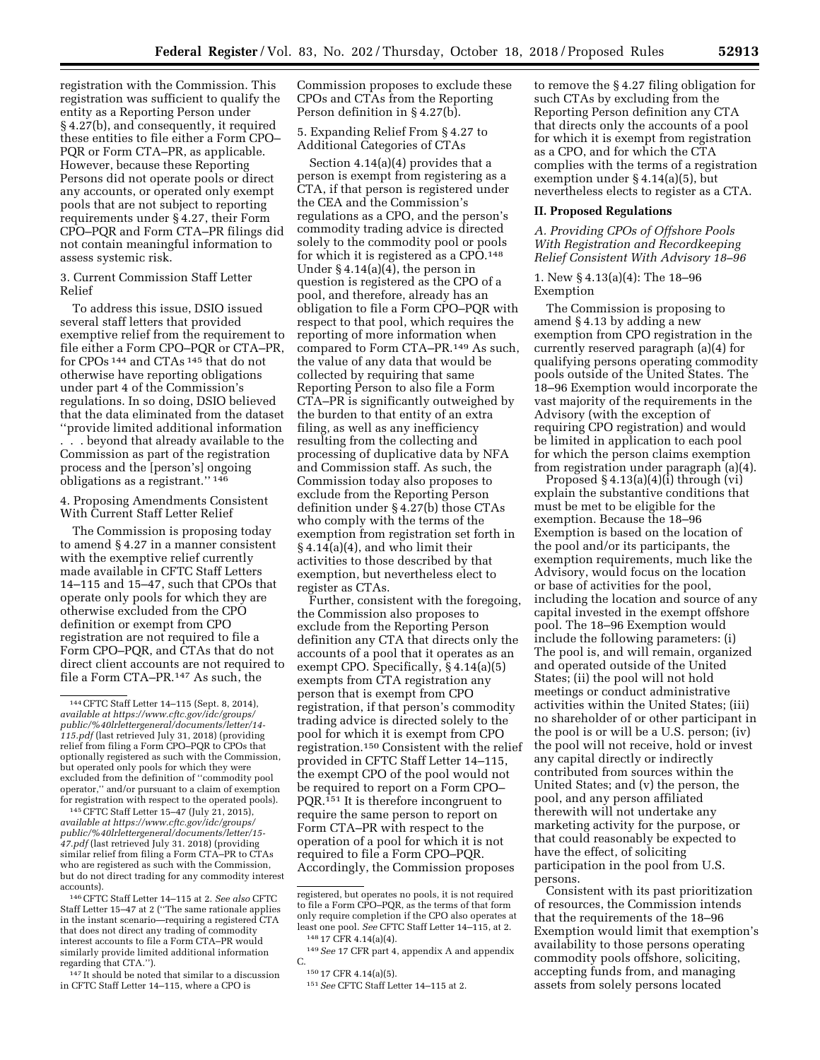registration with the Commission. This registration was sufficient to qualify the entity as a Reporting Person under § 4.27(b), and consequently, it required these entities to file either a Form CPO–PQR or Form CTA–PR, as applicable. However, because these Reporting Persons did not operate pools or direct any accounts, or operated only exempt pools that are not subject to reporting requirements under § 4.27, their Form CPO–PQR and Form CTA–PR filings did not contain meaningful information to assess systemic risk.

3. Current Commission Staff Letter Relief

To address this issue, DSIO issued several staff letters that provided exemptive relief from the requirement to file either a Form CPO–PQR or CTA–PR, for CPOs [144] and CTAs [145] that do not otherwise have reporting obligations under part 4 of the Commission's regulations. In so doing, DSIO believed that the data eliminated from the dataset ''provide limited additional information . . . beyond that already available to the Commission as part of the registration process and the [person's] ongoing obligations as a registrant.'' [146]

4. Proposing Amendments Consistent With Current Staff Letter Relief

The Commission is proposing today to amend § 4.27 in a manner consistent with the exemptive relief currently made available in CFTC Staff Letters 14–115 and 15–47, such that CPOs that operate only pools for which they are otherwise excluded from the CPO definition or exempt from CPO registration are not required to file a Form CPO–PQR, and CTAs that do not direct client accounts are not required to file a Form CTA–PR.[147] As such, the Commission proposes to exclude these CPOs and CTAs from the Reporting Person definition in § 4.27(b).

5. Expanding Relief From § 4.27 to Additional Categories of CTAs

Section 4.14(a)(4) provides that a person is exempt from registering as a CTA, if that person is registered under the CEA and the Commission's regulations as a CPO, and the person's commodity trading advice is directed solely to the commodity pool or pools for which it is registered as a CPO.[148] Under § 4.14(a)(4), the person in question is registered as the CPO of a pool, and therefore, already has an obligation to file a Form CPO–PQR with respect to that pool, which requires the reporting of more information when compared to Form CTA–PR.[149] As such, the value of any data that would be collected by requiring that same Reporting Person to also file a Form CTA–PR is significantly outweighed by the burden to that entity of an extra filing, as well as any inefficiency resulting from the collecting and processing of duplicative data by NFA and Commission staff. As such, the Commission today also proposes to exclude from the Reporting Person definition under § 4.27(b) those CTAs who comply with the terms of the exemption from registration set forth in § 4.14(a)(4), and who limit their activities to those described by that exemption, but nevertheless elect to register as CTAs.

Further, consistent with the foregoing, the Commission also proposes to exclude from the Reporting Person definition any CTA that directs only the accounts of a pool that it operates as an exempt CPO. Specifically, § 4.14(a)(5) exempts from CTA registration any person that is exempt from CPO registration, if that person's commodity trading advice is directed solely to the pool for which it is exempt from CPO registration.[150] Consistent with the relief provided in CFTC Staff Letter 14–115, the exempt CPO of the pool would not be required to report on a Form CPO–PQR.[151] It is therefore incongruent to require the same person to report on Form CTA–PR with respect to the operation of a pool for which it is not required to file a Form CPO–PQR. Accordingly, the Commission proposes to remove the § 4.27 filing obligation for such CTAs by excluding from the Reporting Person definition any CTA that directs only the accounts of a pool for which it is exempt from registration as a CPO, and for which the CTA complies with the terms of a registration exemption under § 4.14(a)(5), but nevertheless elects to register as a CTA.

## II. Proposed Regulations

### *A. Providing CPOs of Offshore Pools With Registration and Recordkeeping Relief Consistent With Advisory 18–96*

1. New § 4.13(a)(4): The 18–96 Exemption

The Commission is proposing to amend § 4.13 by adding a new exemption from CPO registration in the currently reserved paragraph (a)(4) for qualifying persons operating commodity pools outside of the United States. The 18–96 Exemption would incorporate the vast majority of the requirements in the Advisory (with the exception of requiring CPO registration) and would be limited in application to each pool for which the person claims exemption from registration under paragraph (a)(4).

Proposed § 4.13(a)(4)(i) through (vi) explain the substantive conditions that must be met to be eligible for the exemption. Because the 18–96 Exemption is based on the location of the pool and/or its participants, the exemption requirements, much like the Advisory, would focus on the location or base of activities for the pool, including the location and source of any capital invested in the exempt offshore pool. The 18–96 Exemption would include the following parameters: (i) The pool is, and will remain, organized and operated outside of the United States; (ii) the pool will not hold meetings or conduct administrative activities within the United States; (iii) no shareholder of or other participant in the pool is or will be a U.S. person; (iv) the pool will not receive, hold or invest any capital directly or indirectly contributed from sources within the United States; and (v) the person, the pool, and any person affiliated therewith will not undertake any marketing activity for the purpose, or that could reasonably be expected to have the effect, of soliciting participation in the pool from U.S. persons.

Consistent with its past prioritization of resources, the Commission intends that the requirements of the 18–96 Exemption would limit that exemption's availability to those persons operating commodity pools offshore, soliciting, accepting funds from, and managing assets from solely persons located

---

[144] CFTC Staff Letter 14–115 (Sept. 8, 2014), *available at https://www.cftc.gov/idc/groups/public/%40lrlettergeneral/documents/letter/14-115.pdf* (last retrieved July 31, 2018) (providing relief from filing a Form CPO–PQR to CPOs that optionally registered as such with the Commission, but operated only pools for which they were excluded from the definition of ''commodity pool operator,'' and/or pursuant to a claim of exemption for registration with respect to the operated pools).

[145] CFTC Staff Letter 15–47 (July 21, 2015), *available at https://www.cftc.gov/idc/groups/public/%40lrlettergeneral/documents/letter/15-47.pdf* (last retrieved July 31. 2018) (providing similar relief from filing a Form CTA–PR to CTAs who are registered as such with the Commission, but do not direct trading for any commodity interest accounts).

[146] CFTC Staff Letter 14–115 at 2. *See also* CFTC Staff Letter 15–47 at 2 (''The same rationale applies in the instant scenario—requiring a registered CTA that does not direct any trading of commodity interest accounts to file a Form CTA–PR would similarly provide limited additional information regarding that CTA.'').

[147] It should be noted that similar to a discussion in CFTC Staff Letter 14–115, where a CPO is registered, but operates no pools, it is not required to file a Form CPO–PQR, as the terms of that form only require completion if the CPO also operates at least one pool. *See* CFTC Staff Letter 14–115, at 2.

[148] 17 CFR 4.14(a)(4).

[149] *See* 17 CFR part 4, appendix A and appendix C.

[150] 17 CFR 4.14(a)(5).

[151] *See* CFTC Staff Letter 14–115 at 2.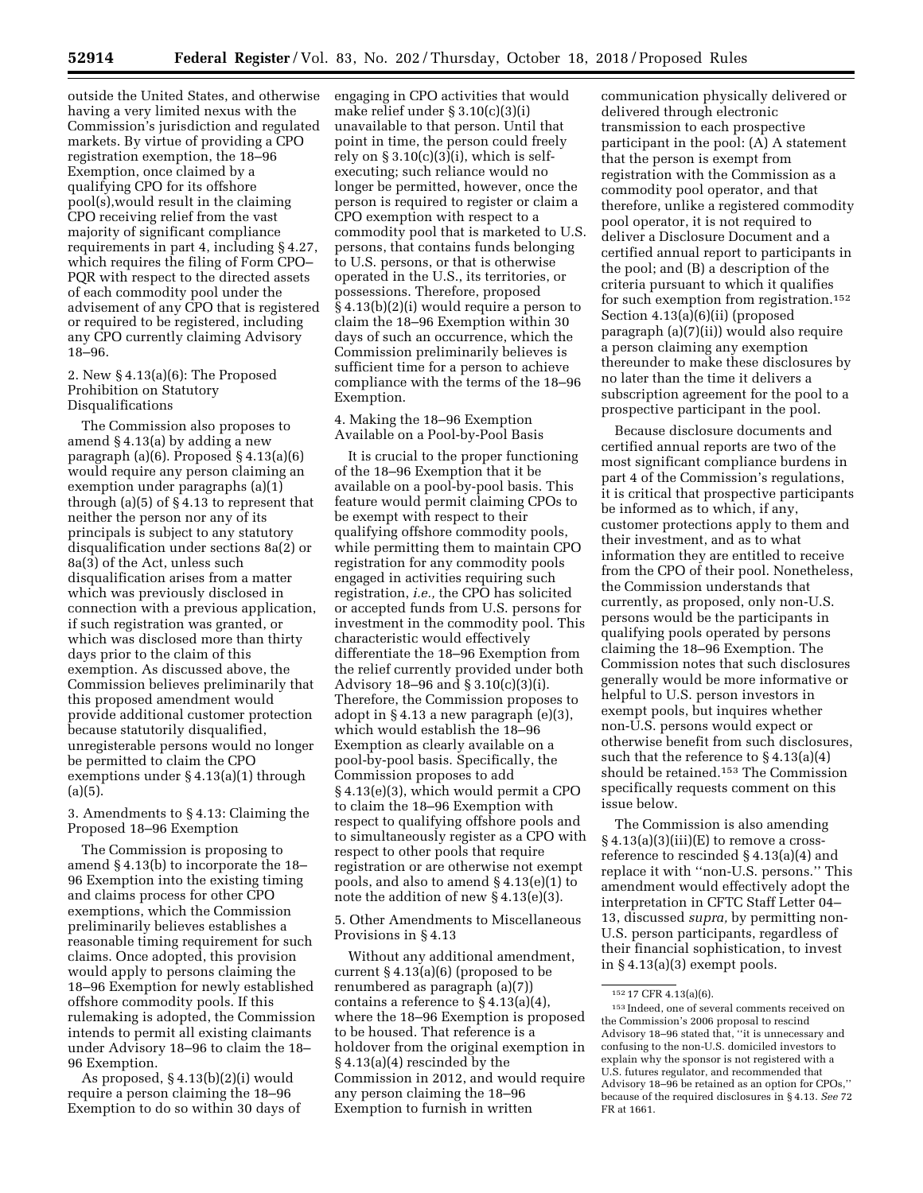outside the United States, and otherwise having a very limited nexus with the Commission's jurisdiction and regulated markets. By virtue of providing a CPO registration exemption, the 18–96 Exemption, once claimed by a qualifying CPO for its offshore pool(s),would result in the claiming CPO receiving relief from the vast majority of significant compliance requirements in part 4, including § 4.27, which requires the filing of Form CPO–PQR with respect to the directed assets of each commodity pool under the advisement of any CPO that is registered or required to be registered, including any CPO currently claiming Advisory 18–96.

### 2. New § 4.13(a)(6): The Proposed Prohibition on Statutory Disqualifications

The Commission also proposes to amend § 4.13(a) by adding a new paragraph (a)(6). Proposed § 4.13(a)(6) would require any person claiming an exemption under paragraphs (a)(1) through (a)(5) of § 4.13 to represent that neither the person nor any of its principals is subject to any statutory disqualification under sections 8a(2) or 8a(3) of the Act, unless such disqualification arises from a matter which was previously disclosed in connection with a previous application, if such registration was granted, or which was disclosed more than thirty days prior to the claim of this exemption. As discussed above, the Commission believes preliminarily that this proposed amendment would provide additional customer protection because statutorily disqualified, unregisterable persons would no longer be permitted to claim the CPO exemptions under § 4.13(a)(1) through (a)(5).

### 3. Amendments to § 4.13: Claiming the Proposed 18–96 Exemption

The Commission is proposing to amend § 4.13(b) to incorporate the 18–96 Exemption into the existing timing and claims process for other CPO exemptions, which the Commission preliminarily believes establishes a reasonable timing requirement for such claims. Once adopted, this provision would apply to persons claiming the 18–96 Exemption for newly established offshore commodity pools. If this rulemaking is adopted, the Commission intends to permit all existing claimants under Advisory 18–96 to claim the 18–96 Exemption.

As proposed, § 4.13(b)(2)(i) would require a person claiming the 18–96 Exemption to do so within 30 days of engaging in CPO activities that would make relief under § 3.10(c)(3)(i) unavailable to that person. Until that point in time, the person could freely rely on § 3.10(c)(3)(i), which is self-executing; such reliance would no longer be permitted, however, once the person is required to register or claim a CPO exemption with respect to a commodity pool that is marketed to U.S. persons, that contains funds belonging to U.S. persons, or that is otherwise operated in the U.S., its territories, or possessions. Therefore, proposed § 4.13(b)(2)(i) would require a person to claim the 18–96 Exemption within 30 days of such an occurrence, which the Commission preliminarily believes is sufficient time for a person to achieve compliance with the terms of the 18–96 Exemption.

### 4. Making the 18–96 Exemption Available on a Pool-by-Pool Basis

It is crucial to the proper functioning of the 18–96 Exemption that it be available on a pool-by-pool basis. This feature would permit claiming CPOs to be exempt with respect to their qualifying offshore commodity pools, while permitting them to maintain CPO registration for any commodity pools engaged in activities requiring such registration, *i.e.,* the CPO has solicited or accepted funds from U.S. persons for investment in the commodity pool. This characteristic would effectively differentiate the 18–96 Exemption from the relief currently provided under both Advisory 18–96 and § 3.10(c)(3)(i). Therefore, the Commission proposes to adopt in § 4.13 a new paragraph (e)(3), which would establish the 18–96 Exemption as clearly available on a pool-by-pool basis. Specifically, the Commission proposes to add § 4.13(e)(3), which would permit a CPO to claim the 18–96 Exemption with respect to qualifying offshore pools and to simultaneously register as a CPO with respect to other pools that require registration or are otherwise not exempt pools, and also to amend § 4.13(e)(1) to note the addition of new § 4.13(e)(3).

### 5. Other Amendments to Miscellaneous Provisions in § 4.13

Without any additional amendment, current § 4.13(a)(6) (proposed to be renumbered as paragraph (a)(7)) contains a reference to § 4.13(a)(4), where the 18–96 Exemption is proposed to be housed. That reference is a holdover from the original exemption in § 4.13(a)(4) rescinded by the Commission in 2012, and would require any person claiming the 18–96 Exemption to furnish in written communication physically delivered or delivered through electronic transmission to each prospective participant in the pool: (A) A statement that the person is exempt from registration with the Commission as a commodity pool operator, and that therefore, unlike a registered commodity pool operator, it is not required to deliver a Disclosure Document and a certified annual report to participants in the pool; and (B) a description of the criteria pursuant to which it qualifies for such exemption from registration.[152] Section 4.13(a)(6)(ii) (proposed paragraph (a)(7)(ii)) would also require a person claiming any exemption thereunder to make these disclosures by no later than the time it delivers a subscription agreement for the pool to a prospective participant in the pool.

Because disclosure documents and certified annual reports are two of the most significant compliance burdens in part 4 of the Commission's regulations, it is critical that prospective participants be informed as to which, if any, customer protections apply to them and their investment, and as to what information they are entitled to receive from the CPO of their pool. Nonetheless, the Commission understands that currently, as proposed, only non-U.S. persons would be the participants in qualifying pools operated by persons claiming the 18–96 Exemption. The Commission notes that such disclosures generally would be more informative or helpful to U.S. person investors in exempt pools, but inquires whether non-U.S. persons would expect or otherwise benefit from such disclosures, such that the reference to § 4.13(a)(4) should be retained.[153] The Commission specifically requests comment on this issue below.

The Commission is also amending § 4.13(a)(3)(iii)(E) to remove a cross-reference to rescinded § 4.13(a)(4) and replace it with ''non-U.S. persons.'' This amendment would effectively adopt the interpretation in CFTC Staff Letter 04–13, discussed *supra,* by permitting non-U.S. person participants, regardless of their financial sophistication, to invest in § 4.13(a)(3) exempt pools.

---

[152] 17 CFR 4.13(a)(6).

[153] Indeed, one of several comments received on the Commission's 2006 proposal to rescind Advisory 18–96 stated that, ''it is unnecessary and confusing to the non-U.S. domiciled investors to explain why the sponsor is not registered with a U.S. futures regulator, and recommended that Advisory 18–96 be retained as an option for CPOs,'' because of the required disclosures in § 4.13. *See* 72 FR at 1661.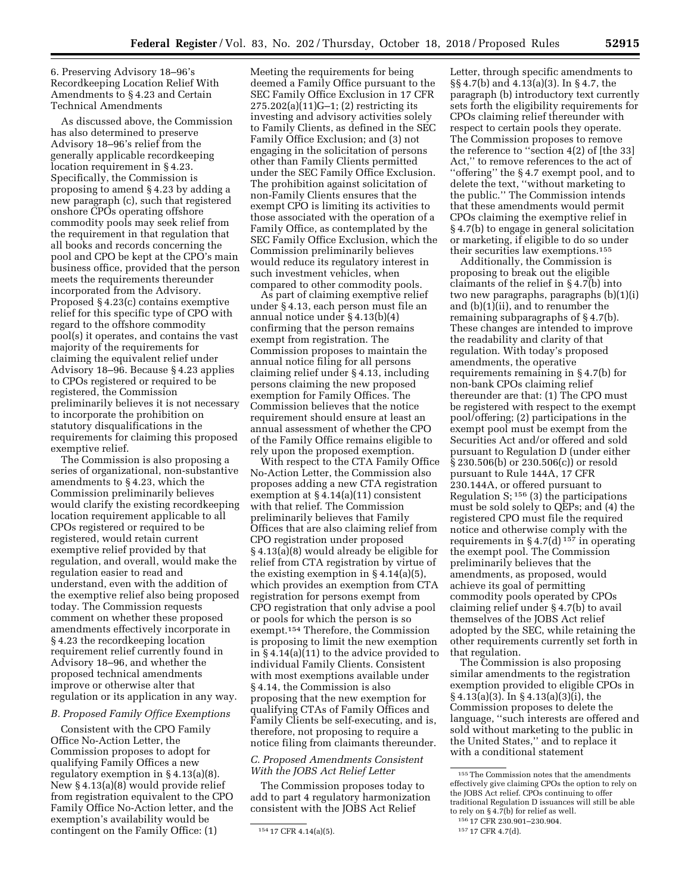6. Preserving Advisory 18–96's Recordkeeping Location Relief With Amendments to § 4.23 and Certain Technical Amendments

As discussed above, the Commission has also determined to preserve Advisory 18–96's relief from the generally applicable recordkeeping location requirement in § 4.23. Specifically, the Commission is proposing to amend § 4.23 by adding a new paragraph (c), such that registered onshore CPOs operating offshore commodity pools may seek relief from the requirement in that regulation that all books and records concerning the pool and CPO be kept at the CPO's main business office, provided that the person meets the requirements thereunder incorporated from the Advisory. Proposed § 4.23(c) contains exemptive relief for this specific type of CPO with regard to the offshore commodity pool(s) it operates, and contains the vast majority of the requirements for claiming the equivalent relief under Advisory 18–96. Because § 4.23 applies to CPOs registered or required to be registered, the Commission preliminarily believes it is not necessary to incorporate the prohibition on statutory disqualifications in the requirements for claiming this proposed exemptive relief.

The Commission is also proposing a series of organizational, non-substantive amendments to § 4.23, which the Commission preliminarily believes would clarify the existing recordkeeping location requirement applicable to all CPOs registered or required to be registered, would retain current exemptive relief provided by that regulation, and overall, would make the regulation easier to read and understand, even with the addition of the exemptive relief also being proposed today. The Commission requests comment on whether these proposed amendments effectively incorporate in § 4.23 the recordkeeping location requirement relief currently found in Advisory 18–96, and whether the proposed technical amendments improve or otherwise alter that regulation or its application in any way.

### *B. Proposed Family Office Exemptions*

Consistent with the CPO Family Office No-Action Letter, the Commission proposes to adopt for qualifying Family Offices a new regulatory exemption in § 4.13(a)(8). New § 4.13(a)(8) would provide relief from registration equivalent to the CPO Family Office No-Action letter, and the exemption's availability would be contingent on the Family Office: (1) Meeting the requirements for being deemed a Family Office pursuant to the SEC Family Office Exclusion in 17 CFR 275.202(a)(11)G–1; (2) restricting its investing and advisory activities solely to Family Clients, as defined in the SEC Family Office Exclusion; and (3) not engaging in the solicitation of persons other than Family Clients permitted under the SEC Family Office Exclusion. The prohibition against solicitation of non-Family Clients ensures that the exempt CPO is limiting its activities to those associated with the operation of a Family Office, as contemplated by the SEC Family Office Exclusion, which the Commission preliminarily believes would reduce its regulatory interest in such investment vehicles, when compared to other commodity pools.

As part of claiming exemptive relief under § 4.13, each person must file an annual notice under § 4.13(b)(4) confirming that the person remains exempt from registration. The Commission proposes to maintain the annual notice filing for all persons claiming relief under § 4.13, including persons claiming the new proposed exemption for Family Offices. The Commission believes that the notice requirement should ensure at least an annual assessment of whether the CPO of the Family Office remains eligible to rely upon the proposed exemption.

With respect to the CTA Family Office No-Action Letter, the Commission also proposes adding a new CTA registration exemption at § 4.14(a)(11) consistent with that relief. The Commission preliminarily believes that Family Offices that are also claiming relief from CPO registration under proposed § 4.13(a)(8) would already be eligible for relief from CTA registration by virtue of the existing exemption in § 4.14(a)(5), which provides an exemption from CTA registration for persons exempt from CPO registration that only advise a pool or pools for which the person is so exempt.[154] Therefore, the Commission is proposing to limit the new exemption in § 4.14(a)(11) to the advice provided to individual Family Clients. Consistent with most exemptions available under § 4.14, the Commission is also proposing that the new exemption for qualifying CTAs of Family Offices and Family Clients be self-executing, and is, therefore, not proposing to require a notice filing from claimants thereunder.

### *C. Proposed Amendments Consistent With the JOBS Act Relief Letter*

The Commission proposes today to add to part 4 regulatory harmonization consistent with the JOBS Act Relief Letter, through specific amendments to §§ 4.7(b) and 4.13(a)(3). In § 4.7, the paragraph (b) introductory text currently sets forth the eligibility requirements for CPOs claiming relief thereunder with respect to certain pools they operate. The Commission proposes to remove the reference to "section 4(2) of [the 33] Act," to remove references to the act of "offering" the § 4.7 exempt pool, and to delete the text, "without marketing to the public." The Commission intends that these amendments would permit CPOs claiming the exemptive relief in § 4.7(b) to engage in general solicitation or marketing, if eligible to do so under their securities law exemptions.[155]

Additionally, the Commission is proposing to break out the eligible claimants of the relief in § 4.7(b) into two new paragraphs, paragraphs (b)(1)(i) and (b)(1)(ii), and to renumber the remaining subparagraphs of § 4.7(b). These changes are intended to improve the readability and clarity of that regulation. With today's proposed amendments, the operative requirements remaining in § 4.7(b) for non-bank CPOs claiming relief thereunder are that: (1) The CPO must be registered with respect to the exempt pool/offering; (2) participations in the exempt pool must be exempt from the Securities Act and/or offered and sold pursuant to Regulation D (under either § 230.506(b) or 230.506(c)) or resold pursuant to Rule 144A, 17 CFR 230.144A, or offered pursuant to Regulation S;[156] (3) the participations must be sold solely to QEPs; and (4) the registered CPO must file the required notice and otherwise comply with the requirements in § 4.7(d)[157] in operating the exempt pool. The Commission preliminarily believes that the amendments, as proposed, would achieve its goal of permitting commodity pools operated by CPOs claiming relief under § 4.7(b) to avail themselves of the JOBS Act relief adopted by the SEC, while retaining the other requirements currently set forth in that regulation.

The Commission is also proposing similar amendments to the registration exemption provided to eligible CPOs in § 4.13(a)(3). In § 4.13(a)(3)(i), the Commission proposes to delete the language, "such interests are offered and sold without marketing to the public in the United States," and to replace it with a conditional statement

---

[154] 17 CFR 4.14(a)(5).

[155] The Commission notes that the amendments effectively give claiming CPOs the option to rely on the JOBS Act relief. CPOs continuing to offer traditional Regulation D issuances will still be able to rely on § 4.7(b) for relief as well.

[156] 17 CFR 230.901–230.904.

[157] 17 CFR 4.7(d).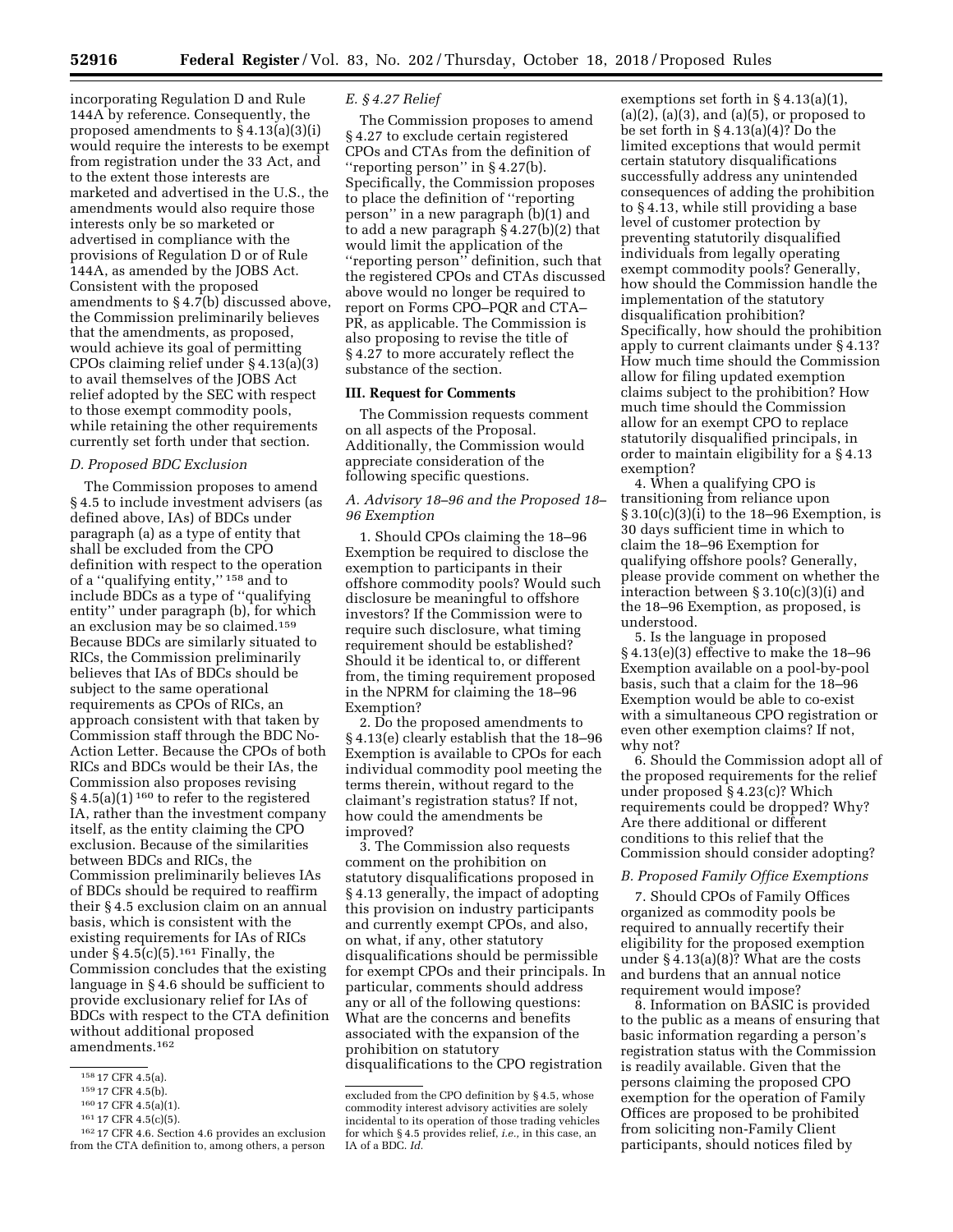incorporating Regulation D and Rule 144A by reference. Consequently, the proposed amendments to § 4.13(a)(3)(i) would require the interests to be exempt from registration under the 33 Act, and to the extent those interests are marketed and advertised in the U.S., the amendments would also require those interests only be so marketed or advertised in compliance with the provisions of Regulation D or of Rule 144A, as amended by the JOBS Act. Consistent with the proposed amendments to § 4.7(b) discussed above, the Commission preliminarily believes that the amendments, as proposed, would achieve its goal of permitting CPOs claiming relief under § 4.13(a)(3) to avail themselves of the JOBS Act relief adopted by the SEC with respect to those exempt commodity pools, while retaining the other requirements currently set forth under that section.

### D. Proposed BDC Exclusion

The Commission proposes to amend § 4.5 to include investment advisers (as defined above, IAs) of BDCs under paragraph (a) as a type of entity that shall be excluded from the CPO definition with respect to the operation of a ''qualifying entity,'' [158] and to include BDCs as a type of ''qualifying entity'' under paragraph (b), for which an exclusion may be so claimed.[159] Because BDCs are similarly situated to RICs, the Commission preliminarily believes that IAs of BDCs should be subject to the same operational requirements as CPOs of RICs, an approach consistent with that taken by Commission staff through the BDC No-Action Letter. Because the CPOs of both RICs and BDCs would be their IAs, the Commission also proposes revising § 4.5(a)(1) [160] to refer to the registered IA, rather than the investment company itself, as the entity claiming the CPO exclusion. Because of the similarities between BDCs and RICs, the Commission preliminarily believes IAs of BDCs should be required to reaffirm their § 4.5 exclusion claim on an annual basis, which is consistent with the existing requirements for IAs of RICs under § 4.5(c)(5).[161] Finally, the Commission concludes that the existing language in § 4.6 should be sufficient to provide exclusionary relief for IAs of BDCs with respect to the CTA definition without additional proposed amendments.[162]

### E. § 4.27 Relief

The Commission proposes to amend § 4.27 to exclude certain registered CPOs and CTAs from the definition of ''reporting person'' in § 4.27(b). Specifically, the Commission proposes to place the definition of ''reporting person'' in a new paragraph (b)(1) and to add a new paragraph § 4.27(b)(2) that would limit the application of the ''reporting person'' definition, such that the registered CPOs and CTAs discussed above would no longer be required to report on Forms CPO–PQR and CTA–PR, as applicable. The Commission is also proposing to revise the title of § 4.27 to more accurately reflect the substance of the section.

## III. Request for Comments

The Commission requests comment on all aspects of the Proposal. Additionally, the Commission would appreciate consideration of the following specific questions.

### A. Advisory 18–96 and the Proposed 18–96 Exemption

1. Should CPOs claiming the 18–96 Exemption be required to disclose the exemption to participants in their offshore commodity pools? Would such disclosure be meaningful to offshore investors? If the Commission were to require such disclosure, what timing requirement should be established? Should it be identical to, or different from, the timing requirement proposed in the NPRM for claiming the 18–96 Exemption?

2. Do the proposed amendments to § 4.13(e) clearly establish that the 18–96 Exemption is available to CPOs for each individual commodity pool meeting the terms therein, without regard to the claimant's registration status? If not, how could the amendments be improved?

3. The Commission also requests comment on the prohibition on statutory disqualifications proposed in § 4.13 generally, the impact of adopting this provision on industry participants and currently exempt CPOs, and also, on what, if any, other statutory disqualifications should be permissible for exempt CPOs and their principals. In particular, comments should address any or all of the following questions: What are the concerns and benefits associated with the expansion of the prohibition on statutory disqualifications to the CPO registration exemptions set forth in § 4.13(a)(1), (a)(2), (a)(3), and (a)(5), or proposed to be set forth in § 4.13(a)(4)? Do the limited exceptions that would permit certain statutory disqualifications successfully address any unintended consequences of adding the prohibition to § 4.13, while still providing a base level of customer protection by preventing statutorily disqualified individuals from legally operating exempt commodity pools? Generally, how should the Commission handle the implementation of the statutory disqualification prohibition? Specifically, how should the prohibition apply to current claimants under § 4.13? How much time should the Commission allow for filing updated exemption claims subject to the prohibition? How much time should the Commission allow for an exempt CPO to replace statutorily disqualified principals, in order to maintain eligibility for a § 4.13 exemption?

4. When a qualifying CPO is transitioning from reliance upon § 3.10(c)(3)(i) to the 18–96 Exemption, is 30 days sufficient time in which to claim the 18–96 Exemption for qualifying offshore pools? Generally, please provide comment on whether the interaction between § 3.10(c)(3)(i) and the 18–96 Exemption, as proposed, is understood.

5. Is the language in proposed § 4.13(e)(3) effective to make the 18–96 Exemption available on a pool-by-pool basis, such that a claim for the 18–96 Exemption would be able to co-exist with a simultaneous CPO registration or even other exemption claims? If not, why not?

6. Should the Commission adopt all of the proposed requirements for the relief under proposed § 4.23(c)? Which requirements could be dropped? Why? Are there additional or different conditions to this relief that the Commission should consider adopting?

### B. Proposed Family Office Exemptions

7. Should CPOs of Family Offices organized as commodity pools be required to annually recertify their eligibility for the proposed exemption under § 4.13(a)(8)? What are the costs and burdens that an annual notice requirement would impose?

8. Information on BASIC is provided to the public as a means of ensuring that basic information regarding a person's registration status with the Commission is readily available. Given that the persons claiming the proposed CPO exemption for the operation of Family Offices are proposed to be prohibited from soliciting non-Family Client participants, should notices filed by

---

[158] 17 CFR 4.5(a).

[159] 17 CFR 4.5(b).

[160] 17 CFR 4.5(a)(1).

[161] 17 CFR 4.5(c)(5).

[162] 17 CFR 4.6. Section 4.6 provides an exclusion from the CTA definition to, among others, a person excluded from the CPO definition by § 4.5, whose commodity interest advisory activities are solely incidental to its operation of those trading vehicles for which § 4.5 provides relief, *i.e.,* in this case, an IA of a BDC. *Id.*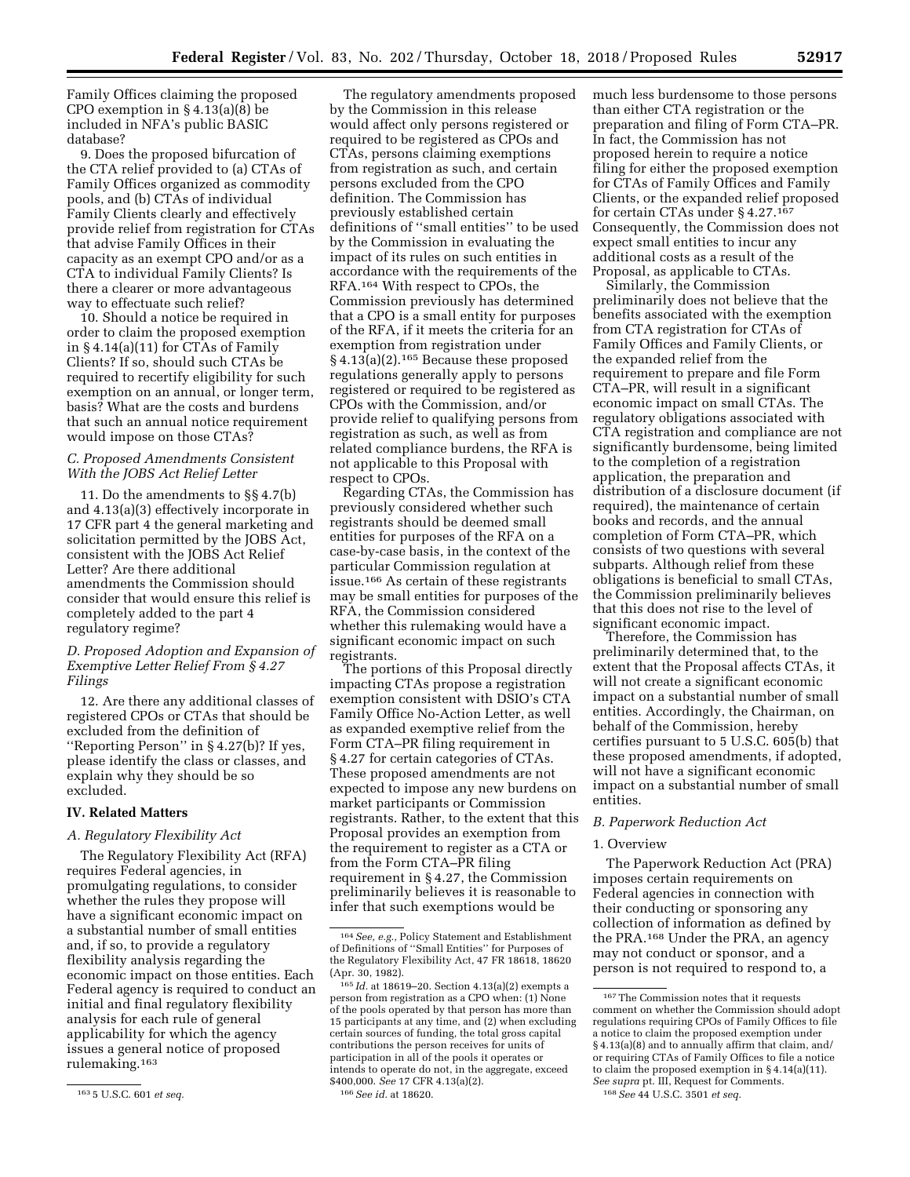Family Offices claiming the proposed CPO exemption in § 4.13(a)(8) be included in NFA's public BASIC database?

9. Does the proposed bifurcation of the CTA relief provided to (a) CTAs of Family Offices organized as commodity pools, and (b) CTAs of individual Family Clients clearly and effectively provide relief from registration for CTAs that advise Family Offices in their capacity as an exempt CPO and/or as a CTA to individual Family Clients? Is there a clearer or more advantageous way to effectuate such relief?

10. Should a notice be required in order to claim the proposed exemption in § 4.14(a)(11) for CTAs of Family Clients? If so, should such CTAs be required to recertify eligibility for such exemption on an annual, or longer term, basis? What are the costs and burdens that such an annual notice requirement would impose on those CTAs?

### *C. Proposed Amendments Consistent With the JOBS Act Relief Letter*

11. Do the amendments to §§ 4.7(b) and 4.13(a)(3) effectively incorporate in 17 CFR part 4 the general marketing and solicitation permitted by the JOBS Act, consistent with the JOBS Act Relief Letter? Are there additional amendments the Commission should consider that would ensure this relief is completely added to the part 4 regulatory regime?

### *D. Proposed Adoption and Expansion of Exemptive Letter Relief From § 4.27 Filings*

12. Are there any additional classes of registered CPOs or CTAs that should be excluded from the definition of ''Reporting Person'' in § 4.27(b)? If yes, please identify the class or classes, and explain why they should be so excluded.

## IV. Related Matters

### *A. Regulatory Flexibility Act*

The Regulatory Flexibility Act (RFA) requires Federal agencies, in promulgating regulations, to consider whether the rules they propose will have a significant economic impact on a substantial number of small entities and, if so, to provide a regulatory flexibility analysis regarding the economic impact on those entities. Each Federal agency is required to conduct an initial and final regulatory flexibility analysis for each rule of general applicability for which the agency issues a general notice of proposed rulemaking.[163]

The regulatory amendments proposed by the Commission in this release would affect only persons registered or required to be registered as CPOs and CTAs, persons claiming exemptions from registration as such, and certain persons excluded from the CPO definition. The Commission has previously established certain definitions of ''small entities'' to be used by the Commission in evaluating the impact of its rules on such entities in accordance with the requirements of the RFA.[164] With respect to CPOs, the Commission previously has determined that a CPO is a small entity for purposes of the RFA, if it meets the criteria for an exemption from registration under § 4.13(a)(2).[165] Because these proposed regulations generally apply to persons registered or required to be registered as CPOs with the Commission, and/or provide relief to qualifying persons from registration as such, as well as from related compliance burdens, the RFA is not applicable to this Proposal with respect to CPOs.

Regarding CTAs, the Commission has previously considered whether such registrants should be deemed small entities for purposes of the RFA on a case-by-case basis, in the context of the particular Commission regulation at issue.[166] As certain of these registrants may be small entities for purposes of the RFA, the Commission considered whether this rulemaking would have a significant economic impact on such registrants.

The portions of this Proposal directly impacting CTAs propose a registration exemption consistent with DSIO's CTA Family Office No-Action Letter, as well as expanded exemptive relief from the Form CTA–PR filing requirement in § 4.27 for certain categories of CTAs. These proposed amendments are not expected to impose any new burdens on market participants or Commission registrants. Rather, to the extent that this Proposal provides an exemption from the requirement to register as a CTA or from the Form CTA–PR filing requirement in § 4.27, the Commission preliminarily believes it is reasonable to infer that such exemptions would be much less burdensome to those persons than either CTA registration or the preparation and filing of Form CTA–PR. In fact, the Commission has not proposed herein to require a notice filing for either the proposed exemption for CTAs of Family Offices and Family Clients, or the expanded relief proposed for certain CTAs under § 4.27.[167] Consequently, the Commission does not expect small entities to incur any additional costs as a result of the Proposal, as applicable to CTAs.

Similarly, the Commission preliminarily does not believe that the benefits associated with the exemption from CTA registration for CTAs of Family Offices and Family Clients, or the expanded relief from the requirement to prepare and file Form CTA–PR, will result in a significant economic impact on small CTAs. The regulatory obligations associated with CTA registration and compliance are not significantly burdensome, being limited to the completion of a registration application, the preparation and distribution of a disclosure document (if required), the maintenance of certain books and records, and the annual completion of Form CTA–PR, which consists of two questions with several subparts. Although relief from these obligations is beneficial to small CTAs, the Commission preliminarily believes that this does not rise to the level of significant economic impact.

Therefore, the Commission has preliminarily determined that, to the extent that the Proposal affects CTAs, it will not create a significant economic impact on a substantial number of small entities. Accordingly, the Chairman, on behalf of the Commission, hereby certifies pursuant to 5 U.S.C. 605(b) that these proposed amendments, if adopted, will not have a significant economic impact on a substantial number of small entities.

### *B. Paperwork Reduction Act*

#### 1. Overview

The Paperwork Reduction Act (PRA) imposes certain requirements on Federal agencies in connection with their conducting or sponsoring any collection of information as defined by the PRA.[168] Under the PRA, an agency may not conduct or sponsor, and a person is not required to respond to, a

---

[163] 5 U.S.C. 601 *et seq.*

[164] *See, e.g.,* Policy Statement and Establishment of Definitions of ''Small Entities'' for Purposes of the Regulatory Flexibility Act, 47 FR 18618, 18620 (Apr. 30, 1982).

[165] *Id.* at 18619–20. Section 4.13(a)(2) exempts a person from registration as a CPO when: (1) None of the pools operated by that person has more than 15 participants at any time, and (2) when excluding certain sources of funding, the total gross capital contributions the person receives for units of participation in all of the pools it operates or intends to operate do not, in the aggregate, exceed $400,000. *See* 17 CFR 4.13(a)(2).

[166] *See id.* at 18620.

[167] The Commission notes that it requests comment on whether the Commission should adopt regulations requiring CPOs of Family Offices to file a notice to claim the proposed exemption under § 4.13(a)(8) and to annually affirm that claim, and/or requiring CTAs of Family Offices to file a notice to claim the proposed exemption in § 4.14(a)(11). *See supra* pt. III, Request for Comments.

[168] *See* 44 U.S.C. 3501 *et seq.*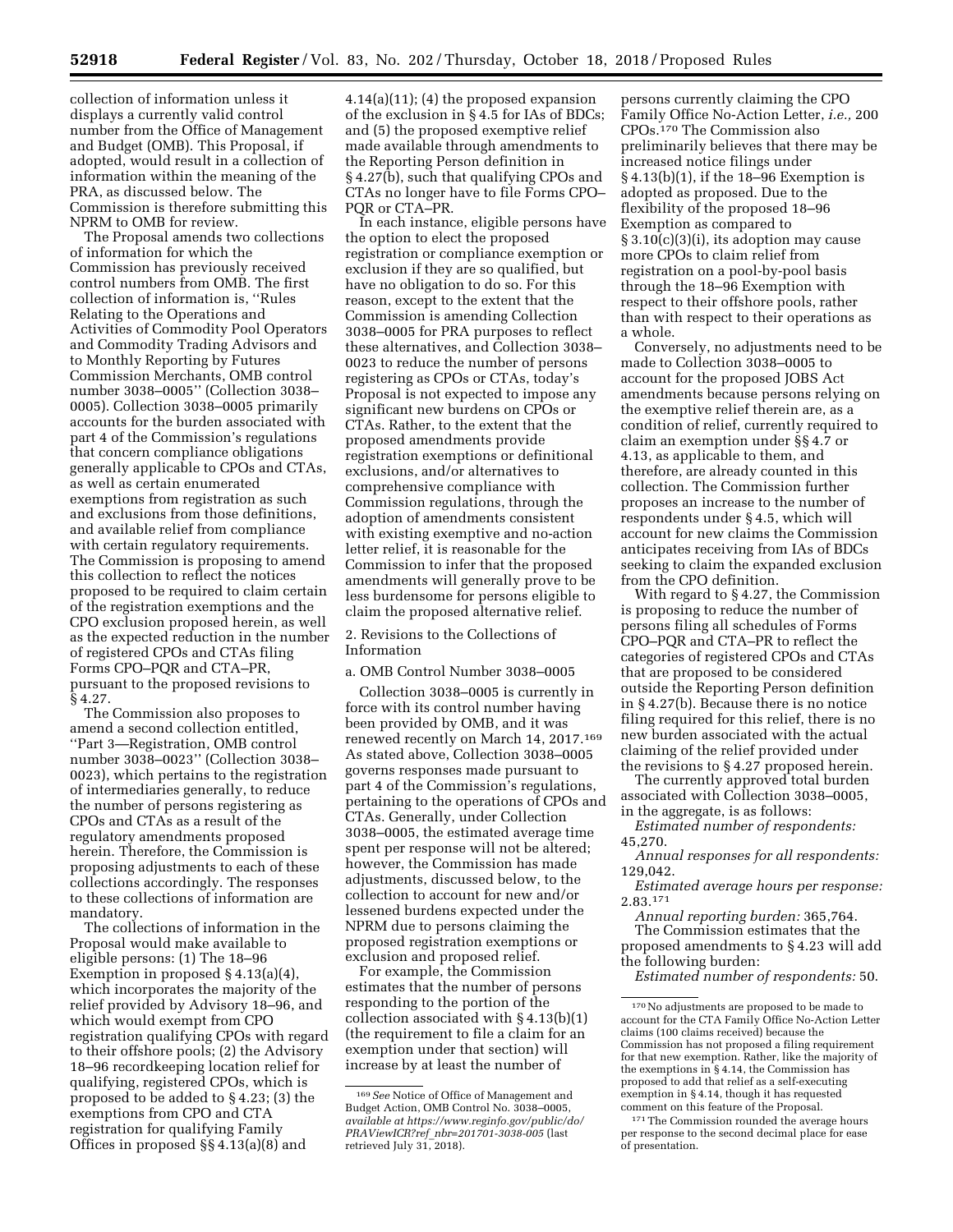collection of information unless it displays a currently valid control number from the Office of Management and Budget (OMB). This Proposal, if adopted, would result in a collection of information within the meaning of the PRA, as discussed below. The Commission is therefore submitting this NPRM to OMB for review.

The Proposal amends two collections of information for which the Commission has previously received control numbers from OMB. The first collection of information is, ''Rules Relating to the Operations and Activities of Commodity Pool Operators and Commodity Trading Advisors and to Monthly Reporting by Futures Commission Merchants, OMB control number 3038–0005'' (Collection 3038–0005). Collection 3038–0005 primarily accounts for the burden associated with part 4 of the Commission's regulations that concern compliance obligations generally applicable to CPOs and CTAs, as well as certain enumerated exemptions from registration as such and exclusions from those definitions, and available relief from compliance with certain regulatory requirements. The Commission is proposing to amend this collection to reflect the notices proposed to be required to claim certain of the registration exemptions and the CPO exclusion proposed herein, as well as the expected reduction in the number of registered CPOs and CTAs filing Forms CPO–PQR and CTA–PR, pursuant to the proposed revisions to § 4.27.

The Commission also proposes to amend a second collection entitled, ''Part 3—Registration, OMB control number 3038–0023'' (Collection 3038–0023), which pertains to the registration of intermediaries generally, to reduce the number of persons registering as CPOs and CTAs as a result of the regulatory amendments proposed herein. Therefore, the Commission is proposing adjustments to each of these collections accordingly. The responses to these collections of information are mandatory.

The collections of information in the Proposal would make available to eligible persons: (1) The 18–96 Exemption in proposed § 4.13(a)(4), which incorporates the majority of the relief provided by Advisory 18–96, and which would exempt from CPO registration qualifying CPOs with regard to their offshore pools; (2) the Advisory 18–96 recordkeeping location relief for qualifying, registered CPOs, which is proposed to be added to § 4.23; (3) the exemptions from CPO and CTA registration for qualifying Family Offices in proposed §§ 4.13(a)(8) and 4.14(a)(11); (4) the proposed expansion of the exclusion in § 4.5 for IAs of BDCs; and (5) the proposed exemptive relief made available through amendments to the Reporting Person definition in § 4.27(b), such that qualifying CPOs and CTAs no longer have to file Forms CPO–PQR or CTA–PR.

In each instance, eligible persons have the option to elect the proposed registration or compliance exemption or exclusion if they are so qualified, but have no obligation to do so. For this reason, except to the extent that the Commission is amending Collection 3038–0005 for PRA purposes to reflect these alternatives, and Collection 3038–0023 to reduce the number of persons registering as CPOs or CTAs, today's Proposal is not expected to impose any significant new burdens on CPOs or CTAs. Rather, to the extent that the proposed amendments provide registration exemptions or definitional exclusions, and/or alternatives to comprehensive compliance with Commission regulations, through the adoption of amendments consistent with existing exemptive and no-action letter relief, it is reasonable for the Commission to infer that the proposed amendments will generally prove to be less burdensome for persons eligible to claim the proposed alternative relief.

2. Revisions to the Collections of Information

a. OMB Control Number 3038–0005

Collection 3038–0005 is currently in force with its control number having been provided by OMB, and it was renewed recently on March 14, 2017.[169] As stated above, Collection 3038–0005 governs responses made pursuant to part 4 of the Commission's regulations, pertaining to the operations of CPOs and CTAs. Generally, under Collection 3038–0005, the estimated average time spent per response will not be altered; however, the Commission has made adjustments, discussed below, to the collection to account for new and/or lessened burdens expected under the NPRM due to persons claiming the proposed registration exemptions or exclusion and proposed relief.

For example, the Commission estimates that the number of persons responding to the portion of the collection associated with § 4.13(b)(1) (the requirement to file a claim for an exemption under that section) will increase by at least the number of persons currently claiming the CPO Family Office No-Action Letter, *i.e.,* 200 CPOs.[170] The Commission also preliminarily believes that there may be increased notice filings under § 4.13(b)(1), if the 18–96 Exemption is adopted as proposed. Due to the flexibility of the proposed 18–96 Exemption as compared to § 3.10(c)(3)(i), its adoption may cause more CPOs to claim relief from registration on a pool-by-pool basis through the 18–96 Exemption with respect to their offshore pools, rather than with respect to their operations as a whole.

Conversely, no adjustments need to be made to Collection 3038–0005 to account for the proposed JOBS Act amendments because persons relying on the exemptive relief therein are, as a condition of relief, currently required to claim an exemption under §§ 4.7 or 4.13, as applicable to them, and therefore, are already counted in this collection. The Commission further proposes an increase to the number of respondents under § 4.5, which will account for new claims the Commission anticipates receiving from IAs of BDCs seeking to claim the expanded exclusion from the CPO definition.

With regard to § 4.27, the Commission is proposing to reduce the number of persons filing all schedules of Forms CPO–PQR and CTA–PR to reflect the categories of registered CPOs and CTAs that are proposed to be considered outside the Reporting Person definition in § 4.27(b). Because there is no notice filing required for this relief, there is no new burden associated with the actual claiming of the relief provided under the revisions to § 4.27 proposed herein.

The currently approved total burden associated with Collection 3038–0005, in the aggregate, is as follows:

*Estimated number of respondents:* 45,270.

*Annual responses for all respondents:* 129,042.

*Estimated average hours per response:* 2.83.[171]

*Annual reporting burden:* 365,764.

The Commission estimates that the proposed amendments to § 4.23 will add the following burden:

*Estimated number of respondents:* 50.

---

[169] *See* Notice of Office of Management and Budget Action, OMB Control No. 3038–0005, *available at https://www.reginfo.gov/public/do/PRAViewICR?ref_nbr=201701-3038-005* (last retrieved July 31, 2018).

[170] No adjustments are proposed to be made to account for the CTA Family Office No-Action Letter claims (100 claims received) because the Commission has not proposed a filing requirement for that new exemption. Rather, like the majority of the exemptions in § 4.14, the Commission has proposed to add that relief as a self-executing exemption in § 4.14, though it has requested comment on this feature of the Proposal.

[171] The Commission rounded the average hours per response to the second decimal place for ease of presentation.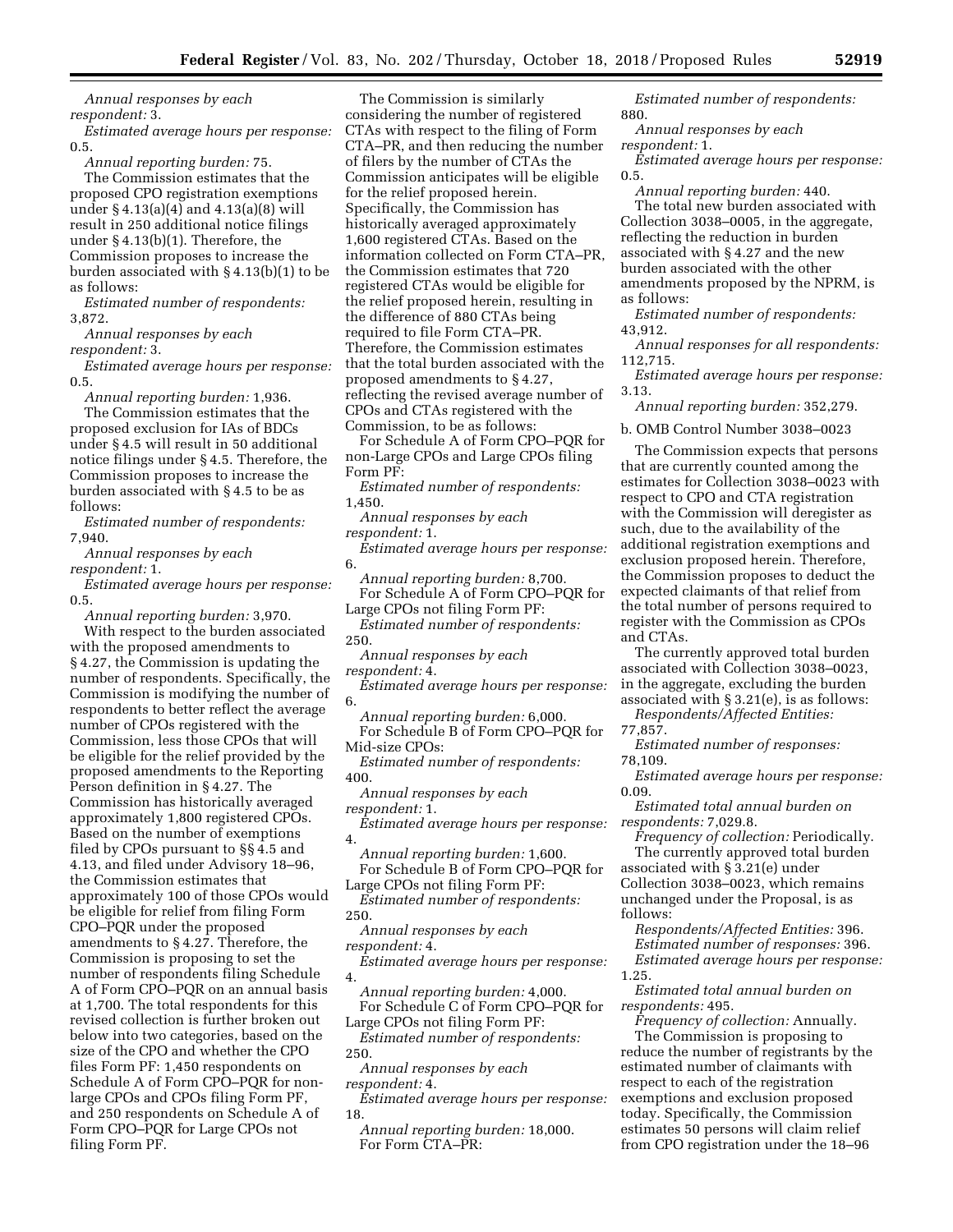*Annual responses by each respondent:* 3.

*Estimated average hours per response:* 0.5.

*Annual reporting burden:* 75.

The Commission estimates that the proposed CPO registration exemptions under § 4.13(a)(4) and 4.13(a)(8) will result in 250 additional notice filings under § 4.13(b)(1). Therefore, the Commission proposes to increase the burden associated with § 4.13(b)(1) to be as follows:

*Estimated number of respondents:* 3,872.

*Annual responses by each respondent:* 3.

*Estimated average hours per response:* 0.5.

*Annual reporting burden:* 1,936.

The Commission estimates that the proposed exclusion for IAs of BDCs under § 4.5 will result in 50 additional notice filings under § 4.5. Therefore, the Commission proposes to increase the burden associated with § 4.5 to be as follows:

*Estimated number of respondents:* 7,940.

*Annual responses by each respondent:* 1.

*Estimated average hours per response:* 0.5.

*Annual reporting burden:* 3,970.

With respect to the burden associated with the proposed amendments to § 4.27, the Commission is updating the number of respondents. Specifically, the Commission is modifying the number of respondents to better reflect the average number of CPOs registered with the Commission, less those CPOs that will be eligible for the relief provided by the proposed amendments to the Reporting Person definition in § 4.27. The Commission has historically averaged approximately 1,800 registered CPOs. Based on the number of exemptions filed by CPOs pursuant to §§ 4.5 and 4.13, and filed under Advisory 18–96, the Commission estimates that approximately 100 of those CPOs would be eligible for relief from filing Form CPO–PQR under the proposed amendments to § 4.27. Therefore, the Commission is proposing to set the number of respondents filing Schedule A of Form CPO–PQR on an annual basis at 1,700. The total respondents for this revised collection is further broken out below into two categories, based on the size of the CPO and whether the CPO files Form PF: 1,450 respondents on Schedule A of Form CPO–PQR for non-large CPOs and CPOs filing Form PF, and 250 respondents on Schedule A of Form CPO–PQR for Large CPOs not filing Form PF.

The Commission is similarly considering the number of registered CTAs with respect to the filing of Form CTA–PR, and then reducing the number of filers by the number of CTAs the Commission anticipates will be eligible for the relief proposed herein. Specifically, the Commission has historically averaged approximately 1,600 registered CTAs. Based on the information collected on Form CTA–PR, the Commission estimates that 720 registered CTAs would be eligible for the relief proposed herein, resulting in the difference of 880 CTAs being required to file Form CTA–PR. Therefore, the Commission estimates that the total burden associated with the proposed amendments to § 4.27, reflecting the revised average number of CPOs and CTAs registered with the Commission, to be as follows:

For Schedule A of Form CPO–PQR for non-Large CPOs and Large CPOs filing Form PF:

*Estimated number of respondents:* 1,450.

*Annual responses by each respondent:* 1.

*Estimated average hours per response:* 6.

*Annual reporting burden:* 8,700.

For Schedule A of Form CPO–PQR for Large CPOs not filing Form PF:

*Estimated number of respondents:* 250.

*Annual responses by each respondent:* 4.

*Estimated average hours per response:* 6.

*Annual reporting burden:* 6,000.

For Schedule B of Form CPO–PQR for Mid-size CPOs:

*Estimated number of respondents:* 400.

*Annual responses by each respondent:* 1.

*Estimated average hours per response:* 4.

*Annual reporting burden:* 1,600.

For Schedule B of Form CPO–PQR for Large CPOs not filing Form PF:

*Estimated number of respondents:* 250.

*Annual responses by each respondent:* 4.

*Estimated average hours per response:* 4.

*Annual reporting burden:* 4,000.

For Schedule C of Form CPO–PQR for Large CPOs not filing Form PF:

*Estimated number of respondents:* 250.

*Annual responses by each respondent:* 4.

*Estimated average hours per response:* 18.

*Annual reporting burden:* 18,000.

For Form CTA–PR:

*Estimated number of respondents:* 880.

*Annual responses by each respondent:* 1.

*Estimated average hours per response:* 0.5.

*Annual reporting burden:* 440.

The total new burden associated with Collection 3038–0005, in the aggregate, reflecting the reduction in burden associated with § 4.27 and the new burden associated with the other amendments proposed by the NPRM, is as follows:

*Estimated number of respondents:* 43,912.

*Annual responses for all respondents:* 112,715.

*Estimated average hours per response:* 3.13.

*Annual reporting burden:* 352,279.

b. OMB Control Number 3038–0023

The Commission expects that persons that are currently counted among the estimates for Collection 3038–0023 with respect to CPO and CTA registration with the Commission will deregister as such, due to the availability of the additional registration exemptions and exclusion proposed herein. Therefore, the Commission proposes to deduct the expected claimants of that relief from the total number of persons required to register with the Commission as CPOs and CTAs.

The currently approved total burden associated with Collection 3038–0023, in the aggregate, excluding the burden associated with § 3.21(e), is as follows:

*Respondents/Affected Entities:* 77,857.

*Estimated number of responses:* 78,109.

*Estimated average hours per response:* 0.09.

*Estimated total annual burden on respondents:* 7,029.8.

*Frequency of collection:* Periodically.

The currently approved total burden associated with § 3.21(e) under Collection 3038–0023, which remains unchanged under the Proposal, is as follows:

*Respondents/Affected Entities:* 396.

*Estimated number of responses:* 396.

*Estimated average hours per response:* 1.25.

*Estimated total annual burden on respondents:* 495.

*Frequency of collection:* Annually.

The Commission is proposing to reduce the number of registrants by the estimated number of claimants with respect to each of the registration exemptions and exclusion proposed today. Specifically, the Commission estimates 50 persons will claim relief from CPO registration under the 18–96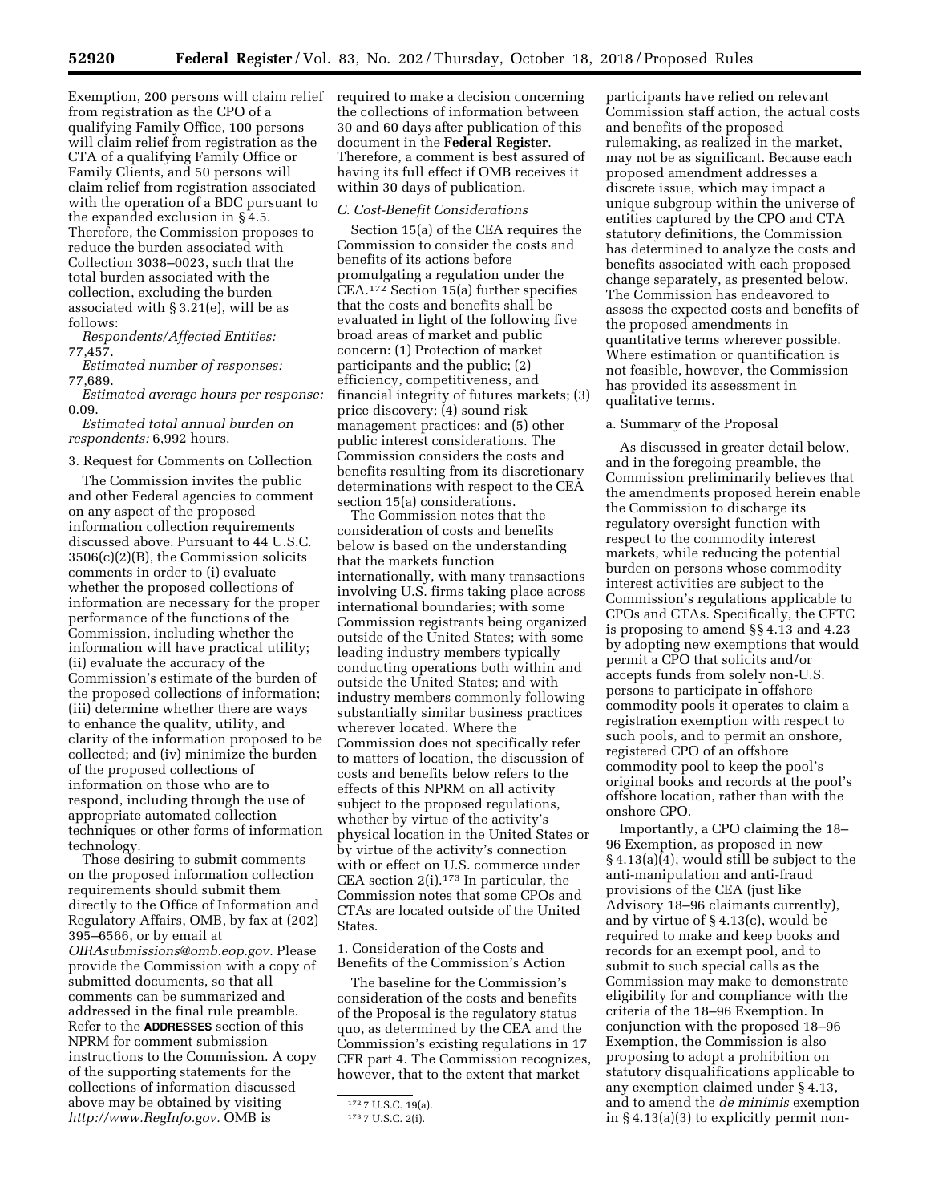Exemption, 200 persons will claim relief from registration as the CPO of a qualifying Family Office, 100 persons will claim relief from registration as the CTA of a qualifying Family Office or Family Clients, and 50 persons will claim relief from registration associated with the operation of a BDC pursuant to the expanded exclusion in § 4.5. Therefore, the Commission proposes to reduce the burden associated with Collection 3038–0023, such that the total burden associated with the collection, excluding the burden associated with § 3.21(e), will be as follows:

*Respondents/Affected Entities:* 77,457.

*Estimated number of responses:* 77,689.

*Estimated average hours per response:* 0.09.

*Estimated total annual burden on respondents:* 6,992 hours.

3. Request for Comments on Collection

The Commission invites the public and other Federal agencies to comment on any aspect of the proposed information collection requirements discussed above. Pursuant to 44 U.S.C. 3506(c)(2)(B), the Commission solicits comments in order to (i) evaluate whether the proposed collections of information are necessary for the proper performance of the functions of the Commission, including whether the information will have practical utility; (ii) evaluate the accuracy of the Commission's estimate of the burden of the proposed collections of information; (iii) determine whether there are ways to enhance the quality, utility, and clarity of the information proposed to be collected; and (iv) minimize the burden of the proposed collections of information on those who are to respond, including through the use of appropriate automated collection techniques or other forms of information technology.

Those desiring to submit comments on the proposed information collection requirements should submit them directly to the Office of Information and Regulatory Affairs, OMB, by fax at (202) 395–6566, or by email at *OIRAsubmissions@omb.eop.gov.* Please provide the Commission with a copy of submitted documents, so that all comments can be summarized and addressed in the final rule preamble. Refer to the **ADDRESSES** section of this NPRM for comment submission instructions to the Commission. A copy of the supporting statements for the collections of information discussed above may be obtained by visiting *http://www.RegInfo.gov.* OMB is required to make a decision concerning the collections of information between 30 and 60 days after publication of this document in the **Federal Register**. Therefore, a comment is best assured of having its full effect if OMB receives it within 30 days of publication.

*C. Cost-Benefit Considerations*

Section 15(a) of the CEA requires the Commission to consider the costs and benefits of its actions before promulgating a regulation under the CEA.[172] Section 15(a) further specifies that the costs and benefits shall be evaluated in light of the following five broad areas of market and public concern: (1) Protection of market participants and the public; (2) efficiency, competitiveness, and financial integrity of futures markets; (3) price discovery; (4) sound risk management practices; and (5) other public interest considerations. The Commission considers the costs and benefits resulting from its discretionary determinations with respect to the CEA section 15(a) considerations.

The Commission notes that the consideration of costs and benefits below is based on the understanding that the markets function internationally, with many transactions involving U.S. firms taking place across international boundaries; with some Commission registrants being organized outside of the United States; with some leading industry members typically conducting operations both within and outside the United States; and with industry members commonly following substantially similar business practices wherever located. Where the Commission does not specifically refer to matters of location, the discussion of costs and benefits below refers to the effects of this NPRM on all activity subject to the proposed regulations, whether by virtue of the activity's physical location in the United States or by virtue of the activity's connection with or effect on U.S. commerce under CEA section 2(i).[173] In particular, the Commission notes that some CPOs and CTAs are located outside of the United States.

1. Consideration of the Costs and Benefits of the Commission's Action

The baseline for the Commission's consideration of the costs and benefits of the Proposal is the regulatory status quo, as determined by the CEA and the Commission's existing regulations in 17 CFR part 4. The Commission recognizes, however, that to the extent that market participants have relied on relevant Commission staff action, the actual costs and benefits of the proposed rulemaking, as realized in the market, may not be as significant. Because each proposed amendment addresses a discrete issue, which may impact a unique subgroup within the universe of entities captured by the CPO and CTA statutory definitions, the Commission has determined to analyze the costs and benefits associated with each proposed change separately, as presented below. The Commission has endeavored to assess the expected costs and benefits of the proposed amendments in quantitative terms wherever possible. Where estimation or quantification is not feasible, however, the Commission has provided its assessment in qualitative terms.

a. Summary of the Proposal

As discussed in greater detail below, and in the foregoing preamble, the Commission preliminarily believes that the amendments proposed herein enable the Commission to discharge its regulatory oversight function with respect to the commodity interest markets, while reducing the potential burden on persons whose commodity interest activities are subject to the Commission's regulations applicable to CPOs and CTAs. Specifically, the CFTC is proposing to amend §§ 4.13 and 4.23 by adopting new exemptions that would permit a CPO that solicits and/or accepts funds from solely non-U.S. persons to participate in offshore commodity pools it operates to claim a registration exemption with respect to such pools, and to permit an onshore, registered CPO of an offshore commodity pool to keep the pool's original books and records at the pool's offshore location, rather than with the onshore CPO.

Importantly, a CPO claiming the 18–96 Exemption, as proposed in new § 4.13(a)(4), would still be subject to the anti-manipulation and anti-fraud provisions of the CEA (just like Advisory 18–96 claimants currently), and by virtue of § 4.13(c), would be required to make and keep books and records for an exempt pool, and to submit to such special calls as the Commission may make to demonstrate eligibility for and compliance with the criteria of the 18–96 Exemption. In conjunction with the proposed 18–96 Exemption, the Commission is also proposing to adopt a prohibition on statutory disqualifications applicable to any exemption claimed under § 4.13, and to amend the *de minimis* exemption in § 4.13(a)(3) to explicitly permit non-

[172] 7 U.S.C. 19(a).

[173] 7 U.S.C. 2(i).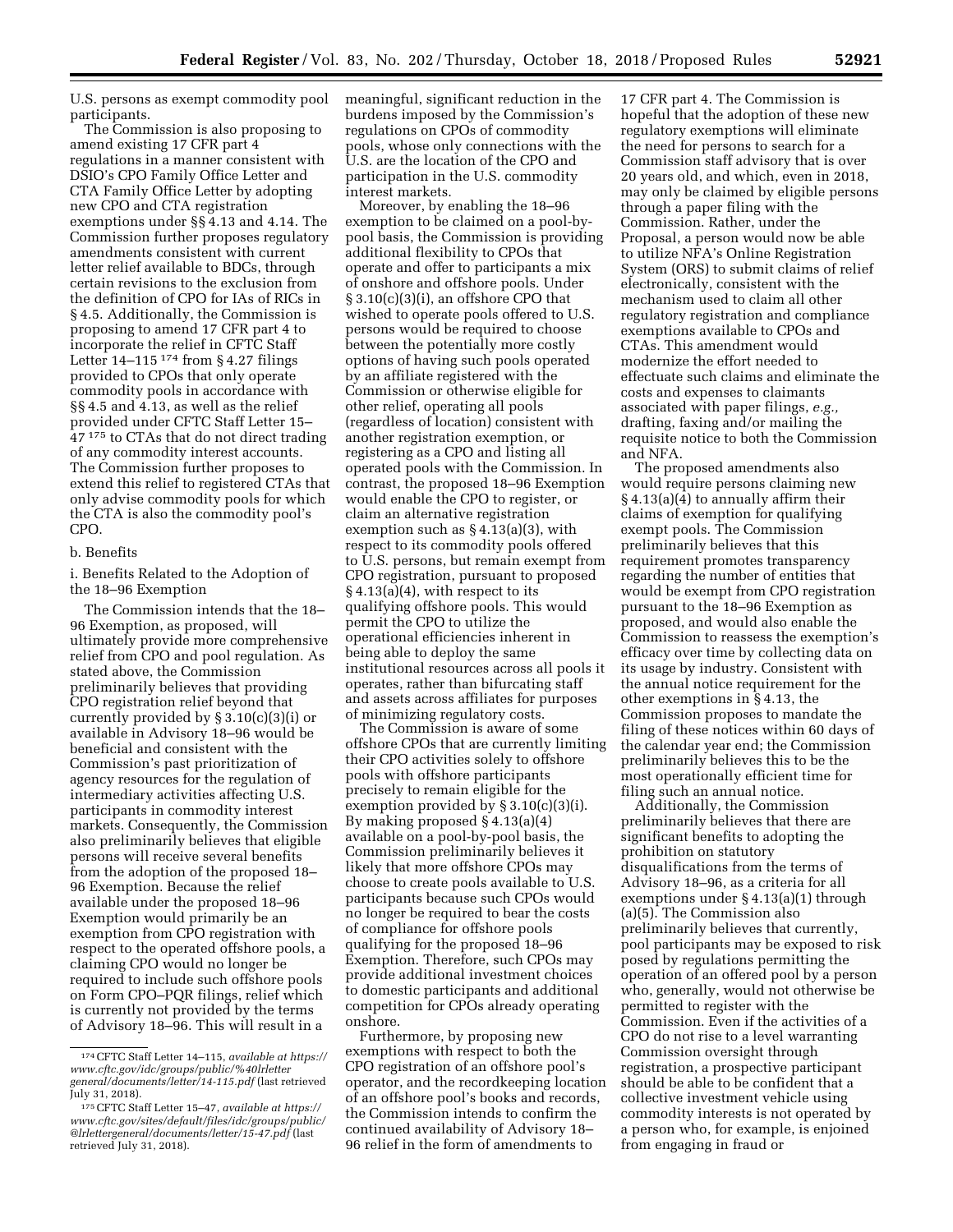U.S. persons as exempt commodity pool participants.

The Commission is also proposing to amend existing 17 CFR part 4 regulations in a manner consistent with DSIO's CPO Family Office Letter and CTA Family Office Letter by adopting new CPO and CTA registration exemptions under §§ 4.13 and 4.14. The Commission further proposes regulatory amendments consistent with current letter relief available to BDCs, through certain revisions to the exclusion from the definition of CPO for IAs of RICs in § 4.5. Additionally, the Commission is proposing to amend 17 CFR part 4 to incorporate the relief in CFTC Staff Letter 14–115 [174] from § 4.27 filings provided to CPOs that only operate commodity pools in accordance with §§ 4.5 and 4.13, as well as the relief provided under CFTC Staff Letter 15–47 [175] to CTAs that do not direct trading of any commodity interest accounts. The Commission further proposes to extend this relief to registered CTAs that only advise commodity pools for which the CTA is also the commodity pool's CPO.

b. Benefits

i. Benefits Related to the Adoption of the 18–96 Exemption

The Commission intends that the 18–96 Exemption, as proposed, will ultimately provide more comprehensive relief from CPO and pool regulation. As stated above, the Commission preliminarily believes that providing CPO registration relief beyond that currently provided by § 3.10(c)(3)(i) or available in Advisory 18–96 would be beneficial and consistent with the Commission's past prioritization of agency resources for the regulation of intermediary activities affecting U.S. participants in commodity interest markets. Consequently, the Commission also preliminarily believes that eligible persons will receive several benefits from the adoption of the proposed 18–96 Exemption. Because the relief available under the proposed 18–96 Exemption would primarily be an exemption from CPO registration with respect to the operated offshore pools, a claiming CPO would no longer be required to include such offshore pools on Form CPO–PQR filings, relief which is currently not provided by the terms of Advisory 18–96. This will result in a meaningful, significant reduction in the burdens imposed by the Commission's regulations on CPOs of commodity pools, whose only connections with the U.S. are the location of the CPO and participation in the U.S. commodity interest markets.

Moreover, by enabling the 18–96 exemption to be claimed on a pool-by-pool basis, the Commission is providing additional flexibility to CPOs that operate and offer to participants a mix of onshore and offshore pools. Under § 3.10(c)(3)(i), an offshore CPO that wished to operate pools offered to U.S. persons would be required to choose between the potentially more costly options of having such pools operated by an affiliate registered with the Commission or otherwise eligible for other relief, operating all pools (regardless of location) consistent with another registration exemption, or registering as a CPO and listing all operated pools with the Commission. In contrast, the proposed 18–96 Exemption would enable the CPO to register, or claim an alternative registration exemption such as § 4.13(a)(3), with respect to its commodity pools offered to U.S. persons, but remain exempt from CPO registration, pursuant to proposed § 4.13(a)(4), with respect to its qualifying offshore pools. This would permit the CPO to utilize the operational efficiencies inherent in being able to deploy the same institutional resources across all pools it operates, rather than bifurcating staff and assets across affiliates for purposes of minimizing regulatory costs.

The Commission is aware of some offshore CPOs that are currently limiting their CPO activities solely to offshore pools with offshore participants precisely to remain eligible for the exemption provided by § 3.10(c)(3)(i). By making proposed § 4.13(a)(4) available on a pool-by-pool basis, the Commission preliminarily believes it likely that more offshore CPOs may choose to create pools available to U.S. participants because such CPOs would no longer be required to bear the costs of compliance for offshore pools qualifying for the proposed 18–96 Exemption. Therefore, such CPOs may provide additional investment choices to domestic participants and additional competition for CPOs already operating onshore.

Furthermore, by proposing new exemptions with respect to both the CPO registration of an offshore pool's operator, and the recordkeeping location of an offshore pool's books and records, the Commission intends to confirm the continued availability of Advisory 18–96 relief in the form of amendments to 17 CFR part 4. The Commission is hopeful that the adoption of these new regulatory exemptions will eliminate the need for persons to search for a Commission staff advisory that is over 20 years old, and which, even in 2018, may only be claimed by eligible persons through a paper filing with the Commission. Rather, under the Proposal, a person would now be able to utilize NFA's Online Registration System (ORS) to submit claims of relief electronically, consistent with the mechanism used to claim all other regulatory registration and compliance exemptions available to CPOs and CTAs. This amendment would modernize the effort needed to effectuate such claims and eliminate the costs and expenses to claimants associated with paper filings, *e.g.,* drafting, faxing and/or mailing the requisite notice to both the Commission and NFA.

The proposed amendments also would require persons claiming new § 4.13(a)(4) to annually affirm their claims of exemption for qualifying exempt pools. The Commission preliminarily believes that this requirement promotes transparency regarding the number of entities that would be exempt from CPO registration pursuant to the 18–96 Exemption as proposed, and would also enable the Commission to reassess the exemption's efficacy over time by collecting data on its usage by industry. Consistent with the annual notice requirement for the other exemptions in § 4.13, the Commission proposes to mandate the filing of these notices within 60 days of the calendar year end; the Commission preliminarily believes this to be the most operationally efficient time for filing such an annual notice.

Additionally, the Commission preliminarily believes that there are significant benefits to adopting the prohibition on statutory disqualifications from the terms of Advisory 18–96, as a criteria for all exemptions under § 4.13(a)(1) through (a)(5). The Commission also preliminarily believes that currently, pool participants may be exposed to risk posed by regulations permitting the operation of an offered pool by a person who, generally, would not otherwise be permitted to register with the Commission. Even if the activities of a CPO do not rise to a level warranting Commission oversight through registration, a prospective participant should be able to be confident that a collective investment vehicle using commodity interests is not operated by a person who, for example, is enjoined from engaging in fraud or

[174] CFTC Staff Letter 14–115, *available at https://www.cftc.gov/idc/groups/public/%40lrletter general/documents/letter/14-115.pdf* (last retrieved July 31, 2018).

[175] CFTC Staff Letter 15–47, *available at https://www.cftc.gov/sites/default/files/idc/groups/public/@lrlettergeneral/documents/letter/15-47.pdf* (last retrieved July 31, 2018).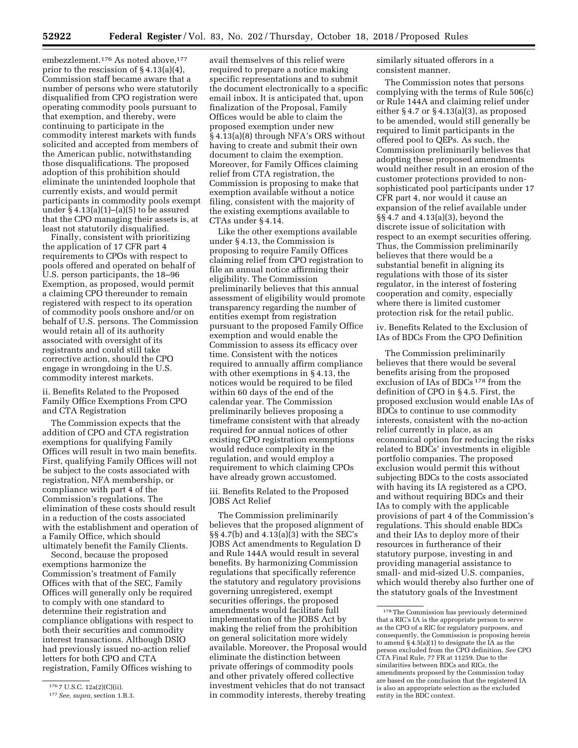embezzlement.[176] As noted above,[177] prior to the rescission of § 4.13(a)(4), Commission staff became aware that a number of persons who were statutorily disqualified from CPO registration were operating commodity pools pursuant to that exemption, and thereby, were continuing to participate in the commodity interest markets with funds solicited and accepted from members of the American public, notwithstanding those disqualifications. The proposed adoption of this prohibition should eliminate the unintended loophole that currently exists, and would permit participants in commodity pools exempt under § 4.13(a)(1)–(a)(5) to be assured that the CPO managing their assets is, at least not statutorily disqualified.

Finally, consistent with prioritizing the application of 17 CFR part 4 requirements to CPOs with respect to pools offered and operated on behalf of U.S. person participants, the 18–96 Exemption, as proposed, would permit a claiming CPO thereunder to remain registered with respect to its operation of commodity pools onshore and/or on behalf of U.S. persons. The Commission would retain all of its authority associated with oversight of its registrants and could still take corrective action, should the CPO engage in wrongdoing in the U.S. commodity interest markets.

ii. Benefits Related to the Proposed Family Office Exemptions From CPO and CTA Registration

The Commission expects that the addition of CPO and CTA registration exemptions for qualifying Family Offices will result in two main benefits. First, qualifying Family Offices will not be subject to the costs associated with registration, NFA membership, or compliance with part 4 of the Commission's regulations. The elimination of these costs should result in a reduction of the costs associated with the establishment and operation of a Family Office, which should ultimately benefit the Family Clients.

Second, because the proposed exemptions harmonize the Commission's treatment of Family Offices with that of the SEC, Family Offices will generally only be required to comply with one standard to determine their registration and compliance obligations with respect to both their securities and commodity interest transactions. Although DSIO had previously issued no-action relief letters for both CPO and CTA registration, Family Offices wishing to avail themselves of this relief were required to prepare a notice making specific representations and to submit the document electronically to a specific email inbox. It is anticipated that, upon finalization of the Proposal, Family Offices would be able to claim the proposed exemption under new § 4.13(a)(8) through NFA's ORS without having to create and submit their own document to claim the exemption. Moreover, for Family Offices claiming relief from CTA registration, the Commission is proposing to make that exemption available without a notice filing, consistent with the majority of the existing exemptions available to CTAs under § 4.14.

Like the other exemptions available under § 4.13, the Commission is proposing to require Family Offices claiming relief from CPO registration to file an annual notice affirming their eligibility. The Commission preliminarily believes that this annual assessment of eligibility would promote transparency regarding the number of entities exempt from registration pursuant to the proposed Family Office exemption and would enable the Commission to assess its efficacy over time. Consistent with the notices required to annually affirm compliance with other exemptions in § 4.13, the notices would be required to be filed within 60 days of the end of the calendar year. The Commission preliminarily believes proposing a timeframe consistent with that already required for annual notices of other existing CPO registration exemptions would reduce complexity in the regulation, and would employ a requirement to which claiming CPOs have already grown accustomed.

iii. Benefits Related to the Proposed JOBS Act Relief

The Commission preliminarily believes that the proposed alignment of §§ 4.7(b) and 4.13(a)(3) with the SEC's JOBS Act amendments to Regulation D and Rule 144A would result in several benefits. By harmonizing Commission regulations that specifically reference the statutory and regulatory provisions governing unregistered, exempt securities offerings, the proposed amendments would facilitate full implementation of the JOBS Act by making the relief from the prohibition on general solicitation more widely available. Moreover, the Proposal would eliminate the distinction between private offerings of commodity pools and other privately offered collective investment vehicles that do not transact in commodity interests, thereby treating similarly situated offerors in a consistent manner.

The Commission notes that persons complying with the terms of Rule 506(c) or Rule 144A and claiming relief under either § 4.7 or § 4.13(a)(3), as proposed to be amended, would still generally be required to limit participants in the offered pool to QEPs. As such, the Commission preliminarily believes that adopting these proposed amendments would neither result in an erosion of the customer protections provided to non-sophisticated pool participants under 17 CFR part 4, nor would it cause an expansion of the relief available under §§ 4.7 and 4.13(a)(3), beyond the discrete issue of solicitation with respect to an exempt securities offering. Thus, the Commission preliminarily believes that there would be a substantial benefit in aligning its regulations with those of its sister regulator, in the interest of fostering cooperation and comity, especially where there is limited customer protection risk for the retail public.

iv. Benefits Related to the Exclusion of IAs of BDCs From the CPO Definition

The Commission preliminarily believes that there would be several benefits arising from the proposed exclusion of IAs of BDCs[178] from the definition of CPO in § 4.5. First, the proposed exclusion would enable IAs of BDCs to continue to use commodity interests, consistent with the no-action relief currently in place, as an economical option for reducing the risks related to BDCs' investments in eligible portfolio companies. The proposed exclusion would permit this without subjecting BDCs to the costs associated with having its IA registered as a CPO, and without requiring BDCs and their IAs to comply with the applicable provisions of part 4 of the Commission's regulations. This should enable BDCs and their IAs to deploy more of their resources in furtherance of their statutory purpose, investing in and providing managerial assistance to small- and mid-sized U.S. companies, which would thereby also further one of the statutory goals of the Investment

---

[176] 7 U.S.C. 12a(2)(C)(ii).

[177] *See, supra,* section 1.B.3.

[178] The Commission has previously determined that a RIC's IA is the appropriate person to serve as the CPO of a RIC for regulatory purposes, and consequently, the Commission is proposing herein to amend § 4.5(a)(1) to designate the IA as the person excluded from the CPO definition. *See* CPO CTA Final Rule, 77 FR at 11259. Due to the similarities between BDCs and RICs, the amendments proposed by the Commission today are based on the conclusion that the registered IA is also an appropriate selection as the excluded entity in the BDC context.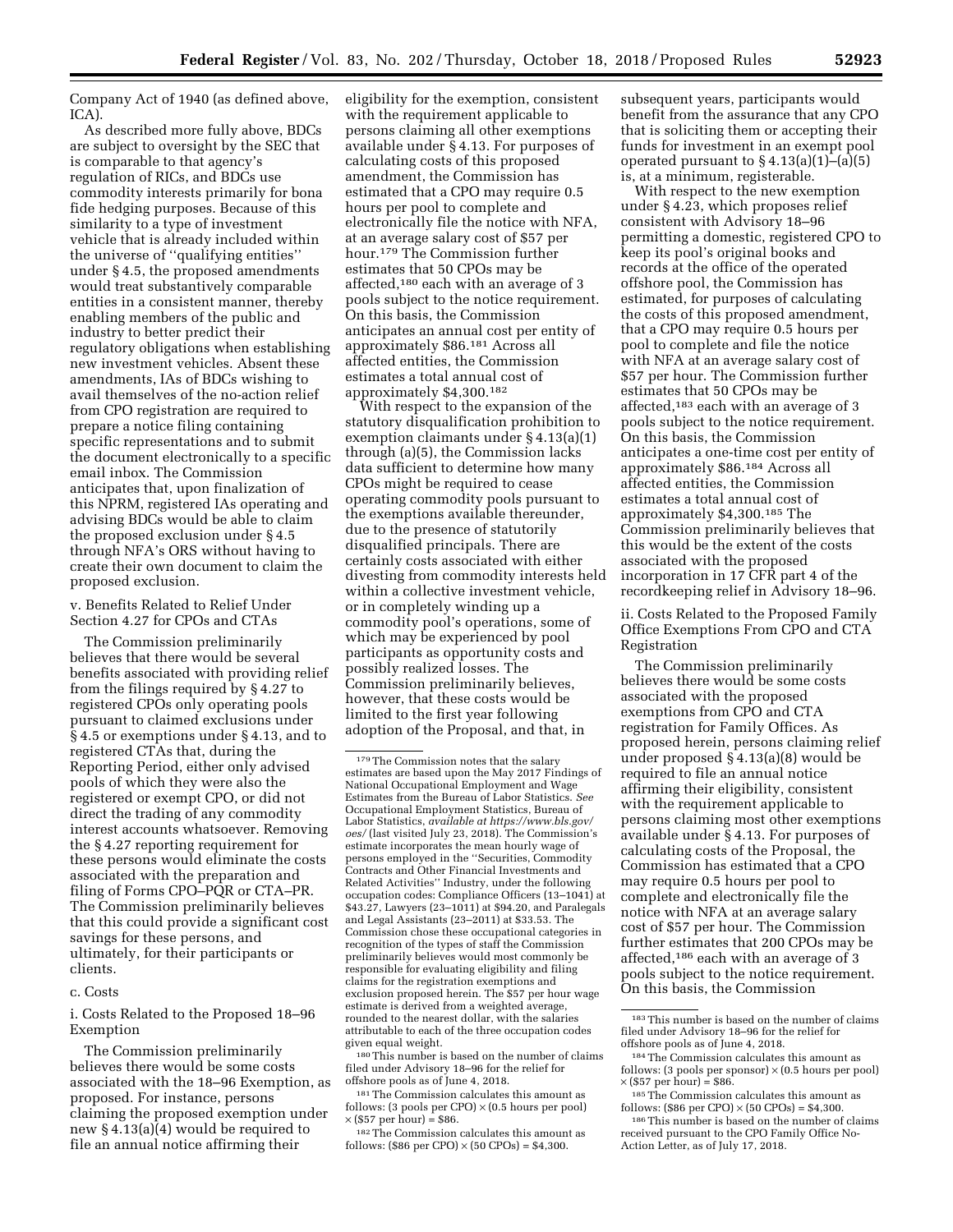Company Act of 1940 (as defined above, ICA).

As described more fully above, BDCs are subject to oversight by the SEC that is comparable to that agency's regulation of RICs, and BDCs use commodity interests primarily for bona fide hedging purposes. Because of this similarity to a type of investment vehicle that is already included within the universe of "qualifying entities" under § 4.5, the proposed amendments would treat substantively comparable entities in a consistent manner, thereby enabling members of the public and industry to better predict their regulatory obligations when establishing new investment vehicles. Absent these amendments, IAs of BDCs wishing to avail themselves of the no-action relief from CPO registration are required to prepare a notice filing containing specific representations and to submit the document electronically to a specific email inbox. The Commission anticipates that, upon finalization of this NPRM, registered IAs operating and advising BDCs would be able to claim the proposed exclusion under § 4.5 through NFA's ORS without having to create their own document to claim the proposed exclusion.

v. Benefits Related to Relief Under Section 4.27 for CPOs and CTAs

The Commission preliminarily believes that there would be several benefits associated with providing relief from the filings required by § 4.27 to registered CPOs only operating pools pursuant to claimed exclusions under § 4.5 or exemptions under § 4.13, and to registered CTAs that, during the Reporting Period, either only advised pools of which they were also the registered or exempt CPO, or did not direct the trading of any commodity interest accounts whatsoever. Removing the § 4.27 reporting requirement for these persons would eliminate the costs associated with the preparation and filing of Forms CPO–PQR or CTA–PR. The Commission preliminarily believes that this could provide a significant cost savings for these persons, and ultimately, for their participants or clients.

c. Costs

i. Costs Related to the Proposed 18–96 Exemption

The Commission preliminarily believes there would be some costs associated with the 18–96 Exemption, as proposed. For instance, persons claiming the proposed exemption under new § 4.13(a)(4) would be required to file an annual notice affirming their eligibility for the exemption, consistent with the requirement applicable to persons claiming all other exemptions available under § 4.13. For purposes of calculating costs of this proposed amendment, the Commission has estimated that a CPO may require 0.5 hours per pool to complete and electronically file the notice with NFA, at an average salary cost of $57 per hour.[179] The Commission further estimates that 50 CPOs may be affected,[180] each with an average of 3 pools subject to the notice requirement. On this basis, the Commission anticipates an annual cost per entity of approximately $86.[181] Across all affected entities, the Commission estimates a total annual cost of approximately $4,300.[182]

With respect to the expansion of the statutory disqualification prohibition to exemption claimants under § 4.13(a)(1) through (a)(5), the Commission lacks data sufficient to determine how many CPOs might be required to cease operating commodity pools pursuant to the exemptions available thereunder, due to the presence of statutorily disqualified principals. There are certainly costs associated with either divesting from commodity interests held within a collective investment vehicle, or in completely winding up a commodity pool's operations, some of which may be experienced by pool participants as opportunity costs and possibly realized losses. The Commission preliminarily believes, however, that these costs would be limited to the first year following adoption of the Proposal, and that, in subsequent years, participants would benefit from the assurance that any CPO that is soliciting them or accepting their funds for investment in an exempt pool operated pursuant to § 4.13(a)(1)–(a)(5) is, at a minimum, registerable.

With respect to the new exemption under § 4.23, which proposes relief consistent with Advisory 18–96 permitting a domestic, registered CPO to keep its pool's original books and records at the office of the operated offshore pool, the Commission has estimated, for purposes of calculating the costs of this proposed amendment, that a CPO may require 0.5 hours per pool to complete and file the notice with NFA at an average salary cost of $57 per hour. The Commission further estimates that 50 CPOs may be affected,[183] each with an average of 3 pools subject to the notice requirement. On this basis, the Commission anticipates a one-time cost per entity of approximately $86.[184] Across all affected entities, the Commission estimates a total annual cost of approximately $4,300.[185] The Commission preliminarily believes that this would be the extent of the costs associated with the proposed incorporation in 17 CFR part 4 of the recordkeeping relief in Advisory 18–96.

ii. Costs Related to the Proposed Family Office Exemptions From CPO and CTA Registration

The Commission preliminarily believes there would be some costs associated with the proposed exemptions from CPO and CTA registration for Family Offices. As proposed herein, persons claiming relief under proposed § 4.13(a)(8) would be required to file an annual notice affirming their eligibility, consistent with the requirement applicable to persons claiming most other exemptions available under § 4.13. For purposes of calculating costs of the Proposal, the Commission has estimated that a CPO may require 0.5 hours per pool to complete and electronically file the notice with NFA at an average salary cost of $57 per hour. The Commission further estimates that 200 CPOs may be affected,[186] each with an average of 3 pools subject to the notice requirement. On this basis, the Commission

---

[179] The Commission notes that the salary estimates are based upon the May 2017 Findings of National Occupational Employment and Wage Estimates from the Bureau of Labor Statistics. *See* Occupational Employment Statistics, Bureau of Labor Statistics, *available at https://www.bls.gov/oes/* (last visited July 23, 2018). The Commission's estimate incorporates the mean hourly wage of persons employed in the "Securities, Commodity Contracts and Other Financial Investments and Related Activities" Industry, under the following occupation codes: Compliance Officers (13–1041) at $43.27, Lawyers (23–1011) at $94.20, and Paralegals and Legal Assistants (23–2011) at $33.53. The Commission chose these occupational categories in recognition of the types of staff the Commission preliminarily believes would most commonly be responsible for evaluating eligibility and filing claims for the registration exemptions and exclusion proposed herein. The $57 per hour wage estimate is derived from a weighted average, rounded to the nearest dollar, with the salaries attributable to each of the three occupation codes given equal weight.

[180] This number is based on the number of claims filed under Advisory 18–96 for the relief for offshore pools as of June 4, 2018.

[181] The Commission calculates this amount as follows: (3 pools per CPO) × (0.5 hours per pool) × ($57 per hour) = $86.

[182] The Commission calculates this amount as follows: ($86 per CPO) × (50 CPOs) = $4,300.

[183] This number is based on the number of claims filed under Advisory 18–96 for the relief for offshore pools as of June 4, 2018.

[184] The Commission calculates this amount as follows: (3 pools per sponsor) × (0.5 hours per pool) × ($57 per hour) = $86.

[185] The Commission calculates this amount as follows: ($86 per CPO) × (50 CPOs) = $4,300.

[186] This number is based on the number of claims received pursuant to the CPO Family Office No-Action Letter, as of July 17, 2018.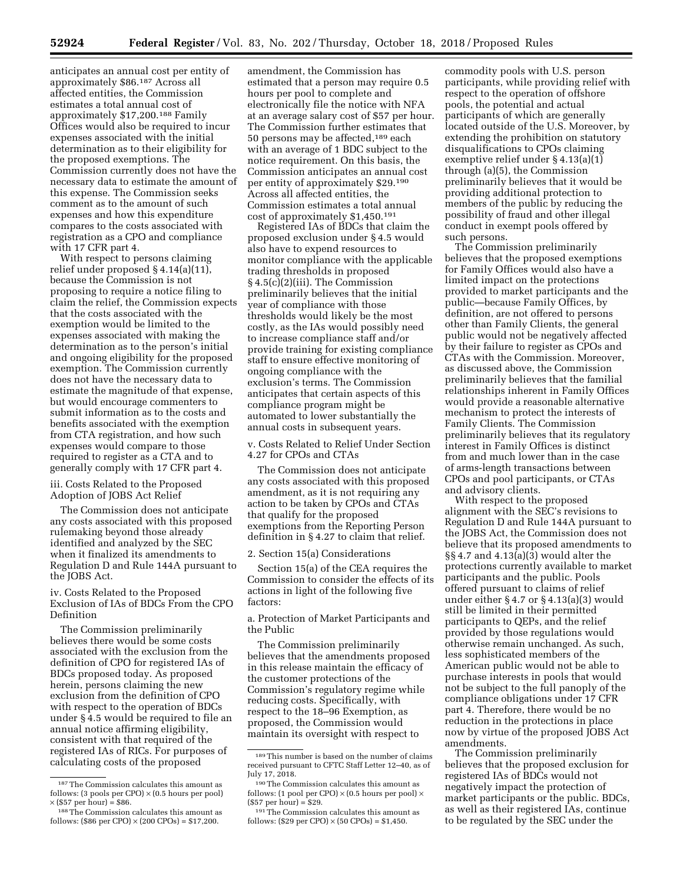anticipates an annual cost per entity of approximately $86.[187] Across all affected entities, the Commission estimates a total annual cost of approximately $17,200.[188] Family Offices would also be required to incur expenses associated with the initial determination as to their eligibility for the proposed exemptions. The Commission currently does not have the necessary data to estimate the amount of this expense. The Commission seeks comment as to the amount of such expenses and how this expenditure compares to the costs associated with registration as a CPO and compliance with 17 CFR part 4.

With respect to persons claiming relief under proposed § 4.14(a)(11), because the Commission is not proposing to require a notice filing to claim the relief, the Commission expects that the costs associated with the exemption would be limited to the expenses associated with making the determination as to the person's initial and ongoing eligibility for the proposed exemption. The Commission currently does not have the necessary data to estimate the magnitude of that expense, but would encourage commenters to submit information as to the costs and benefits associated with the exemption from CTA registration, and how such expenses would compare to those required to register as a CTA and to generally comply with 17 CFR part 4.

iii. Costs Related to the Proposed Adoption of JOBS Act Relief

The Commission does not anticipate any costs associated with this proposed rulemaking beyond those already identified and analyzed by the SEC when it finalized its amendments to Regulation D and Rule 144A pursuant to the JOBS Act.

iv. Costs Related to the Proposed Exclusion of IAs of BDCs From the CPO Definition

The Commission preliminarily believes there would be some costs associated with the exclusion from the definition of CPO for registered IAs of BDCs proposed today. As proposed herein, persons claiming the new exclusion from the definition of CPO with respect to the operation of BDCs under § 4.5 would be required to file an annual notice affirming eligibility, consistent with that required of the registered IAs of RICs. For purposes of calculating costs of the proposed amendment, the Commission has estimated that a person may require 0.5 hours per pool to complete and electronically file the notice with NFA at an average salary cost of $57 per hour. The Commission further estimates that 50 persons may be affected,[189] each with an average of 1 BDC subject to the notice requirement. On this basis, the Commission anticipates an annual cost per entity of approximately $29.[190] Across all affected entities, the Commission estimates a total annual cost of approximately $1,450.[191]

Registered IAs of BDCs that claim the proposed exclusion under § 4.5 would also have to expend resources to monitor compliance with the applicable trading thresholds in proposed § 4.5(c)(2)(iii). The Commission preliminarily believes that the initial year of compliance with those thresholds would likely be the most costly, as the IAs would possibly need to increase compliance staff and/or provide training for existing compliance staff to ensure effective monitoring of ongoing compliance with the exclusion's terms. The Commission anticipates that certain aspects of this compliance program might be automated to lower substantially the annual costs in subsequent years.

v. Costs Related to Relief Under Section 4.27 for CPOs and CTAs

The Commission does not anticipate any costs associated with this proposed amendment, as it is not requiring any action to be taken by CPOs and CTAs that qualify for the proposed exemptions from the Reporting Person definition in § 4.27 to claim that relief.

2. Section 15(a) Considerations

Section 15(a) of the CEA requires the Commission to consider the effects of its actions in light of the following five factors:

a. Protection of Market Participants and the Public

The Commission preliminarily believes that the amendments proposed in this release maintain the efficacy of the customer protections of the Commission's regulatory regime while reducing costs. Specifically, with respect to the 18–96 Exemption, as proposed, the Commission would maintain its oversight with respect to commodity pools with U.S. person participants, while providing relief with respect to the operation of offshore pools, the potential and actual participants of which are generally located outside of the U.S. Moreover, by extending the prohibition on statutory disqualifications to CPOs claiming exemptive relief under § 4.13(a)(1) through (a)(5), the Commission preliminarily believes that it would be providing additional protection to members of the public by reducing the possibility of fraud and other illegal conduct in exempt pools offered by such persons.

The Commission preliminarily believes that the proposed exemptions for Family Offices would also have a limited impact on the protections provided to market participants and the public—because Family Offices, by definition, are not offered to persons other than Family Clients, the general public would not be negatively affected by their failure to register as CPOs and CTAs with the Commission. Moreover, as discussed above, the Commission preliminarily believes that the familial relationships inherent in Family Offices would provide a reasonable alternative mechanism to protect the interests of Family Clients. The Commission preliminarily believes that its regulatory interest in Family Offices is distinct from and much lower than in the case of arms-length transactions between CPOs and pool participants, or CTAs and advisory clients.

With respect to the proposed alignment with the SEC's revisions to Regulation D and Rule 144A pursuant to the JOBS Act, the Commission does not believe that its proposed amendments to §§ 4.7 and 4.13(a)(3) would alter the protections currently available to market participants and the public. Pools offered pursuant to claims of relief under either § 4.7 or § 4.13(a)(3) would still be limited in their permitted participants to QEPs, and the relief provided by those regulations would otherwise remain unchanged. As such, less sophisticated members of the American public would not be able to purchase interests in pools that would not be subject to the full panoply of the compliance obligations under 17 CFR part 4. Therefore, there would be no reduction in the protections in place now by virtue of the proposed JOBS Act amendments.

The Commission preliminarily believes that the proposed exclusion for registered IAs of BDCs would not negatively impact the protection of market participants or the public. BDCs, as well as their registered IAs, continue to be regulated by the SEC under the

---

[187] The Commission calculates this amount as follows: (3 pools per CPO) × (0.5 hours per pool) × ($57 per hour) = $86.

[188] The Commission calculates this amount as follows: ($86 per CPO) × (200 CPOs) = $17,200.

[189] This number is based on the number of claims received pursuant to CFTC Staff Letter 12–40, as of July 17, 2018.

[190] The Commission calculates this amount as follows: (1 pool per CPO) × (0.5 hours per pool) × ($57 per hour) = $29.

[191] The Commission calculates this amount as follows: ($29 per CPO) × (50 CPOs) = $1,450.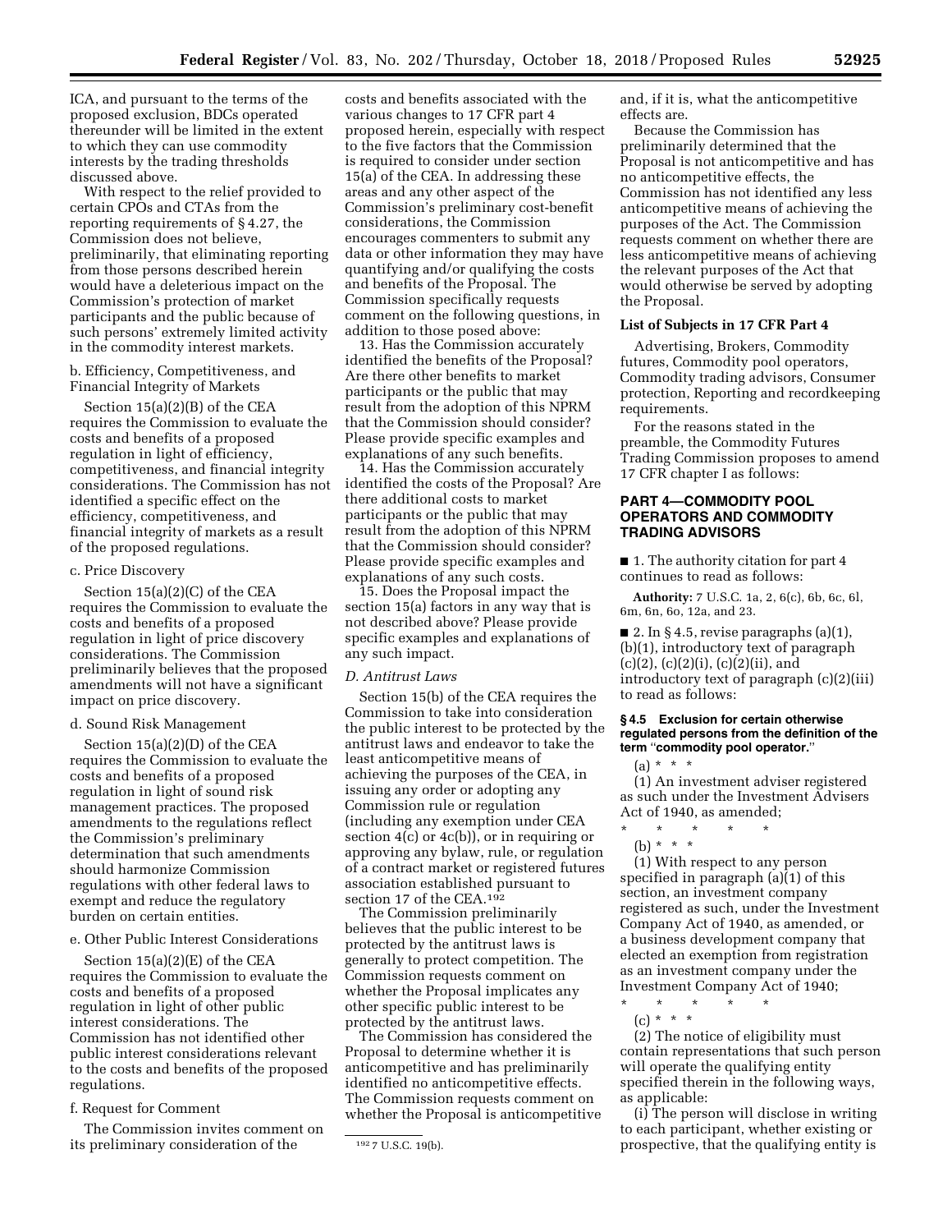ICA, and pursuant to the terms of the proposed exclusion, BDCs operated thereunder will be limited in the extent to which they can use commodity interests by the trading thresholds discussed above.

With respect to the relief provided to certain CPOs and CTAs from the reporting requirements of § 4.27, the Commission does not believe, preliminarily, that eliminating reporting from those persons described herein would have a deleterious impact on the Commission's protection of market participants and the public because of such persons' extremely limited activity in the commodity interest markets.

b. Efficiency, Competitiveness, and Financial Integrity of Markets

Section 15(a)(2)(B) of the CEA requires the Commission to evaluate the costs and benefits of a proposed regulation in light of efficiency, competitiveness, and financial integrity considerations. The Commission has not identified a specific effect on the efficiency, competitiveness, and financial integrity of markets as a result of the proposed regulations.

c. Price Discovery

Section 15(a)(2)(C) of the CEA requires the Commission to evaluate the costs and benefits of a proposed regulation in light of price discovery considerations. The Commission preliminarily believes that the proposed amendments will not have a significant impact on price discovery.

d. Sound Risk Management

Section 15(a)(2)(D) of the CEA requires the Commission to evaluate the costs and benefits of a proposed regulation in light of sound risk management practices. The proposed amendments to the regulations reflect the Commission's preliminary determination that such amendments should harmonize Commission regulations with other federal laws to exempt and reduce the regulatory burden on certain entities.

e. Other Public Interest Considerations

Section 15(a)(2)(E) of the CEA requires the Commission to evaluate the costs and benefits of a proposed regulation in light of other public interest considerations. The Commission has not identified other public interest considerations relevant to the costs and benefits of the proposed regulations.

f. Request for Comment

The Commission invites comment on its preliminary consideration of the costs and benefits associated with the various changes to 17 CFR part 4 proposed herein, especially with respect to the five factors that the Commission is required to consider under section 15(a) of the CEA. In addressing these areas and any other aspect of the Commission's preliminary cost-benefit considerations, the Commission encourages commenters to submit any data or other information they may have quantifying and/or qualifying the costs and benefits of the Proposal. The Commission specifically requests comment on the following questions, in addition to those posed above:

13. Has the Commission accurately identified the benefits of the Proposal? Are there other benefits to market participants or the public that may result from the adoption of this NPRM that the Commission should consider? Please provide specific examples and explanations of any such benefits.

14. Has the Commission accurately identified the costs of the Proposal? Are there additional costs to market participants or the public that may result from the adoption of this NPRM that the Commission should consider? Please provide specific examples and explanations of any such costs.

15. Does the Proposal impact the section 15(a) factors in any way that is not described above? Please provide specific examples and explanations of any such impact.

*D. Antitrust Laws*

Section 15(b) of the CEA requires the Commission to take into consideration the public interest to be protected by the antitrust laws and endeavor to take the least anticompetitive means of achieving the purposes of the CEA, in issuing any order or adopting any Commission rule or regulation (including any exemption under CEA section 4(c) or 4c(b)), or in requiring or approving any bylaw, rule, or regulation of a contract market or registered futures association established pursuant to section 17 of the CEA.[192]

The Commission preliminarily believes that the public interest to be protected by the antitrust laws is generally to protect competition. The Commission requests comment on whether the Proposal implicates any other specific public interest to be protected by the antitrust laws.

The Commission has considered the Proposal to determine whether it is anticompetitive and has preliminarily identified no anticompetitive effects. The Commission requests comment on whether the Proposal is anticompetitive and, if it is, what the anticompetitive effects are.

Because the Commission has preliminarily determined that the Proposal is not anticompetitive and has no anticompetitive effects, the Commission has not identified any less anticompetitive means of achieving the purposes of the Act. The Commission requests comment on whether there are less anticompetitive means of achieving the relevant purposes of the Act that would otherwise be served by adopting the Proposal.

[192] 7 U.S.C. 19(b).

**List of Subjects in 17 CFR Part 4**

Advertising, Brokers, Commodity futures, Commodity pool operators, Commodity trading advisors, Consumer protection, Reporting and recordkeeping requirements.

For the reasons stated in the preamble, the Commodity Futures Trading Commission proposes to amend 17 CFR chapter I as follows:

## PART 4—COMMODITY POOL OPERATORS AND COMMODITY TRADING ADVISORS

■ 1. The authority citation for part 4 continues to read as follows:

**Authority:** 7 U.S.C. 1a, 2, 6(c), 6b, 6c, 6l, 6m, 6n, 6o, 12a, and 23.

■ 2. In § 4.5, revise paragraphs (a)(1), (b)(1), introductory text of paragraph (c)(2), (c)(2)(i), (c)(2)(ii), and introductory text of paragraph (c)(2)(iii) to read as follows:

**§ 4.5 Exclusion for certain otherwise regulated persons from the definition of the term "commodity pool operator."**

(a) * * *

(1) An investment adviser registered as such under the Investment Advisers Act of 1940, as amended;

\* \* \* \* \*

(b) * * *

(1) With respect to any person specified in paragraph (a)(1) of this section, an investment company registered as such, under the Investment Company Act of 1940, as amended, or a business development company that elected an exemption from registration as an investment company under the Investment Company Act of 1940;

\* \* \* \* \*

(c) * * *

(2) The notice of eligibility must contain representations that such person will operate the qualifying entity specified therein in the following ways, as applicable:

(i) The person will disclose in writing to each participant, whether existing or prospective, that the qualifying entity is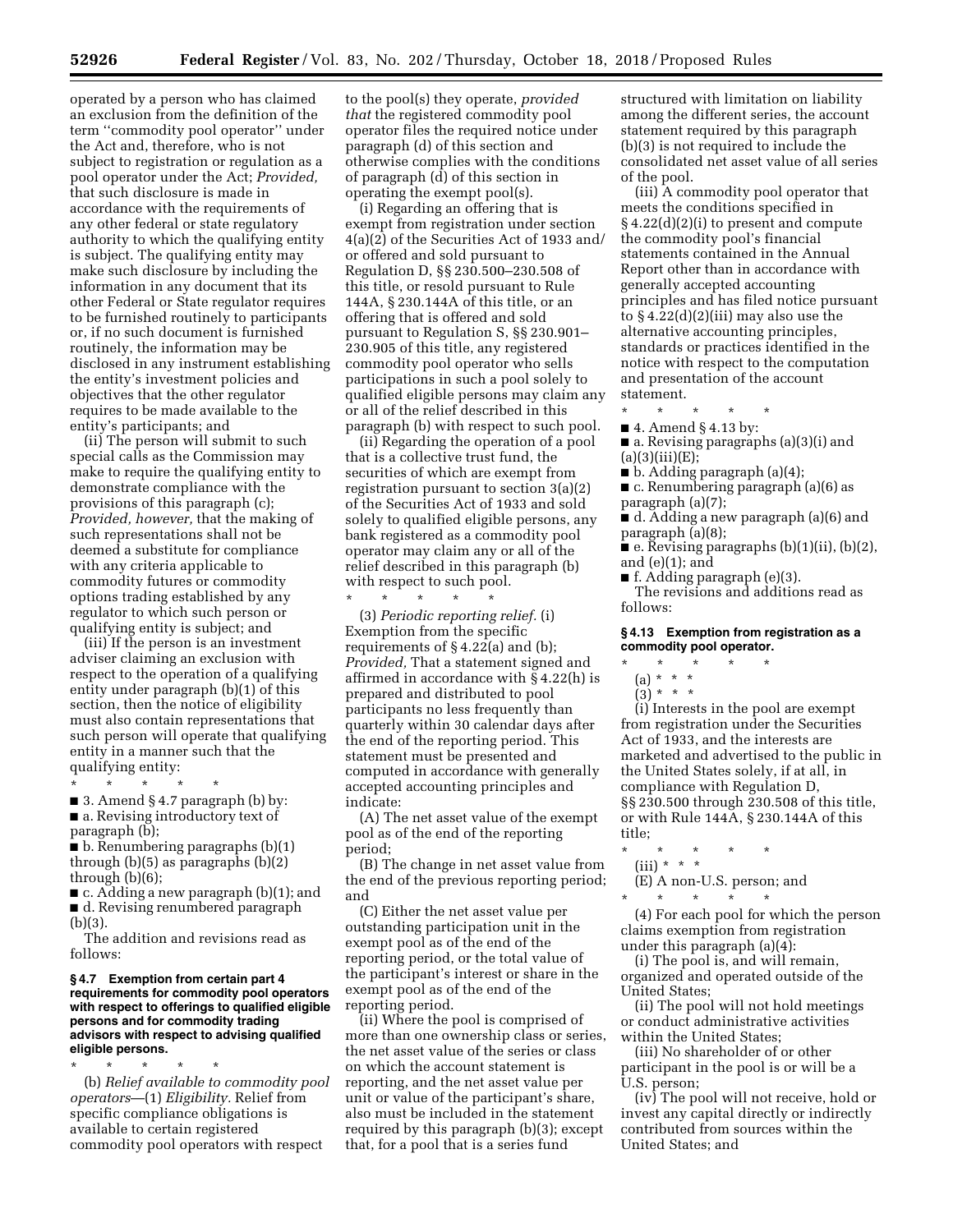operated by a person who has claimed an exclusion from the definition of the term ''commodity pool operator'' under the Act and, therefore, who is not subject to registration or regulation as a pool operator under the Act; *Provided,* that such disclosure is made in accordance with the requirements of any other federal or state regulatory authority to which the qualifying entity is subject. The qualifying entity may make such disclosure by including the information in any document that its other Federal or State regulator requires to be furnished routinely to participants or, if no such document is furnished routinely, the information may be disclosed in any instrument establishing the entity's investment policies and objectives that the other regulator requires to be made available to the entity's participants; and

(ii) The person will submit to such special calls as the Commission may make to require the qualifying entity to demonstrate compliance with the provisions of this paragraph (c); *Provided, however,* that the making of such representations shall not be deemed a substitute for compliance with any criteria applicable to commodity futures or commodity options trading established by any regulator to which such person or qualifying entity is subject; and

(iii) If the person is an investment adviser claiming an exclusion with respect to the operation of a qualifying entity under paragraph (b)(1) of this section, then the notice of eligibility must also contain representations that such person will operate that qualifying entity in a manner such that the qualifying entity:

\* \* \* \* \*

■ 3. Amend § 4.7 paragraph (b) by:

■ a. Revising introductory text of paragraph (b);

■ b. Renumbering paragraphs (b)(1) through (b)(5) as paragraphs (b)(2) through (b)(6);

■ c. Adding a new paragraph (b)(1); and

■ d. Revising renumbered paragraph (b)(3).

The addition and revisions read as follows:

**§ 4.7 Exemption from certain part 4 requirements for commodity pool operators with respect to offerings to qualified eligible persons and for commodity trading advisors with respect to advising qualified eligible persons.**

\* \* \* \* \*

(b) *Relief available to commodity pool operators*—(1) *Eligibility.* Relief from specific compliance obligations is available to certain registered commodity pool operators with respect to the pool(s) they operate, *provided that* the registered commodity pool operator files the required notice under paragraph (d) of this section and otherwise complies with the conditions of paragraph (d) of this section in operating the exempt pool(s).

(i) Regarding an offering that is exempt from registration under section 4(a)(2) of the Securities Act of 1933 and/or offered and sold pursuant to Regulation D, §§ 230.500–230.508 of this title, or resold pursuant to Rule 144A, § 230.144A of this title, or an offering that is offered and sold pursuant to Regulation S, §§ 230.901–230.905 of this title, any registered commodity pool operator who sells participations in such a pool solely to qualified eligible persons may claim any or all of the relief described in this paragraph (b) with respect to such pool.

(ii) Regarding the operation of a pool that is a collective trust fund, the securities of which are exempt from registration pursuant to section 3(a)(2) of the Securities Act of 1933 and sold solely to qualified eligible persons, any bank registered as a commodity pool operator may claim any or all of the relief described in this paragraph (b) with respect to such pool.

\* \* \* \* \*

(3) *Periodic reporting relief.* (i) Exemption from the specific requirements of § 4.22(a) and (b); *Provided,* That a statement signed and affirmed in accordance with § 4.22(h) is prepared and distributed to pool participants no less frequently than quarterly within 30 calendar days after the end of the reporting period. This statement must be presented and computed in accordance with generally accepted accounting principles and indicate:

(A) The net asset value of the exempt pool as of the end of the reporting period;

(B) The change in net asset value from the end of the previous reporting period; and

(C) Either the net asset value per outstanding participation unit in the exempt pool as of the end of the reporting period, or the total value of the participant's interest or share in the exempt pool as of the end of the reporting period.

(ii) Where the pool is comprised of more than one ownership class or series, the net asset value of the series or class on which the account statement is reporting, and the net asset value per unit or value of the participant's share, also must be included in the statement required by this paragraph (b)(3); except that, for a pool that is a series fund structured with limitation on liability among the different series, the account statement required by this paragraph (b)(3) is not required to include the consolidated net asset value of all series of the pool.

(iii) A commodity pool operator that meets the conditions specified in § 4.22(d)(2)(i) to present and compute the commodity pool's financial statements contained in the Annual Report other than in accordance with generally accepted accounting principles and has filed notice pursuant to § 4.22(d)(2)(iii) may also use the alternative accounting principles, standards or practices identified in the notice with respect to the computation and presentation of the account statement.

\* \* \* \* \*

■ 4. Amend § 4.13 by:

■ a. Revising paragraphs (a)(3)(i) and (a)(3)(iii)(E);

■ b. Adding paragraph (a)(4);

■ c. Renumbering paragraph (a)(6) as paragraph (a)(7);

■ d. Adding a new paragraph (a)(6) and paragraph (a)(8);

■ e. Revising paragraphs (b)(1)(ii), (b)(2), and (e)(1); and

■ f. Adding paragraph (e)(3).

The revisions and additions read as follows:

**§ 4.13 Exemption from registration as a commodity pool operator.**

\* \* \* \* \*

(a) \* \* \*

(3) \* \* \*

(i) Interests in the pool are exempt from registration under the Securities Act of 1933, and the interests are marketed and advertised to the public in the United States solely, if at all, in compliance with Regulation D, §§ 230.500 through 230.508 of this title, or with Rule 144A, § 230.144A of this title;

\* \* \* \* \*

(iii) \* \* \*

(E) A non-U.S. person; and

\* \* \* \* \*

(4) For each pool for which the person claims exemption from registration under this paragraph (a)(4):

(i) The pool is, and will remain, organized and operated outside of the United States;

(ii) The pool will not hold meetings or conduct administrative activities within the United States;

(iii) No shareholder of or other participant in the pool is or will be a U.S. person;

(iv) The pool will not receive, hold or invest any capital directly or indirectly contributed from sources within the United States; and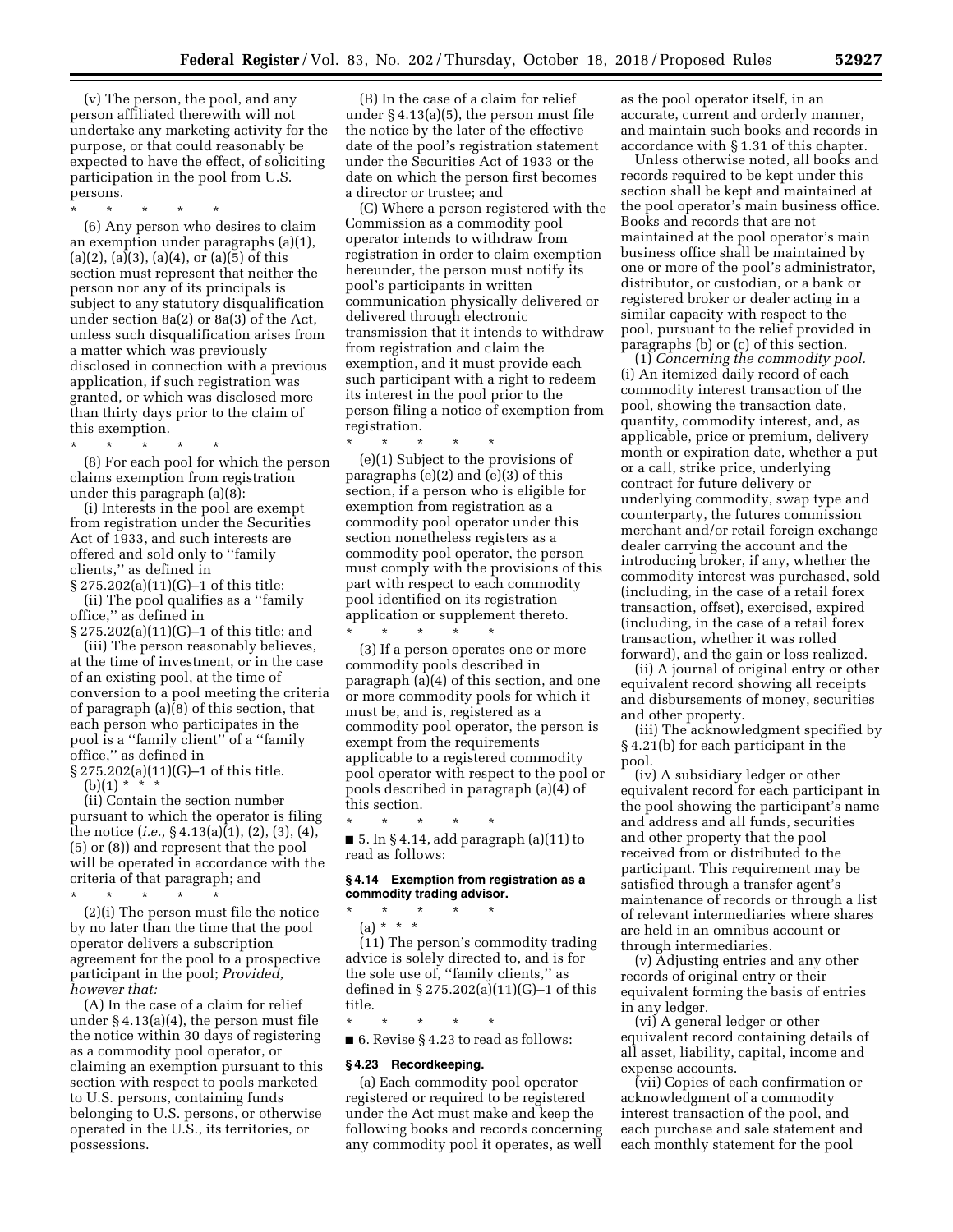(v) The person, the pool, and any person affiliated therewith will not undertake any marketing activity for the purpose, or that could reasonably be expected to have the effect, of soliciting participation in the pool from U.S. persons.

\* \* \* \* \*

(6) Any person who desires to claim an exemption under paragraphs (a)(1), (a)(2), (a)(3), (a)(4), or (a)(5) of this section must represent that neither the person nor any of its principals is subject to any statutory disqualification under section 8a(2) or 8a(3) of the Act, unless such disqualification arises from a matter which was previously disclosed in connection with a previous application, if such registration was granted, or which was disclosed more than thirty days prior to the claim of this exemption.

\* \* \* \* \*

(8) For each pool for which the person claims exemption from registration under this paragraph (a)(8):

(i) Interests in the pool are exempt from registration under the Securities Act of 1933, and such interests are offered and sold only to ''family clients,'' as defined in § 275.202(a)(11)(G)–1 of this title;

(ii) The pool qualifies as a ''family office,'' as defined in § 275.202(a)(11)(G)–1 of this title; and

(iii) The person reasonably believes, at the time of investment, or in the case of an existing pool, at the time of conversion to a pool meeting the criteria of paragraph (a)(8) of this section, that each person who participates in the pool is a ''family client'' of a ''family office,'' as defined in § 275.202(a)(11)(G)–1 of this title.

(b)(1) \* \* \*

(ii) Contain the section number pursuant to which the operator is filing the notice (*i.e.,* § 4.13(a)(1), (2), (3), (4), (5) or (8)) and represent that the pool will be operated in accordance with the criteria of that paragraph; and

\* \* \* \* \*

(2)(i) The person must file the notice by no later than the time that the pool operator delivers a subscription agreement for the pool to a prospective participant in the pool; *Provided, however that:*

(A) In the case of a claim for relief under § 4.13(a)(4), the person must file the notice within 30 days of registering as a commodity pool operator, or claiming an exemption pursuant to this section with respect to pools marketed to U.S. persons, containing funds belonging to U.S. persons, or otherwise operated in the U.S., its territories, or possessions.

(B) In the case of a claim for relief under § 4.13(a)(5), the person must file the notice by the later of the effective date of the pool's registration statement under the Securities Act of 1933 or the date on which the person first becomes a director or trustee; and

(C) Where a person registered with the Commission as a commodity pool operator intends to withdraw from registration in order to claim exemption hereunder, the person must notify its pool's participants in written communication physically delivered or delivered through electronic transmission that it intends to withdraw from registration and claim the exemption, and it must provide each such participant with a right to redeem its interest in the pool prior to the person filing a notice of exemption from registration.

\* \* \* \* \*

(e)(1) Subject to the provisions of paragraphs (e)(2) and (e)(3) of this section, if a person who is eligible for exemption from registration as a commodity pool operator under this section nonetheless registers as a commodity pool operator, the person must comply with the provisions of this part with respect to each commodity pool identified on its registration application or supplement thereto.

\* \* \* \* \*

(3) If a person operates one or more commodity pools described in paragraph (a)(4) of this section, and one or more commodity pools for which it must be, and is, registered as a commodity pool operator, the person is exempt from the requirements applicable to a registered commodity pool operator with respect to the pool or pools described in paragraph (a)(4) of this section.

\* \* \* \* \*

■ 5. In § 4.14, add paragraph (a)(11) to read as follows:

### § 4.14 Exemption from registration as a commodity trading advisor.

\* \* \* \* \*

(a) \* \* \*

(11) The person's commodity trading advice is solely directed to, and is for the sole use of, ''family clients,'' as defined in § 275.202(a)(11)(G)–1 of this title.

\* \* \* \* \*

■ 6. Revise § 4.23 to read as follows:

### § 4.23 Recordkeeping.

(a) Each commodity pool operator registered or required to be registered under the Act must make and keep the following books and records concerning any commodity pool it operates, as well as the pool operator itself, in an accurate, current and orderly manner, and maintain such books and records in accordance with § 1.31 of this chapter.

Unless otherwise noted, all books and records required to be kept under this section shall be kept and maintained at the pool operator's main business office. Books and records that are not maintained at the pool operator's main business office shall be maintained by one or more of the pool's administrator, distributor, or custodian, or a bank or registered broker or dealer acting in a similar capacity with respect to the pool, pursuant to the relief provided in paragraphs (b) or (c) of this section.

(1) *Concerning the commodity pool.* (i) An itemized daily record of each commodity interest transaction of the pool, showing the transaction date, quantity, commodity interest, and, as applicable, price or premium, delivery month or expiration date, whether a put or a call, strike price, underlying contract for future delivery or underlying commodity, swap type and counterparty, the futures commission merchant and/or retail foreign exchange dealer carrying the account and the introducing broker, if any, whether the commodity interest was purchased, sold (including, in the case of a retail forex transaction, offset), exercised, expired (including, in the case of a retail forex transaction, whether it was rolled forward), and the gain or loss realized.

(ii) A journal of original entry or other equivalent record showing all receipts and disbursements of money, securities and other property.

(iii) The acknowledgment specified by § 4.21(b) for each participant in the pool.

(iv) A subsidiary ledger or other equivalent record for each participant in the pool showing the participant's name and address and all funds, securities and other property that the pool received from or distributed to the participant. This requirement may be satisfied through a transfer agent's maintenance of records or through a list of relevant intermediaries where shares are held in an omnibus account or through intermediaries.

(v) Adjusting entries and any other records of original entry or their equivalent forming the basis of entries in any ledger.

(vi) A general ledger or other equivalent record containing details of all asset, liability, capital, income and expense accounts.

(vii) Copies of each confirmation or acknowledgment of a commodity interest transaction of the pool, and each purchase and sale statement and each monthly statement for the pool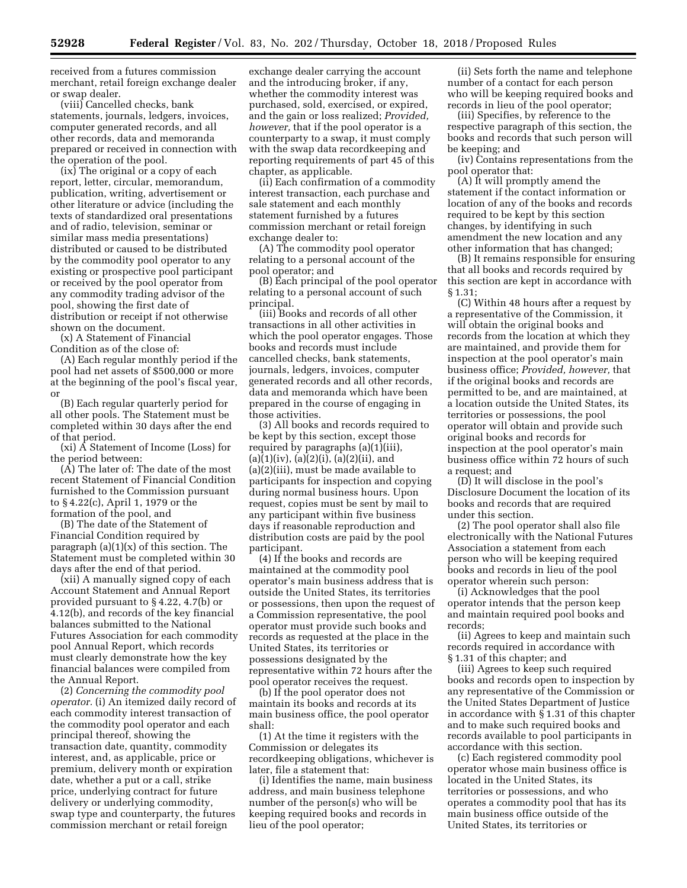received from a futures commission merchant, retail foreign exchange dealer or swap dealer.

(viii) Cancelled checks, bank statements, journals, ledgers, invoices, computer generated records, and all other records, data and memoranda prepared or received in connection with the operation of the pool.

(ix) The original or a copy of each report, letter, circular, memorandum, publication, writing, advertisement or other literature or advice (including the texts of standardized oral presentations and of radio, television, seminar or similar mass media presentations) distributed or caused to be distributed by the commodity pool operator to any existing or prospective pool participant or received by the pool operator from any commodity trading advisor of the pool, showing the first date of distribution or receipt if not otherwise shown on the document.

(x) A Statement of Financial Condition as of the close of:

(A) Each regular monthly period if the pool had net assets of $500,000 or more at the beginning of the pool's fiscal year, or

(B) Each regular quarterly period for all other pools. The Statement must be completed within 30 days after the end of that period.

(xi) A Statement of Income (Loss) for the period between:

(A) The later of: The date of the most recent Statement of Financial Condition furnished to the Commission pursuant to § 4.22(c), April 1, 1979 or the formation of the pool, and

(B) The date of the Statement of Financial Condition required by paragraph (a)(1)(x) of this section. The Statement must be completed within 30 days after the end of that period.

(xii) A manually signed copy of each Account Statement and Annual Report provided pursuant to § 4.22, 4.7(b) or 4.12(b), and records of the key financial balances submitted to the National Futures Association for each commodity pool Annual Report, which records must clearly demonstrate how the key financial balances were compiled from the Annual Report.

(2) *Concerning the commodity pool operator.* (i) An itemized daily record of each commodity interest transaction of the commodity pool operator and each principal thereof, showing the transaction date, quantity, commodity interest, and, as applicable, price or premium, delivery month or expiration date, whether a put or a call, strike price, underlying contract for future delivery or underlying commodity, swap type and counterparty, the futures commission merchant or retail foreign exchange dealer carrying the account and the introducing broker, if any, whether the commodity interest was purchased, sold, exercised, or expired, and the gain or loss realized; *Provided, however,* that if the pool operator is a counterparty to a swap, it must comply with the swap data recordkeeping and reporting requirements of part 45 of this chapter, as applicable.

(ii) Each confirmation of a commodity interest transaction, each purchase and sale statement and each monthly statement furnished by a futures commission merchant or retail foreign exchange dealer to:

(A) The commodity pool operator relating to a personal account of the pool operator; and

(B) Each principal of the pool operator relating to a personal account of such principal.

(iii) Books and records of all other transactions in all other activities in which the pool operator engages. Those books and records must include cancelled checks, bank statements, journals, ledgers, invoices, computer generated records and all other records, data and memoranda which have been prepared in the course of engaging in those activities.

(3) All books and records required to be kept by this section, except those required by paragraphs (a)(1)(iii), (a)(1)(iv), (a)(2)(i), (a)(2)(ii), and (a)(2)(iii), must be made available to participants for inspection and copying during normal business hours. Upon request, copies must be sent by mail to any participant within five business days if reasonable reproduction and distribution costs are paid by the pool participant.

(4) If the books and records are maintained at the commodity pool operator's main business address that is outside the United States, its territories or possessions, then upon the request of a Commission representative, the pool operator must provide such books and records as requested at the place in the United States, its territories or possessions designated by the representative within 72 hours after the pool operator receives the request.

(b) If the pool operator does not maintain its books and records at its main business office, the pool operator shall:

(1) At the time it registers with the Commission or delegates its recordkeeping obligations, whichever is later, file a statement that:

(i) Identifies the name, main business address, and main business telephone number of the person(s) who will be keeping required books and records in lieu of the pool operator;

(ii) Sets forth the name and telephone number of a contact for each person who will be keeping required books and records in lieu of the pool operator;

(iii) Specifies, by reference to the respective paragraph of this section, the books and records that such person will be keeping; and

(iv) Contains representations from the pool operator that:

(A) It will promptly amend the statement if the contact information or location of any of the books and records required to be kept by this section changes, by identifying in such amendment the new location and any other information that has changed;

(B) It remains responsible for ensuring that all books and records required by this section are kept in accordance with § 1.31;

(C) Within 48 hours after a request by a representative of the Commission, it will obtain the original books and records from the location at which they are maintained, and provide them for inspection at the pool operator's main business office; *Provided, however,* that if the original books and records are permitted to be, and are maintained, at a location outside the United States, its territories or possessions, the pool operator will obtain and provide such original books and records for inspection at the pool operator's main business office within 72 hours of such a request; and

(D) It will disclose in the pool's Disclosure Document the location of its books and records that are required under this section.

(2) The pool operator shall also file electronically with the National Futures Association a statement from each person who will be keeping required books and records in lieu of the pool operator wherein such person:

(i) Acknowledges that the pool operator intends that the person keep and maintain required pool books and records;

(ii) Agrees to keep and maintain such records required in accordance with § 1.31 of this chapter; and

(iii) Agrees to keep such required books and records open to inspection by any representative of the Commission or the United States Department of Justice in accordance with § 1.31 of this chapter and to make such required books and records available to pool participants in accordance with this section.

(c) Each registered commodity pool operator whose main business office is located in the United States, its territories or possessions, and who operates a commodity pool that has its main business office outside of the United States, its territories or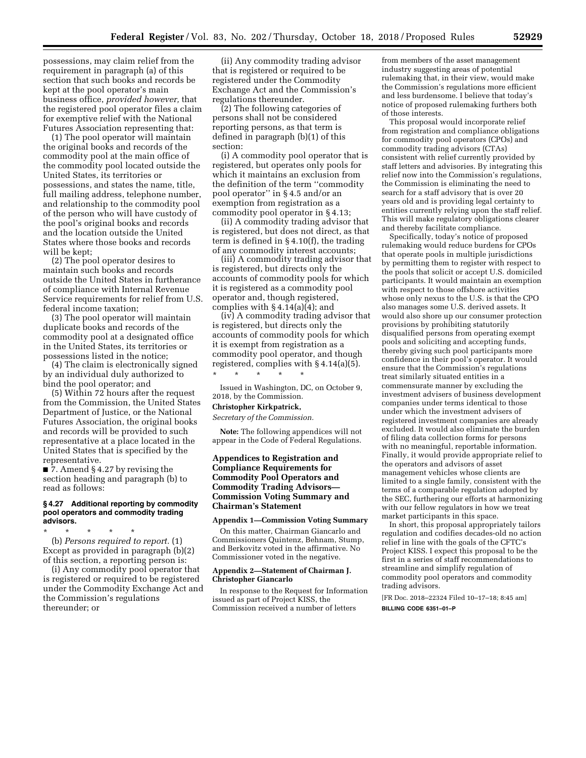possessions, may claim relief from the requirement in paragraph (a) of this section that such books and records be kept at the pool operator's main business office, *provided however,* that the registered pool operator files a claim for exemptive relief with the National Futures Association representing that:

(1) The pool operator will maintain the original books and records of the commodity pool at the main office of the commodity pool located outside the United States, its territories or possessions, and states the name, title, full mailing address, telephone number, and relationship to the commodity pool of the person who will have custody of the pool's original books and records and the location outside the United States where those books and records will be kept;

(2) The pool operator desires to maintain such books and records outside the United States in furtherance of compliance with Internal Revenue Service requirements for relief from U.S. federal income taxation;

(3) The pool operator will maintain duplicate books and records of the commodity pool at a designated office in the United States, its territories or possessions listed in the notice;

(4) The claim is electronically signed by an individual duly authorized to bind the pool operator; and

(5) Within 72 hours after the request from the Commission, the United States Department of Justice, or the National Futures Association, the original books and records will be provided to such representative at a place located in the United States that is specified by the representative.

■ 7. Amend § 4.27 by revising the section heading and paragraph (b) to read as follows:

### § 4.27 Additional reporting by commodity pool operators and commodity trading advisors.

\* \* \* \* \*

(b) *Persons required to report.* (1) Except as provided in paragraph (b)(2) of this section, a reporting person is:

(i) Any commodity pool operator that is registered or required to be registered under the Commodity Exchange Act and the Commission's regulations thereunder; or

(ii) Any commodity trading advisor that is registered or required to be registered under the Commodity Exchange Act and the Commission's regulations thereunder.

(2) The following categories of persons shall not be considered reporting persons, as that term is defined in paragraph (b)(1) of this section:

(i) A commodity pool operator that is registered, but operates only pools for which it maintains an exclusion from the definition of the term ''commodity pool operator'' in § 4.5 and/or an exemption from registration as a commodity pool operator in § 4.13;

(ii) A commodity trading advisor that is registered, but does not direct, as that term is defined in § 4.10(f), the trading of any commodity interest accounts;

(iii) A commodity trading advisor that is registered, but directs only the accounts of commodity pools for which it is registered as a commodity pool operator and, though registered, complies with § 4.14(a)(4); and

(iv) A commodity trading advisor that is registered, but directs only the accounts of commodity pools for which it is exempt from registration as a commodity pool operator, and though registered, complies with § 4.14(a)(5).

\* \* \* \* \*

Issued in Washington, DC, on October 9, 2018, by the Commission.

**Christopher Kirkpatrick,**

*Secretary of the Commission.*

**Note:** The following appendices will not appear in the Code of Federal Regulations.

## Appendices to Registration and Compliance Requirements for Commodity Pool Operators and Commodity Trading Advisors—Commission Voting Summary and Chairman's Statement

### Appendix 1—Commission Voting Summary

On this matter, Chairman Giancarlo and Commissioners Quintenz, Behnam, Stump, and Berkovitz voted in the affirmative. No Commissioner voted in the negative.

### Appendix 2—Statement of Chairman J. Christopher Giancarlo

In response to the Request for Information issued as part of Project KISS, the Commission received a number of letters from members of the asset management industry suggesting areas of potential rulemaking that, in their view, would make the Commission's regulations more efficient and less burdensome. I believe that today's notice of proposed rulemaking furthers both of those interests.

This proposal would incorporate relief from registration and compliance obligations for commodity pool operators (CPOs) and commodity trading advisors (CTAs) consistent with relief currently provided by staff letters and advisories. By integrating this relief now into the Commission's regulations, the Commission is eliminating the need to search for a staff advisory that is over 20 years old and is providing legal certainty to entities currently relying upon the staff relief. This will make regulatory obligations clearer and thereby facilitate compliance.

Specifically, today's notice of proposed rulemaking would reduce burdens for CPOs that operate pools in multiple jurisdictions by permitting them to register with respect to the pools that solicit or accept U.S. domiciled participants. It would maintain an exemption with respect to those offshore activities whose only nexus to the U.S. is that the CPO also manages some U.S. derived assets. It would also shore up our consumer protection provisions by prohibiting statutorily disqualified persons from operating exempt pools and soliciting and accepting funds, thereby giving such pool participants more confidence in their pool's operator. It would ensure that the Commission's regulations treat similarly situated entities in a commensurate manner by excluding the investment advisers of business development companies under terms identical to those under which the investment advisers of registered investment companies are already excluded. It would also eliminate the burden of filing data collection forms for persons with no meaningful, reportable information. Finally, it would provide appropriate relief to the operators and advisors of asset management vehicles whose clients are limited to a single family, consistent with the terms of a comparable regulation adopted by the SEC, furthering our efforts at harmonizing with our fellow regulators in how we treat market participants in this space.

In short, this proposal appropriately tailors regulation and codifies decades-old no action relief in line with the goals of the CFTC's Project KISS. I expect this proposal to be the first in a series of staff recommendations to streamline and simplify regulation of commodity pool operators and commodity trading advisors.

[FR Doc. 2018–22324 Filed 10–17–18; 8:45 am]

**BILLING CODE 6351–01–P**